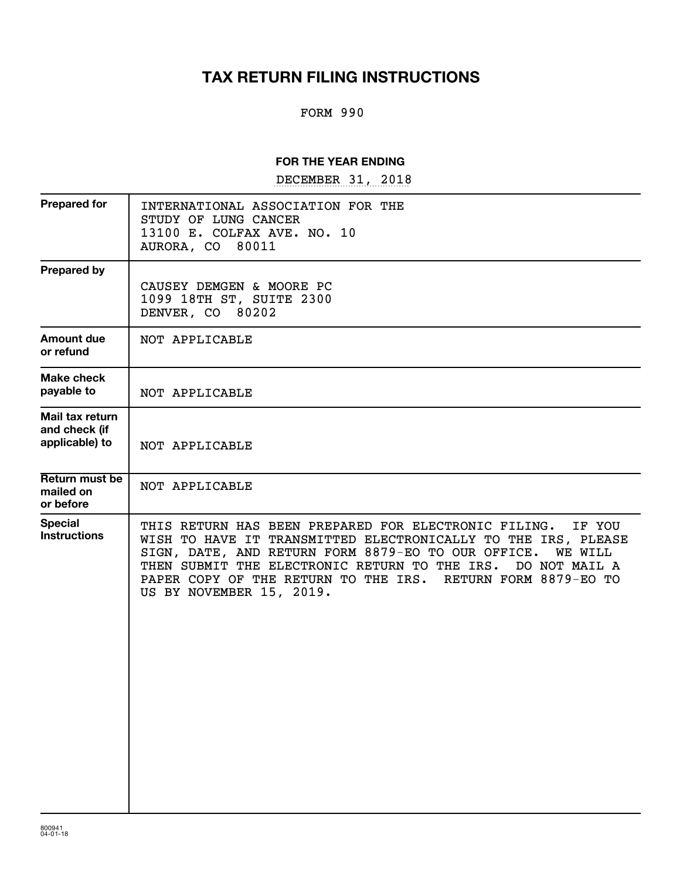# TAX RETURN FILING INSTRUCTIONS

FORM 990

**FOR THE YEAR ENDING**

DECEMBER 31, 2018

| | |
|---|---|
| **Prepared for** | INTERNATIONAL ASSOCIATION FOR THE STUDY OF LUNG CANCER<br>13100 E. COLFAX AVE. NO. 10<br>AURORA, CO 80011 |
| **Prepared by** | CAUSEY DEMGEN & MOORE PC<br>1099 18TH ST, SUITE 2300<br>DENVER, CO 80202 |
| **Amount due or refund** | NOT APPLICABLE |
| **Make check payable to** | NOT APPLICABLE |
| **Mail tax return and check (if applicable) to** | NOT APPLICABLE |
| **Return must be mailed on or before** | NOT APPLICABLE |
| **Special Instructions** | THIS RETURN HAS BEEN PREPARED FOR ELECTRONIC FILING. IF YOU WISH TO HAVE IT TRANSMITTED ELECTRONICALLY TO THE IRS, PLEASE SIGN, DATE, AND RETURN FORM 8879-EO TO OUR OFFICE. WE WILL THEN SUBMIT THE ELECTRONIC RETURN TO THE IRS. DO NOT MAIL A PAPER COPY OF THE RETURN TO THE IRS. RETURN FORM 8879-EO TO US BY NOVEMBER 15, 2019. |

800941
04-01-18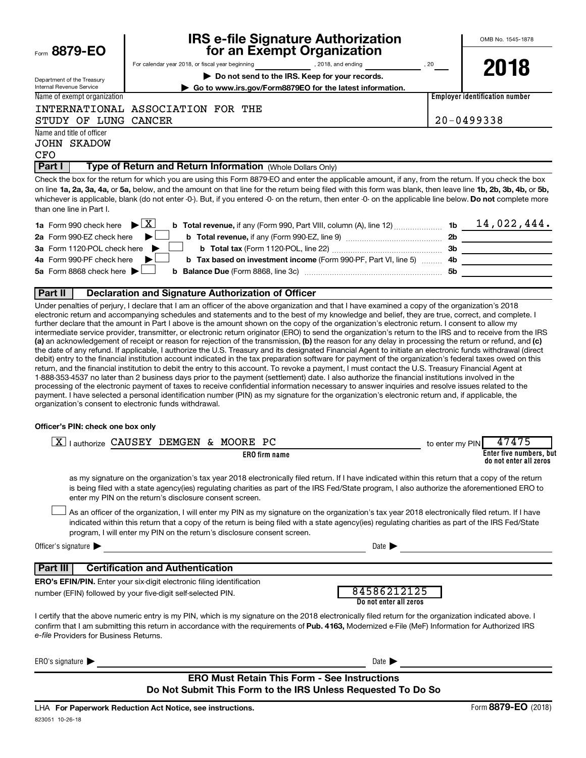Form **8879-EO**

Department of the Treasury
Internal Revenue Service

# IRS e-file Signature Authorization for an Exempt Organization

For calendar year 2018, or fiscal year beginning , 2018, and ending , 20

▶ **Do not send to the IRS. Keep for your records.**

▶ **Go to www.irs.gov/Form8879EO for the latest information.**

OMB No. 1545-1878

**2018**

Name of exempt organization: INTERNATIONAL ASSOCIATION FOR THE STUDY OF LUNG CANCER

**Employer identification number**: 20-0499338

Name and title of officer: JOHN SKADOW, CFO

## Part I — Type of Return and Return Information (Whole Dollars Only)

Check the box for the return for which you are using this Form 8879-EO and enter the applicable amount, if any, from the return. If you check the box on line **1a, 2a, 3a, 4a,** or **5a,** below, and the amount on that line for the return being filed with this form was blank, then leave line **1b, 2b, 3b, 4b,** or **5b,** whichever is applicable, blank (do not enter -0-). But, if you entered -0- on the return, then enter -0- on the applicable line below. **Do not** complete more than one line in Part I.

| | | | |
|---|---|---|---|
| **1a** Form 990 check here ▶ [X] | **b Total revenue,** if any (Form 990, Part VIII, column (A), line 12) | **1b** | 14,022,444. |
| **2a** Form 990-EZ check here ▶ [ ] | **b Total revenue,** if any (Form 990-EZ, line 9) | **2b** | |
| **3a** Form 1120-POL check here ▶ [ ] | **b Total tax** (Form 1120-POL, line 22) | **3b** | |
| **4a** Form 990-PF check here ▶ [ ] | **b Tax based on investment income** (Form 990-PF, Part VI, line 5) | **4b** | |
| **5a** Form 8868 check here ▶ [ ] | **b Balance Due** (Form 8868, line 3c) | **5b** | |

## Part II — Declaration and Signature Authorization of Officer

Under penalties of perjury, I declare that I am an officer of the above organization and that I have examined a copy of the organization's 2018 electronic return and accompanying schedules and statements and to the best of my knowledge and belief, they are true, correct, and complete. I further declare that the amount in Part I above is the amount shown on the copy of the organization's electronic return. I consent to allow my intermediate service provider, transmitter, or electronic return originator (ERO) to send the organization's return to the IRS and to receive from the IRS **(a)** an acknowledgement of receipt or reason for rejection of the transmission, **(b)** the reason for any delay in processing the return or refund, and **(c)** the date of any refund. If applicable, I authorize the U.S. Treasury and its designated Financial Agent to initiate an electronic funds withdrawal (direct debit) entry to the financial institution account indicated in the tax preparation software for payment of the organization's federal taxes owed on this return, and the financial institution to debit the entry to this account. To revoke a payment, I must contact the U.S. Treasury Financial Agent at 1-888-353-4537 no later than 2 business days prior to the payment (settlement) date. I also authorize the financial institutions involved in the processing of the electronic payment of taxes to receive confidential information necessary to answer inquiries and resolve issues related to the payment. I have selected a personal identification number (PIN) as my signature for the organization's electronic return and, if applicable, the organization's consent to electronic funds withdrawal.

**Officer's PIN: check one box only**

[X] I authorize CAUSEY DEMGEN & MOORE PC (**ERO firm name**) to enter my PIN 47475 (**Enter five numbers, but do not enter all zeros**)

as my signature on the organization's tax year 2018 electronically filed return. If I have indicated within this return that a copy of the return is being filed with a state agency(ies) regulating charities as part of the IRS Fed/State program, I also authorize the aforementioned ERO to enter my PIN on the return's disclosure consent screen.

[ ] As an officer of the organization, I will enter my PIN as my signature on the organization's tax year 2018 electronically filed return. If I have indicated within this return that a copy of the return is being filed with a state agency(ies) regulating charities as part of the IRS Fed/State program, I will enter my PIN on the return's disclosure consent screen.

Officer's signature ▶ ______________________ Date ▶ ______________

## Part III — Certification and Authentication

**ERO's EFIN/PIN.** Enter your six-digit electronic filing identification number (EFIN) followed by your five-digit self-selected PIN.

84586212125
**Do not enter all zeros**

I certify that the above numeric entry is my PIN, which is my signature on the 2018 electronically filed return for the organization indicated above. I confirm that I am submitting this return in accordance with the requirements of **Pub. 4163,** Modernized e-File (MeF) Information for Authorized IRS *e-file* Providers for Business Returns.

ERO's signature ▶ ______________________ Date ▶ ______________

**ERO Must Retain This Form - See Instructions**
**Do Not Submit This Form to the IRS Unless Requested To Do So**

LHA **For Paperwork Reduction Act Notice, see instructions.**

Form **8879-EO** (2018)

823051 10-26-18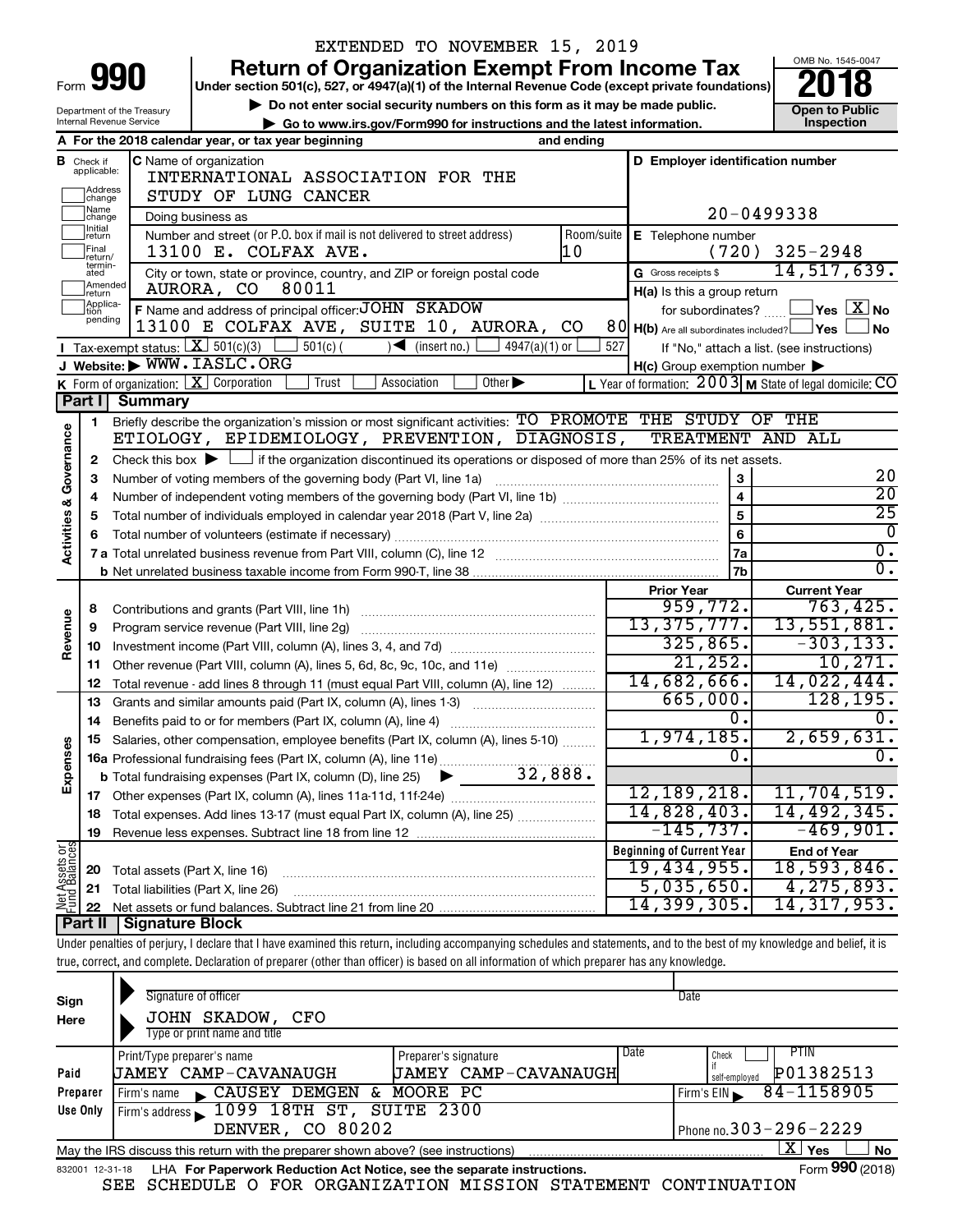EXTENDED TO NOVEMBER 15, 2019

# Form 990 — Return of Organization Exempt From Income Tax (2018)

Under section 501(c), 527, or 4947(a)(1) of the Internal Revenue Code (except private foundations)

▶ Do not enter social security numbers on this form as it may be made public.

▶ Go to www.irs.gov/Form990 for instructions and the latest information.

Department of the Treasury
Internal Revenue Service

OMB No. 1545-0047

**Open to Public Inspection**

**A** For the 2018 calendar year, or tax year beginning and ending

**B** Check if applicable: Address change, Name change, Initial return, Final return/terminated, Amended return, Application pending

**C** Name of organization: INTERNATIONAL ASSOCIATION FOR THE STUDY OF LUNG CANCER

Doing business as

Number and street (or P.O. box if mail is not delivered to street address): 13100 E. COLFAX AVE. Room/suite: 10

City or town, state or province, country, and ZIP or foreign postal code: AURORA, CO 80011

**D** Employer identification number: 20-0499338

**E** Telephone number: (720) 325-2948

**G** Gross receipts $ 14,517,639.

**F** Name and address of principal officer: JOHN SKADOW, 13100 E COLFAX AVE, SUITE 10, AURORA, CO 80011

**H(a)** Is this a group return for subordinates? Yes [ ] No [X]

**H(b)** Are all subordinates included? Yes [ ] No [ ] If "No," attach a list. (see instructions)

**H(c)** Group exemption number ▶

**I** Tax-exempt status: [X] 501(c)(3) [ ] 501(c) ( ) ◀ (insert no.) [ ] 4947(a)(1) or [ ] 527

**J** Website: ▶ WWW.IASLC.ORG

**K** Form of organization: [X] Corporation [ ] Trust [ ] Association [ ] Other ▶

**L** Year of formation: 2003 **M** State of legal domicile: CO

## Part I Summary

**Activities & Governance**

1. Briefly describe the organization's mission or most significant activities: TO PROMOTE THE STUDY OF THE ETIOLOGY, EPIDEMIOLOGY, PREVENTION, DIAGNOSIS, TREATMENT AND ALL
2. Check this box ▶ [ ] if the organization discontinued its operations or disposed of more than 25% of its net assets.

| | | | |
|---|---|---|---|
| 3 | Number of voting members of the governing body (Part VI, line 1a) | 3 | 20 |
| 4 | Number of independent voting members of the governing body (Part VI, line 1b) | 4 | 20 |
| 5 | Total number of individuals employed in calendar year 2018 (Part V, line 2a) | 5 | 25 |
| 6 | Total number of volunteers (estimate if necessary) | 6 | 0 |
| 7a | Total unrelated business revenue from Part VIII, column (C), line 12 | 7a | 0. |
| b | Net unrelated business taxable income from Form 990-T, line 38 | 7b | 0. |

| | | Prior Year | Current Year |
|---|---|---|---|
| **Revenue** | | | |
| 8 | Contributions and grants (Part VIII, line 1h) | 959,772. | 763,425. |
| 9 | Program service revenue (Part VIII, line 2g) | 13,375,777. | 13,551,881. |
| 10 | Investment income (Part VIII, column (A), lines 3, 4, and 7d) | 325,865. | -303,133. |
| 11 | Other revenue (Part VIII, column (A), lines 5, 6d, 8c, 9c, 10c, and 11e) | 21,252. | 10,271. |
| 12 | Total revenue - add lines 8 through 11 (must equal Part VIII, column (A), line 12) | 14,682,666. | 14,022,444. |
| **Expenses** | | | |
| 13 | Grants and similar amounts paid (Part IX, column (A), lines 1-3) | 665,000. | 128,195. |
| 14 | Benefits paid to or for members (Part IX, column (A), line 4) | 0. | 0. |
| 15 | Salaries, other compensation, employee benefits (Part IX, column (A), lines 5-10) | 1,974,185. | 2,659,631. |
| 16a | Professional fundraising fees (Part IX, column (A), line 11e) | 0. | 0. |
| b | Total fundraising expenses (Part IX, column (D), line 25) ▶ 32,888. | | |
| 17 | Other expenses (Part IX, column (A), lines 11a-11d, 11f-24e) | 12,189,218. | 11,704,519. |
| 18 | Total expenses. Add lines 13-17 (must equal Part IX, column (A), line 25) | 14,828,403. | 14,492,345. |
| 19 | Revenue less expenses. Subtract line 18 from line 12 | -145,737. | -469,901. |
| **Net Assets or Fund Balances** | | **Beginning of Current Year** | **End of Year** |
| 20 | Total assets (Part X, line 16) | 19,434,955. | 18,593,846. |
| 21 | Total liabilities (Part X, line 26) | 5,035,650. | 4,275,893. |
| 22 | Net assets or fund balances. Subtract line 21 from line 20 | 14,399,305. | 14,317,953. |

## Part II Signature Block

Under penalties of perjury, I declare that I have examined this return, including accompanying schedules and statements, and to the best of my knowledge and belief, it is true, correct, and complete. Declaration of preparer (other than officer) is based on all information of which preparer has any knowledge.

**Sign Here**

Signature of officer | Date

JOHN SKADOW, CFO
Type or print name and title

| | | | | | |
|---|---|---|---|---|---|
| **Paid Preparer Use Only** | Print/Type preparer's name: JAMEY CAMP-CAVANAUGH | Preparer's signature: JAMEY CAMP-CAVANAUGH | Date | Check [ ] if self-employed | PTIN: P01382513 |
| | Firm's name ▶ CAUSEY DEMGEN & MOORE PC | | | Firm's EIN ▶ 84-1158905 | |
| | Firm's address ▶ 1099 18TH ST, SUITE 2300, DENVER, CO 80202 | | | Phone no. 303-296-2229 | |

May the IRS discuss this return with the preparer shown above? (see instructions) [X] Yes [ ] No

832001 12-31-18 LHA For Paperwork Reduction Act Notice, see the separate instructions. Form **990** (2018)

SEE SCHEDULE O FOR ORGANIZATION MISSION STATEMENT CONTINUATION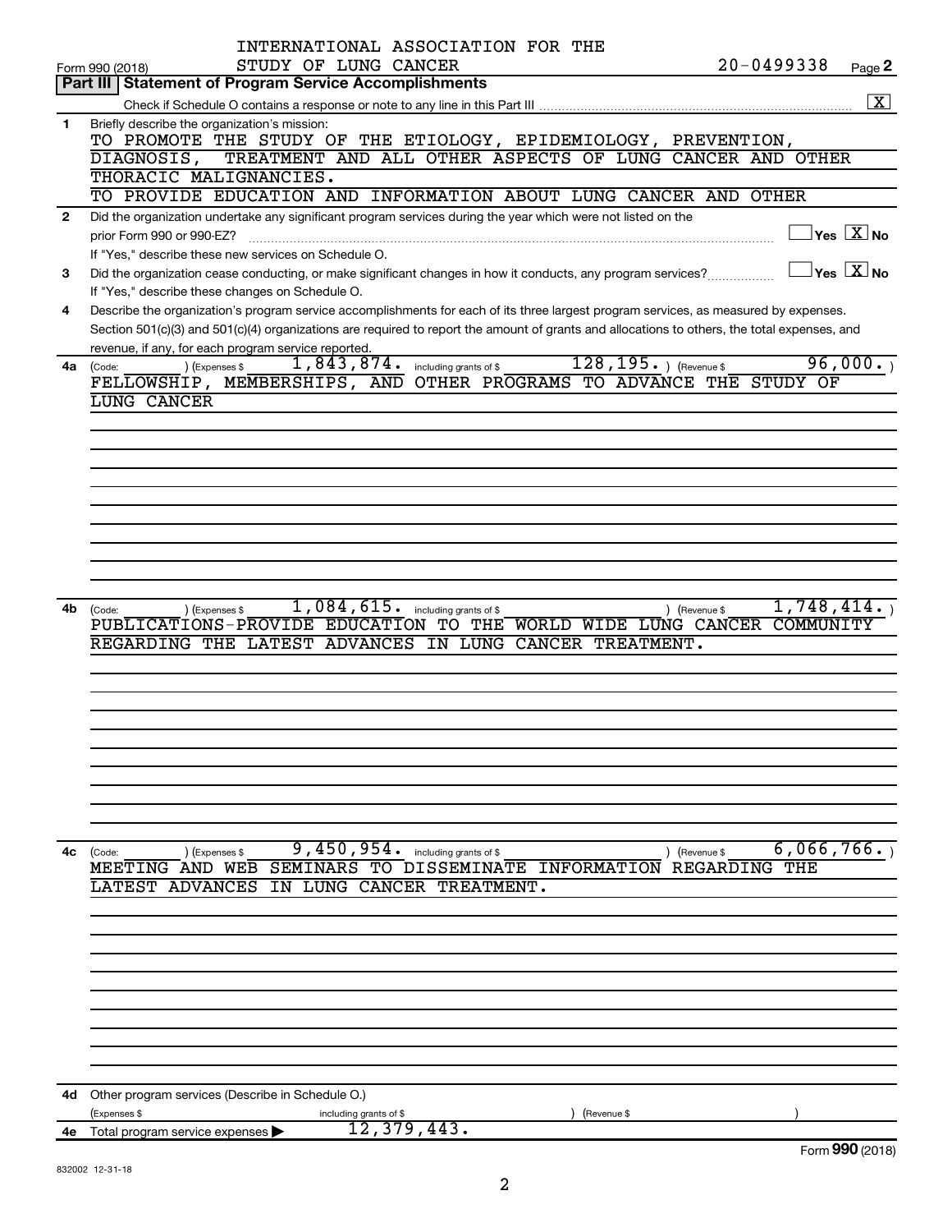INTERNATIONAL ASSOCIATION FOR THE STUDY OF LUNG CANCER 20-0499338

Form 990 (2018) Page **2**

## Part III | Statement of Program Service Accomplishments

Check if Schedule O contains a response or note to any line in this Part III .......... [X]

**1** Briefly describe the organization's mission:

TO PROMOTE THE STUDY OF THE ETIOLOGY, EPIDEMIOLOGY, PREVENTION, DIAGNOSIS, TREATMENT AND ALL OTHER ASPECTS OF LUNG CANCER AND OTHER THORACIC MALIGNANCIES.

TO PROVIDE EDUCATION AND INFORMATION ABOUT LUNG CANCER AND OTHER

**2** Did the organization undertake any significant program services during the year which were not listed on the prior Form 990 or 990-EZ? .......... [ ] Yes [X] No

If "Yes," describe these new services on Schedule O.

**3** Did the organization cease conducting, or make significant changes in how it conducts, any program services? .......... [ ] Yes [X] No

If "Yes," describe these changes on Schedule O.

**4** Describe the organization's program service accomplishments for each of its three largest program services, as measured by expenses. Section 501(c)(3) and 501(c)(4) organizations are required to report the amount of grants and allocations to others, the total expenses, and revenue, if any, for each program service reported.

**4a** (Code: ) (Expenses $ 1,843,874. including grants of $ 128,195. ) (Revenue $ 96,000. )

FELLOWSHIP, MEMBERSHIPS, AND OTHER PROGRAMS TO ADVANCE THE STUDY OF LUNG CANCER

**4b** (Code: ) (Expenses $ 1,084,615. including grants of $ ) (Revenue $ 1,748,414. )

PUBLICATIONS-PROVIDE EDUCATION TO THE WORLD WIDE LUNG CANCER COMMUNITY REGARDING THE LATEST ADVANCES IN LUNG CANCER TREATMENT.

**4c** (Code: ) (Expenses $ 9,450,954. including grants of $ ) (Revenue $ 6,066,766. )

MEETING AND WEB SEMINARS TO DISSEMINATE INFORMATION REGARDING THE LATEST ADVANCES IN LUNG CANCER TREATMENT.

**4d** Other program services (Describe in Schedule O.)

(Expenses $ including grants of $ ) (Revenue $ )

**4e** Total program service expenses ▶ 12,379,443.

Form **990** (2018)

832002 12-31-18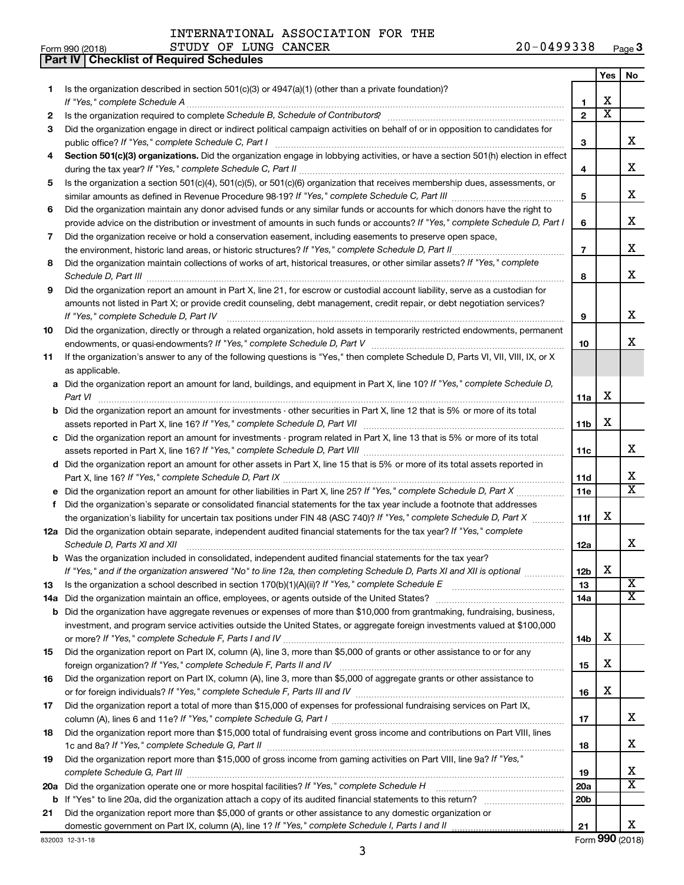INTERNATIONAL ASSOCIATION FOR THE STUDY OF LUNG CANCER 20-0499338

Form 990 (2018) Page **3**

**Part IV | Checklist of Required Schedules**

| | | | Yes | No |
|---|---|---|---|---|
| **1** | Is the organization described in section 501(c)(3) or 4947(a)(1) (other than a private foundation)? *If "Yes," complete Schedule A* | **1** | X | |
| **2** | Is the organization required to complete *Schedule B, Schedule of Contributors*? | **2** | X | |
| **3** | Did the organization engage in direct or indirect political campaign activities on behalf of or in opposition to candidates for public office? *If "Yes," complete Schedule C, Part I* | **3** | | X |
| **4** | **Section 501(c)(3) organizations.** Did the organization engage in lobbying activities, or have a section 501(h) election in effect during the tax year? *If "Yes," complete Schedule C, Part II* | **4** | | X |
| **5** | Is the organization a section 501(c)(4), 501(c)(5), or 501(c)(6) organization that receives membership dues, assessments, or similar amounts as defined in Revenue Procedure 98-19? *If "Yes," complete Schedule C, Part III* | **5** | | X |
| **6** | Did the organization maintain any donor advised funds or any similar funds or accounts for which donors have the right to provide advice on the distribution or investment of amounts in such funds or accounts? *If "Yes," complete Schedule D, Part I* | **6** | | X |
| **7** | Did the organization receive or hold a conservation easement, including easements to preserve open space, the environment, historic land areas, or historic structures? *If "Yes," complete Schedule D, Part II* | **7** | | X |
| **8** | Did the organization maintain collections of works of art, historical treasures, or other similar assets? *If "Yes," complete Schedule D, Part III* | **8** | | X |
| **9** | Did the organization report an amount in Part X, line 21, for escrow or custodial account liability, serve as a custodian for amounts not listed in Part X; or provide credit counseling, debt management, credit repair, or debt negotiation services? *If "Yes," complete Schedule D, Part IV* | **9** | | X |
| **10** | Did the organization, directly or through a related organization, hold assets in temporarily restricted endowments, permanent endowments, or quasi-endowments? *If "Yes," complete Schedule D, Part V* | **10** | | X |
| **11** | If the organization's answer to any of the following questions is "Yes," then complete Schedule D, Parts VI, VII, VIII, IX, or X as applicable. | | | |
| **a** | Did the organization report an amount for land, buildings, and equipment in Part X, line 10? *If "Yes," complete Schedule D, Part VI* | **11a** | X | |
| **b** | Did the organization report an amount for investments - other securities in Part X, line 12 that is 5% or more of its total assets reported in Part X, line 16? *If "Yes," complete Schedule D, Part VII* | **11b** | X | |
| **c** | Did the organization report an amount for investments - program related in Part X, line 13 that is 5% or more of its total assets reported in Part X, line 16? *If "Yes," complete Schedule D, Part VIII* | **11c** | | X |
| **d** | Did the organization report an amount for other assets in Part X, line 15 that is 5% or more of its total assets reported in Part X, line 16? *If "Yes," complete Schedule D, Part IX* | **11d** | | X |
| **e** | Did the organization report an amount for other liabilities in Part X, line 25? *If "Yes," complete Schedule D, Part X* | **11e** | | X |
| **f** | Did the organization's separate or consolidated financial statements for the tax year include a footnote that addresses the organization's liability for uncertain tax positions under FIN 48 (ASC 740)? *If "Yes," complete Schedule D, Part X* | **11f** | X | |
| **12a** | Did the organization obtain separate, independent audited financial statements for the tax year? *If "Yes," complete Schedule D, Parts XI and XII* | **12a** | | X |
| **b** | Was the organization included in consolidated, independent audited financial statements for the tax year? *If "Yes," and if the organization answered "No" to line 12a, then completing Schedule D, Parts XI and XII is optional* | **12b** | X | |
| **13** | Is the organization a school described in section 170(b)(1)(A)(ii)? *If "Yes," complete Schedule E* | **13** | | X |
| **14a** | Did the organization maintain an office, employees, or agents outside of the United States? | **14a** | | X |
| **b** | Did the organization have aggregate revenues or expenses of more than $10,000 from grantmaking, fundraising, business, investment, and program service activities outside the United States, or aggregate foreign investments valued at $100,000 or more? *If "Yes," complete Schedule F, Parts I and IV* | **14b** | X | |
| **15** | Did the organization report on Part IX, column (A), line 3, more than $5,000 of grants or other assistance to or for any foreign organization? *If "Yes," complete Schedule F, Parts II and IV* | **15** | X | |
| **16** | Did the organization report on Part IX, column (A), line 3, more than $5,000 of aggregate grants or other assistance to or for foreign individuals? *If "Yes," complete Schedule F, Parts III and IV* | **16** | X | |
| **17** | Did the organization report a total of more than $15,000 of expenses for professional fundraising services on Part IX, column (A), lines 6 and 11e? *If "Yes," complete Schedule G, Part I* | **17** | | X |
| **18** | Did the organization report more than $15,000 total of fundraising event gross income and contributions on Part VIII, lines 1c and 8a? *If "Yes," complete Schedule G, Part II* | **18** | | X |
| **19** | Did the organization report more than $15,000 of gross income from gaming activities on Part VIII, line 9a? *If "Yes," complete Schedule G, Part III* | **19** | | X |
| **20a** | Did the organization operate one or more hospital facilities? *If "Yes," complete Schedule H* | **20a** | | X |
| **b** | If "Yes" to line 20a, did the organization attach a copy of its audited financial statements to this return? | **20b** | | |
| **21** | Did the organization report more than $5,000 of grants or other assistance to any domestic organization or domestic government on Part IX, column (A), line 1? *If "Yes," complete Schedule I, Parts I and II* | **21** | | X |

832003 12-31-18 Form **990** (2018)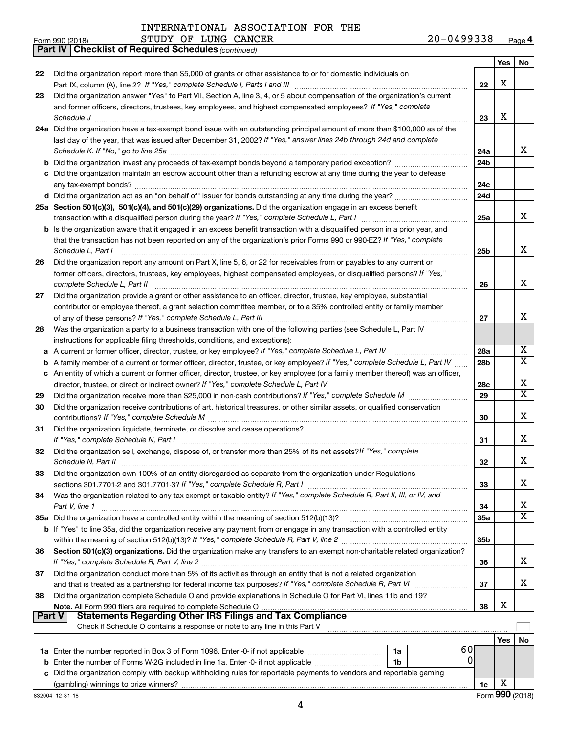INTERNATIONAL ASSOCIATION FOR THE STUDY OF LUNG CANCER 20-0499338

Form 990 (2018) Page 4

**Part IV | Checklist of Required Schedules** *(continued)*

| | | | Yes | No |
|---|---|---|---|---|
| 22 | Did the organization report more than $5,000 of grants or other assistance to or for domestic individuals on Part IX, column (A), line 2? *If "Yes," complete Schedule I, Parts I and III* | 22 | X | |
| 23 | Did the organization answer "Yes" to Part VII, Section A, line 3, 4, or 5 about compensation of the organization's current and former officers, directors, trustees, key employees, and highest compensated employees? *If "Yes," complete Schedule J* | 23 | X | |
| 24a | Did the organization have a tax-exempt bond issue with an outstanding principal amount of more than $100,000 as of the last day of the year, that was issued after December 31, 2002? *If "Yes," answer lines 24b through 24d and complete Schedule K. If "No," go to line 25a* | 24a | | X |
| b | Did the organization invest any proceeds of tax-exempt bonds beyond a temporary period exception? | 24b | | |
| c | Did the organization maintain an escrow account other than a refunding escrow at any time during the year to defease any tax-exempt bonds? | 24c | | |
| d | Did the organization act as an "on behalf of" issuer for bonds outstanding at any time during the year? | 24d | | |
| 25a | **Section 501(c)(3), 501(c)(4), and 501(c)(29) organizations.** Did the organization engage in an excess benefit transaction with a disqualified person during the year? *If "Yes," complete Schedule L, Part I* | 25a | | X |
| b | Is the organization aware that it engaged in an excess benefit transaction with a disqualified person in a prior year, and that the transaction has not been reported on any of the organization's prior Forms 990 or 990-EZ? *If "Yes," complete Schedule L, Part I* | 25b | | X |
| 26 | Did the organization report any amount on Part X, line 5, 6, or 22 for receivables from or payables to any current or former officers, directors, trustees, key employees, highest compensated employees, or disqualified persons? *If "Yes," complete Schedule L, Part II* | 26 | | X |
| 27 | Did the organization provide a grant or other assistance to an officer, director, trustee, key employee, substantial contributor or employee thereof, a grant selection committee member, or to a 35% controlled entity or family member of any of these persons? *If "Yes," complete Schedule L, Part III* | 27 | | X |
| 28 | Was the organization a party to a business transaction with one of the following parties (see Schedule L, Part IV instructions for applicable filing thresholds, conditions, and exceptions): | | | |
| a | A current or former officer, director, trustee, or key employee? *If "Yes," complete Schedule L, Part IV* | 28a | | X |
| b | A family member of a current or former officer, director, trustee, or key employee? *If "Yes," complete Schedule L, Part IV* | 28b | | X |
| c | An entity of which a current or former officer, director, trustee, or key employee (or a family member thereof) was an officer, director, trustee, or direct or indirect owner? *If "Yes," complete Schedule L, Part IV* | 28c | | X |
| 29 | Did the organization receive more than $25,000 in non-cash contributions? *If "Yes," complete Schedule M* | 29 | | X |
| 30 | Did the organization receive contributions of art, historical treasures, or other similar assets, or qualified conservation contributions? *If "Yes," complete Schedule M* | 30 | | X |
| 31 | Did the organization liquidate, terminate, or dissolve and cease operations? *If "Yes," complete Schedule N, Part I* | 31 | | X |
| 32 | Did the organization sell, exchange, dispose of, or transfer more than 25% of its net assets? *If "Yes," complete Schedule N, Part II* | 32 | | X |
| 33 | Did the organization own 100% of an entity disregarded as separate from the organization under Regulations sections 301.7701-2 and 301.7701-3? *If "Yes," complete Schedule R, Part I* | 33 | | X |
| 34 | Was the organization related to any tax-exempt or taxable entity? *If "Yes," complete Schedule R, Part II, III, or IV, and Part V, line 1* | 34 | | X |
| 35a | Did the organization have a controlled entity within the meaning of section 512(b)(13)? | 35a | | X |
| b | If "Yes" to line 35a, did the organization receive any payment from or engage in any transaction with a controlled entity within the meaning of section 512(b)(13)? *If "Yes," complete Schedule R, Part V, line 2* | 35b | | |
| 36 | **Section 501(c)(3) organizations.** Did the organization make any transfers to an exempt non-charitable related organization? *If "Yes," complete Schedule R, Part V, line 2* | 36 | | X |
| 37 | Did the organization conduct more than 5% of its activities through an entity that is not a related organization and that is treated as a partnership for federal income tax purposes? *If "Yes," complete Schedule R, Part VI* | 37 | | X |
| 38 | Did the organization complete Schedule O and provide explanations in Schedule O for Part VI, lines 11b and 19? **Note.** All Form 990 filers are required to complete Schedule O | 38 | X | |

**Part V | Statements Regarding Other IRS Filings and Tax Compliance**

Check if Schedule O contains a response or note to any line in this Part V ☐

| | | | | | Yes | No |
|---|---|---|---|---|---|---|
| 1a | Enter the number reported in Box 3 of Form 1096. Enter -0- if not applicable | 1a | 60 | | | |
| b | Enter the number of Forms W-2G included in line 1a. Enter -0- if not applicable | 1b | 0 | | | |
| c | Did the organization comply with backup withholding rules for reportable payments to vendors and reportable gaming (gambling) winnings to prize winners? | | | 1c | X | |

832004 12-31-18

Form **990** (2018)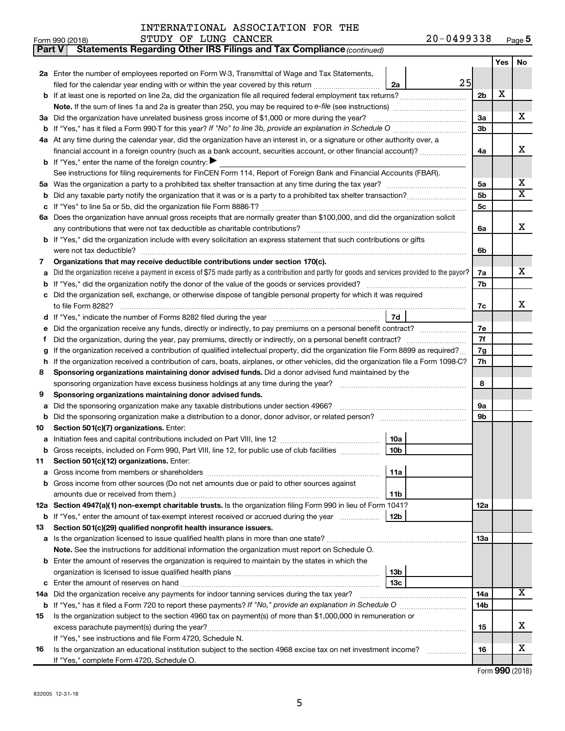INTERNATIONAL ASSOCIATION FOR THE STUDY OF LUNG CANCER 20-0499338

Form 990 (2018) Page **5**

**Part V** **Statements Regarding Other IRS Filings and Tax Compliance** *(continued)*

| | | | | | Yes | No |
|---|---|---|---|---|---|---|
| **2a** | Enter the number of employees reported on Form W-3, Transmittal of Wage and Tax Statements, filed for the calendar year ending with or within the year covered by this return | 2a | 25 | | | |
| **b** | If at least one is reported on line 2a, did the organization file all required federal employment tax returns? | | | 2b | X | |
| | **Note.** If the sum of lines 1a and 2a is greater than 250, you may be required to *e-file* (see instructions) | | | | | |
| **3a** | Did the organization have unrelated business gross income of $1,000 or more during the year? | | | 3a | | X |
| **b** | If "Yes," has it filed a Form 990-T for this year? *If "No" to line 3b, provide an explanation in Schedule O* | | | 3b | | |
| **4a** | At any time during the calendar year, did the organization have an interest in, or a signature or other authority over, a financial account in a foreign country (such as a bank account, securities account, or other financial account)? | | | 4a | | X |
| **b** | If "Yes," enter the name of the foreign country: ▶ | | | | | |
| | See instructions for filing requirements for FinCEN Form 114, Report of Foreign Bank and Financial Accounts (FBAR). | | | | | |
| **5a** | Was the organization a party to a prohibited tax shelter transaction at any time during the tax year? | | | 5a | | X |
| **b** | Did any taxable party notify the organization that it was or is a party to a prohibited tax shelter transaction? | | | 5b | | X |
| **c** | If "Yes" to line 5a or 5b, did the organization file Form 8886-T? | | | 5c | | |
| **6a** | Does the organization have annual gross receipts that are normally greater than $100,000, and did the organization solicit any contributions that were not tax deductible as charitable contributions? | | | 6a | | X |
| **b** | If "Yes," did the organization include with every solicitation an express statement that such contributions or gifts were not tax deductible? | | | 6b | | |
| **7** | **Organizations that may receive deductible contributions under section 170(c).** | | | | | |
| **a** | Did the organization receive a payment in excess of $75 made partly as a contribution and partly for goods and services provided to the payor? | | | 7a | | X |
| **b** | If "Yes," did the organization notify the donor of the value of the goods or services provided? | | | 7b | | |
| **c** | Did the organization sell, exchange, or otherwise dispose of tangible personal property for which it was required to file Form 8282? | | | 7c | | X |
| **d** | If "Yes," indicate the number of Forms 8282 filed during the year | 7d | | | | |
| **e** | Did the organization receive any funds, directly or indirectly, to pay premiums on a personal benefit contract? | | | 7e | | |
| **f** | Did the organization, during the year, pay premiums, directly or indirectly, on a personal benefit contract? | | | 7f | | |
| **g** | If the organization received a contribution of qualified intellectual property, did the organization file Form 8899 as required? | | | 7g | | |
| **h** | If the organization received a contribution of cars, boats, airplanes, or other vehicles, did the organization file a Form 1098-C? | | | 7h | | |
| **8** | **Sponsoring organizations maintaining donor advised funds.** Did a donor advised fund maintained by the sponsoring organization have excess business holdings at any time during the year? | | | 8 | | |
| **9** | **Sponsoring organizations maintaining donor advised funds.** | | | | | |
| **a** | Did the sponsoring organization make any taxable distributions under section 4966? | | | 9a | | |
| **b** | Did the sponsoring organization make a distribution to a donor, donor advisor, or related person? | | | 9b | | |
| **10** | **Section 501(c)(7) organizations.** Enter: | | | | | |
| **a** | Initiation fees and capital contributions included on Part VIII, line 12 | 10a | | | | |
| **b** | Gross receipts, included on Form 990, Part VIII, line 12, for public use of club facilities | 10b | | | | |
| **11** | **Section 501(c)(12) organizations.** Enter: | | | | | |
| **a** | Gross income from members or shareholders | 11a | | | | |
| **b** | Gross income from other sources (Do not net amounts due or paid to other sources against amounts due or received from them.) | 11b | | | | |
| **12a** | **Section 4947(a)(1) non-exempt charitable trusts.** Is the organization filing Form 990 in lieu of Form 1041? | | | 12a | | |
| **b** | If "Yes," enter the amount of tax-exempt interest received or accrued during the year | 12b | | | | |
| **13** | **Section 501(c)(29) qualified nonprofit health insurance issuers.** | | | | | |
| **a** | Is the organization licensed to issue qualified health plans in more than one state? | | | 13a | | |
| | **Note.** See the instructions for additional information the organization must report on Schedule O. | | | | | |
| **b** | Enter the amount of reserves the organization is required to maintain by the states in which the organization is licensed to issue qualified health plans | 13b | | | | |
| **c** | Enter the amount of reserves on hand | 13c | | | | |
| **14a** | Did the organization receive any payments for indoor tanning services during the tax year? | | | 14a | | X |
| **b** | If "Yes," has it filed a Form 720 to report these payments? *If "No," provide an explanation in Schedule O* | | | 14b | | |
| **15** | Is the organization subject to the section 4960 tax on payment(s) of more than $1,000,000 in remuneration or excess parachute payment(s) during the year? | | | 15 | | X |
| | If "Yes," see instructions and file Form 4720, Schedule N. | | | | | |
| **16** | Is the organization an educational institution subject to the section 4968 excise tax on net investment income? | | | 16 | | X |
| | If "Yes," complete Form 4720, Schedule O. | | | | | |

Form **990** (2018)

832005 12-31-18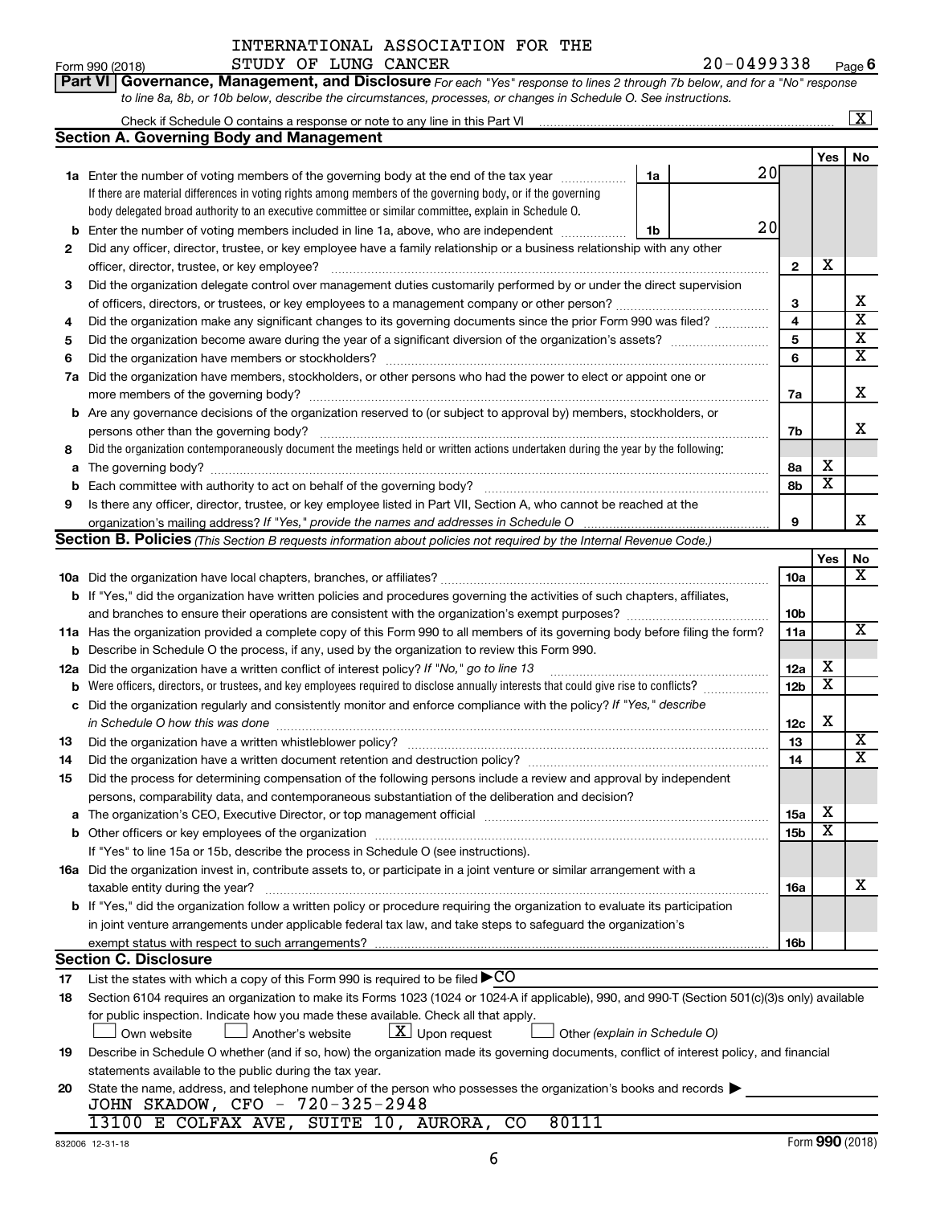INTERNATIONAL ASSOCIATION FOR THE STUDY OF LUNG CANCER

Form 990 (2018) 20-0499338 Page 6

**Part VI Governance, Management, and Disclosure** *For each "Yes" response to lines 2 through 7b below, and for a "No" response to line 8a, 8b, or 10b below, describe the circumstances, processes, or changes in Schedule O. See instructions.*

Check if Schedule O contains a response or note to any line in this Part VI [X]

## Section A. Governing Body and Management

| | | | | Yes | No |
|---|---|---|---|---|---|
| **1a** | Enter the number of voting members of the governing body at the end of the tax year. If there are material differences in voting rights among members of the governing body, or if the governing body delegated broad authority to an executive committee or similar committee, explain in Schedule O. | 1a 20 | | | |
| **b** | Enter the number of voting members included in line 1a, above, who are independent | 1b 20 | | | |
| **2** | Did any officer, director, trustee, or key employee have a family relationship or a business relationship with any other officer, director, trustee, or key employee? | | 2 | X | |
| **3** | Did the organization delegate control over management duties customarily performed by or under the direct supervision of officers, directors, or trustees, or key employees to a management company or other person? | | 3 | | X |
| **4** | Did the organization make any significant changes to its governing documents since the prior Form 990 was filed? | | 4 | | X |
| **5** | Did the organization become aware during the year of a significant diversion of the organization's assets? | | 5 | | X |
| **6** | Did the organization have members or stockholders? | | 6 | | X |
| **7a** | Did the organization have members, stockholders, or other persons who had the power to elect or appoint one or more members of the governing body? | | 7a | | X |
| **b** | Are any governance decisions of the organization reserved to (or subject to approval by) members, stockholders, or persons other than the governing body? | | 7b | | X |
| **8** | Did the organization contemporaneously document the meetings held or written actions undertaken during the year by the following: | | | | |
| **a** | The governing body? | | 8a | X | |
| **b** | Each committee with authority to act on behalf of the governing body? | | 8b | X | |
| **9** | Is there any officer, director, trustee, or key employee listed in Part VII, Section A, who cannot be reached at the organization's mailing address? *If "Yes," provide the names and addresses in Schedule O* | | 9 | | X |

## Section B. Policies *(This Section B requests information about policies not required by the Internal Revenue Code.)*

| | | | Yes | No |
|---|---|---|---|---|
| **10a** | Did the organization have local chapters, branches, or affiliates? | 10a | | X |
| **b** | If "Yes," did the organization have written policies and procedures governing the activities of such chapters, affiliates, and branches to ensure their operations are consistent with the organization's exempt purposes? | 10b | | |
| **11a** | Has the organization provided a complete copy of this Form 990 to all members of its governing body before filing the form? | 11a | | X |
| **b** | Describe in Schedule O the process, if any, used by the organization to review this Form 990. | | | |
| **12a** | Did the organization have a written conflict of interest policy? *If "No," go to line 13* | 12a | X | |
| **b** | Were officers, directors, or trustees, and key employees required to disclose annually interests that could give rise to conflicts? | 12b | X | |
| **c** | Did the organization regularly and consistently monitor and enforce compliance with the policy? *If "Yes," describe in Schedule O how this was done* | 12c | X | |
| **13** | Did the organization have a written whistleblower policy? | 13 | | X |
| **14** | Did the organization have a written document retention and destruction policy? | 14 | | X |
| **15** | Did the process for determining compensation of the following persons include a review and approval by independent persons, comparability data, and contemporaneous substantiation of the deliberation and decision? | | | |
| **a** | The organization's CEO, Executive Director, or top management official | 15a | X | |
| **b** | Other officers or key employees of the organization | 15b | X | |
| | If "Yes" to line 15a or 15b, describe the process in Schedule O (see instructions). | | | |
| **16a** | Did the organization invest in, contribute assets to, or participate in a joint venture or similar arrangement with a taxable entity during the year? | 16a | | X |
| **b** | If "Yes," did the organization follow a written policy or procedure requiring the organization to evaluate its participation in joint venture arrangements under applicable federal tax law, and take steps to safeguard the organization's exempt status with respect to such arrangements? | 16b | | |

## Section C. Disclosure

**17** List the states with which a copy of this Form 990 is required to be filed ▶CO

**18** Section 6104 requires an organization to make its Forms 1023 (1024 or 1024-A if applicable), 990, and 990-T (Section 501(c)(3)s only) available for public inspection. Indicate how you made these available. Check all that apply.

[ ] Own website [ ] Another's website [X] Upon request [ ] Other *(explain in Schedule O)*

**19** Describe in Schedule O whether (and if so, how) the organization made its governing documents, conflict of interest policy, and financial statements available to the public during the tax year.

**20** State the name, address, and telephone number of the person who possesses the organization's books and records ▶

JOHN SKADOW, CFO - 720-325-2948

13100 E COLFAX AVE, SUITE 10, AURORA, CO 80111

832006 12-31-18 Form **990** (2018)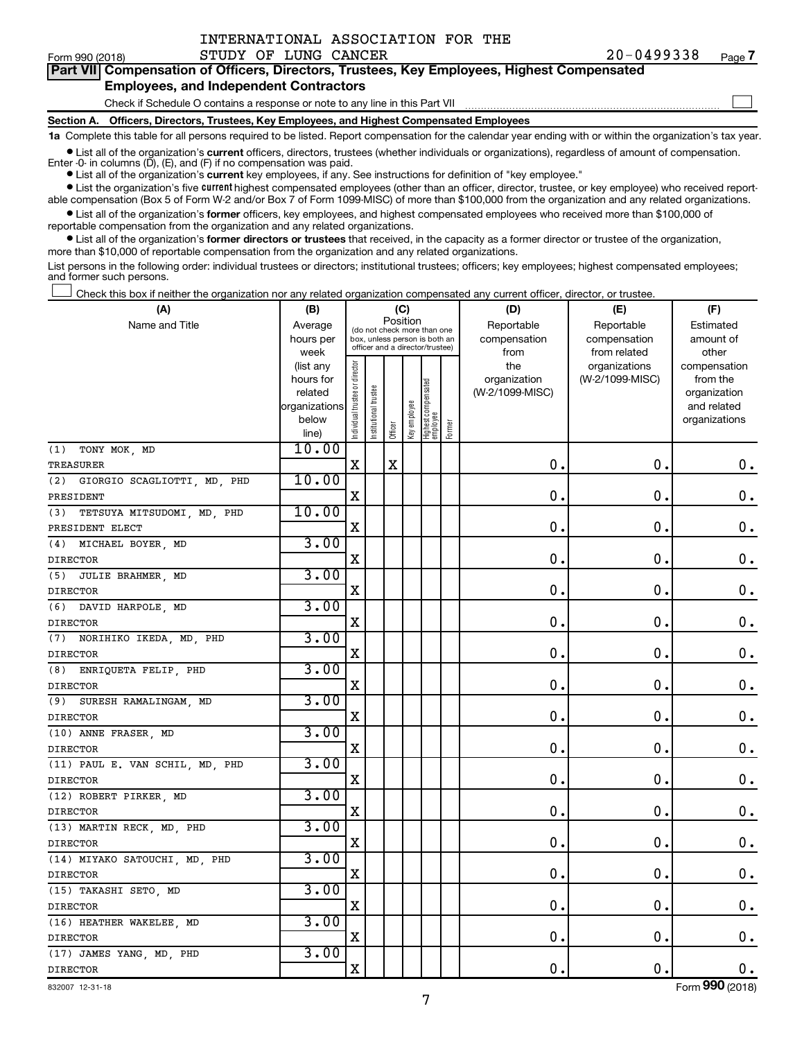INTERNATIONAL ASSOCIATION FOR THE STUDY OF LUNG CANCER

Form 990 (2018) 20-0499338 Page 7

## Part VII Compensation of Officers, Directors, Trustees, Key Employees, Highest Compensated Employees, and Independent Contractors

Check if Schedule O contains a response or note to any line in this Part VII ☐

### Section A. Officers, Directors, Trustees, Key Employees, and Highest Compensated Employees

**1a** Complete this table for all persons required to be listed. Report compensation for the calendar year ending with or within the organization's tax year.

- List all of the organization's **current** officers, directors, trustees (whether individuals or organizations), regardless of amount of compensation. Enter -0- in columns (D), (E), and (F) if no compensation was paid.
- List all of the organization's **current** key employees, if any. See instructions for definition of "key employee."
- List the organization's five **current** highest compensated employees (other than an officer, director, trustee, or key employee) who received reportable compensation (Box 5 of Form W-2 and/or Box 7 of Form 1099-MISC) of more than $100,000 from the organization and any related organizations.
- List all of the organization's **former** officers, key employees, and highest compensated employees who received more than $100,000 of reportable compensation from the organization and any related organizations.
- List all of the organization's **former directors or trustees** that received, in the capacity as a former director or trustee of the organization, more than $10,000 of reportable compensation from the organization and any related organizations.

List persons in the following order: individual trustees or directors; institutional trustees; officers; key employees; highest compensated employees; and former such persons.

☐ Check this box if neither the organization nor any related organization compensated any current officer, director, or trustee.

| (A) Name and Title | (B) Average hours per week (list any hours for related organizations below line) | (C) Position: Individual trustee or director | Institutional trustee | Officer | Key employee | Highest compensated employee | Former | (D) Reportable compensation from the organization (W-2/1099-MISC) | (E) Reportable compensation from related organizations (W-2/1099-MISC) | (F) Estimated amount of other compensation from the organization and related organizations |
|---|---|---|---|---|---|---|---|---|---|---|
| (1) TONY MOK, MD<br>TREASURER | 10.00 | X | | X | | | | 0. | 0. | 0. |
| (2) GIORGIO SCAGLIOTTI, MD, PHD<br>PRESIDENT | 10.00 | X | | | | | | 0. | 0. | 0. |
| (3) TETSUYA MITSUDOMI, MD, PHD<br>PRESIDENT ELECT | 10.00 | X | | | | | | 0. | 0. | 0. |
| (4) MICHAEL BOYER, MD<br>DIRECTOR | 3.00 | X | | | | | | 0. | 0. | 0. |
| (5) JULIE BRAHMER, MD<br>DIRECTOR | 3.00 | X | | | | | | 0. | 0. | 0. |
| (6) DAVID HARPOLE, MD<br>DIRECTOR | 3.00 | X | | | | | | 0. | 0. | 0. |
| (7) NORIHIKO IKEDA, MD, PHD<br>DIRECTOR | 3.00 | X | | | | | | 0. | 0. | 0. |
| (8) ENRIQUETA FELIP, PHD<br>DIRECTOR | 3.00 | X | | | | | | 0. | 0. | 0. |
| (9) SURESH RAMALINGAM, MD<br>DIRECTOR | 3.00 | X | | | | | | 0. | 0. | 0. |
| (10) ANNE FRASER, MD<br>DIRECTOR | 3.00 | X | | | | | | 0. | 0. | 0. |
| (11) PAUL E. VAN SCHIL, MD, PHD<br>DIRECTOR | 3.00 | X | | | | | | 0. | 0. | 0. |
| (12) ROBERT PIRKER, MD<br>DIRECTOR | 3.00 | X | | | | | | 0. | 0. | 0. |
| (13) MARTIN RECK, MD, PHD<br>DIRECTOR | 3.00 | X | | | | | | 0. | 0. | 0. |
| (14) MIYAKO SATOUCHI, MD, PHD<br>DIRECTOR | 3.00 | X | | | | | | 0. | 0. | 0. |
| (15) TAKASHI SETO, MD<br>DIRECTOR | 3.00 | X | | | | | | 0. | 0. | 0. |
| (16) HEATHER WAKELEE, MD<br>DIRECTOR | 3.00 | X | | | | | | 0. | 0. | 0. |
| (17) JAMES YANG, MD, PHD<br>DIRECTOR | 3.00 | X | | | | | | 0. | 0. | 0. |

832007 12-31-18 Form **990** (2018)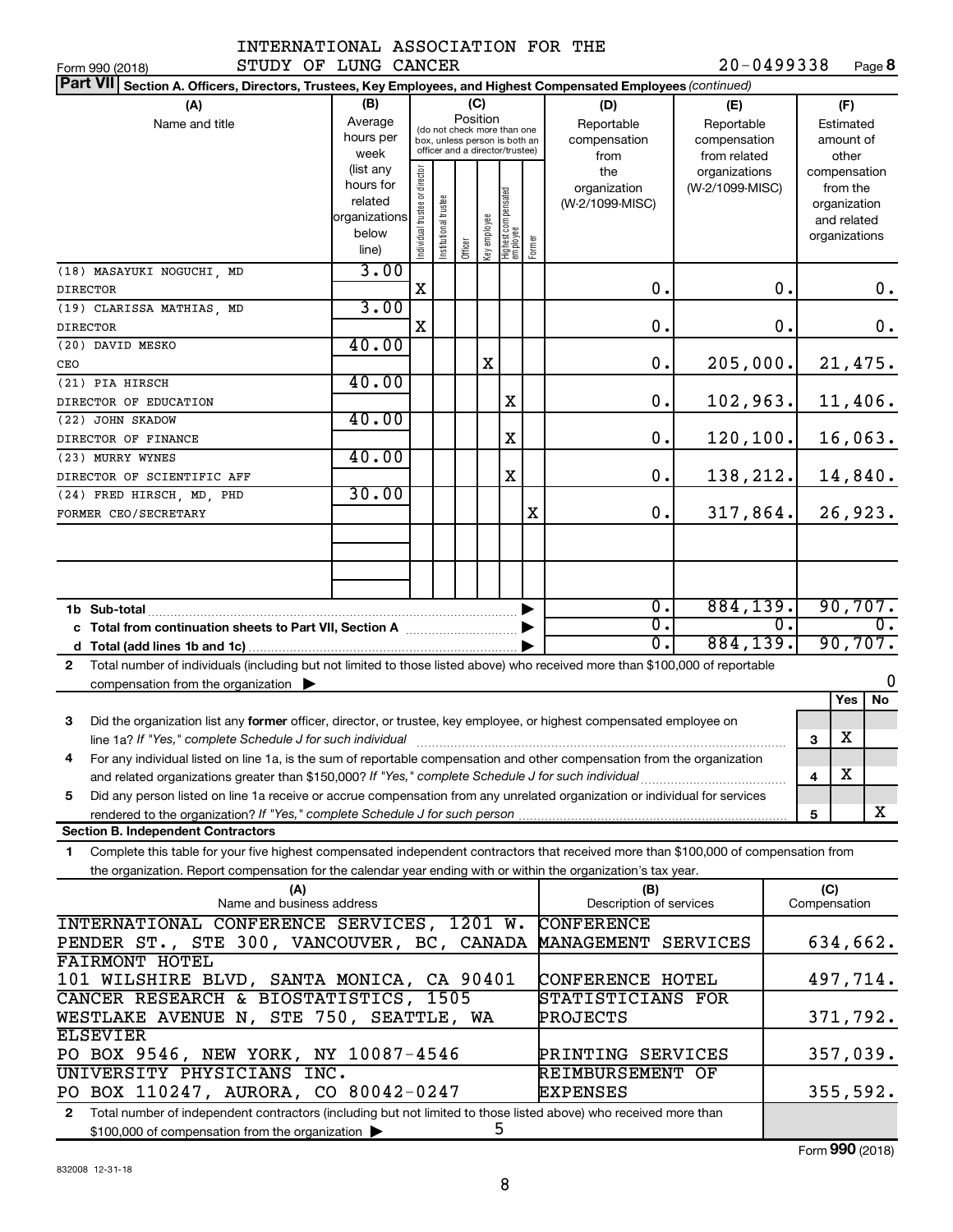INTERNATIONAL ASSOCIATION FOR THE STUDY OF LUNG CANCER

Form 990 (2018) 20-0499338 Page **8**

**Part VII** **Section A. Officers, Directors, Trustees, Key Employees, and Highest Compensated Employees** *(continued)*

| (A) Name and title | (B) Average hours per week (list any hours for related organizations below line) | (C) Position: Individual trustee or director | Institutional trustee | Officer | Key employee | Highest compensated employee | Former | (D) Reportable compensation from the organization (W-2/1099-MISC) | (E) Reportable compensation from related organizations (W-2/1099-MISC) | (F) Estimated amount of other compensation from the organization and related organizations |
|---|---|---|---|---|---|---|---|---|---|---|
| (18) MASAYUKI NOGUCHI, MD<br>DIRECTOR | 3.00 | X | | | | | | 0. | 0. | 0. |
| (19) CLARISSA MATHIAS, MD<br>DIRECTOR | 3.00 | X | | | | | | 0. | 0. | 0. |
| (20) DAVID MESKO<br>CEO | 40.00 | | | | X | | | 0. | 205,000. | 21,475. |
| (21) PIA HIRSCH<br>DIRECTOR OF EDUCATION | 40.00 | | | | | X | | 0. | 102,963. | 11,406. |
| (22) JOHN SKADOW<br>DIRECTOR OF FINANCE | 40.00 | | | | | X | | 0. | 120,100. | 16,063. |
| (23) MURRY WYNES<br>DIRECTOR OF SCIENTIFIC AFF | 40.00 | | | | | X | | 0. | 138,212. | 14,840. |
| (24) FRED HIRSCH, MD, PHD<br>FORMER CEO/SECRETARY | 30.00 | | | | | | X | 0. | 317,864. | 26,923. |
| **1b Sub-total** | | | | | | | | 0. | 884,139. | 90,707. |
| **c Total from continuation sheets to Part VII, Section A** | | | | | | | | 0. | 0. | 0. |
| **d Total (add lines 1b and 1c)** | | | | | | | | 0. | 884,139. | 90,707. |

**2** Total number of individuals (including but not limited to those listed above) who received more than $100,000 of reportable compensation from the organization ▶ 0

| | | Yes | No |
|---|---|---|---|
| **3** Did the organization list any **former** officer, director, or trustee, key employee, or highest compensated employee on line 1a? *If "Yes," complete Schedule J for such individual* | 3 | X | |
| **4** For any individual listed on line 1a, is the sum of reportable compensation and other compensation from the organization and related organizations greater than $150,000? *If "Yes," complete Schedule J for such individual* | 4 | X | |
| **5** Did any person listed on line 1a receive or accrue compensation from any unrelated organization or individual for services rendered to the organization? *If "Yes," complete Schedule J for such person* | 5 | | X |

**Section B. Independent Contractors**

**1** Complete this table for your five highest compensated independent contractors that received more than $100,000 of compensation from the organization. Report compensation for the calendar year ending with or within the organization's tax year.

| (A) Name and business address | (B) Description of services | (C) Compensation |
|---|---|---|
| INTERNATIONAL CONFERENCE SERVICES, 1201 W. PENDER ST., STE 300, VANCOUVER, BC, CANADA | CONFERENCE MANAGEMENT SERVICES | 634,662. |
| FAIRMONT HOTEL<br>101 WILSHIRE BLVD, SANTA MONICA, CA 90401 | CONFERENCE HOTEL | 497,714. |
| CANCER RESEARCH & BIOSTATISTICS, 1505 WESTLAKE AVENUE N, STE 750, SEATTLE, WA | STATISTICIANS FOR PROJECTS | 371,792. |
| ELSEVIER<br>PO BOX 9546, NEW YORK, NY 10087-4546 | PRINTING SERVICES | 357,039. |
| UNIVERSITY PHYSICIANS INC.<br>PO BOX 110247, AURORA, CO 80042-0247 | REIMBURSEMENT OF EXPENSES | 355,592. |

**2** Total number of independent contractors (including but not limited to those listed above) who received more than $100,000 of compensation from the organization ▶ 5

Form **990** (2018)

832008 12-31-18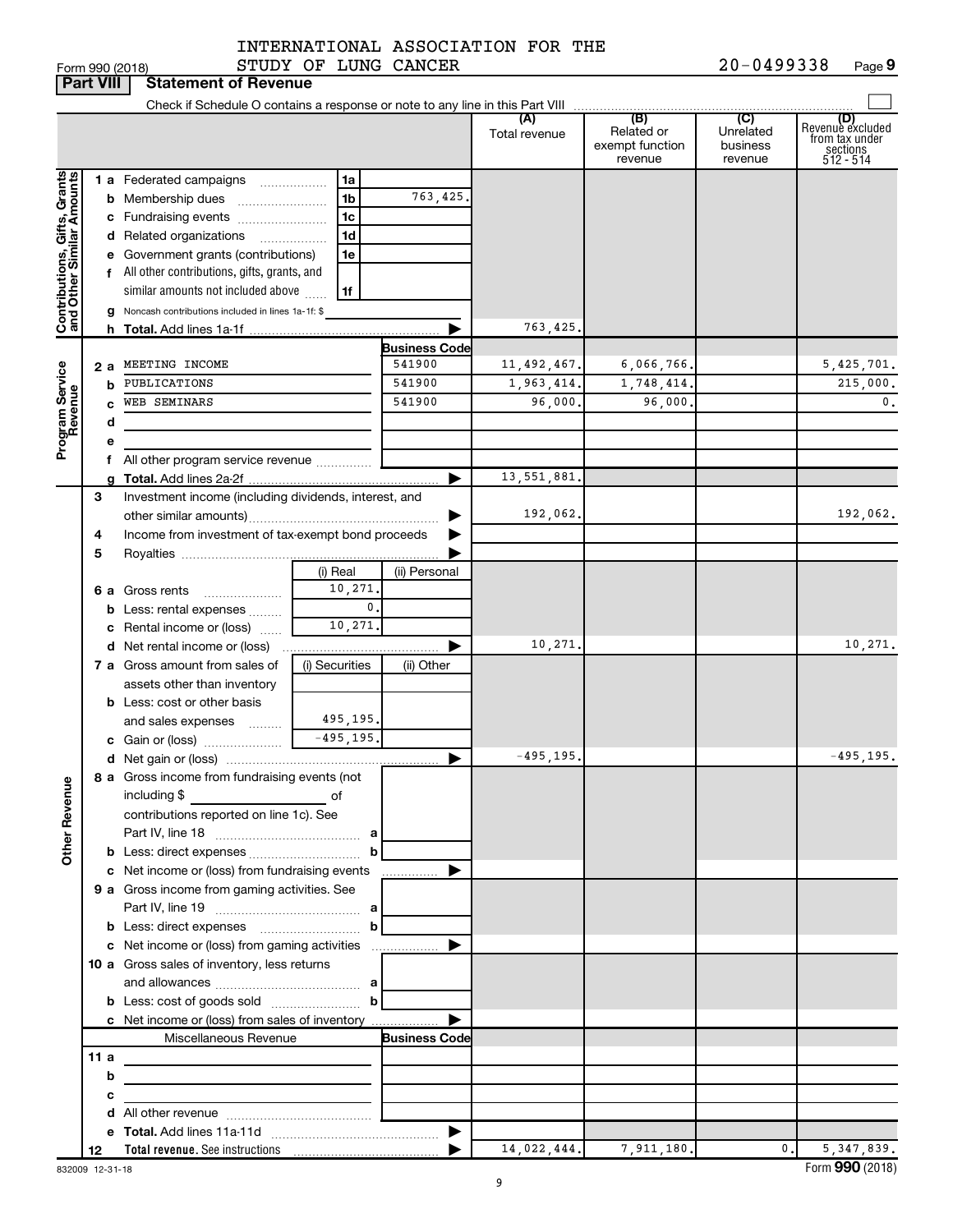INTERNATIONAL ASSOCIATION FOR THE STUDY OF LUNG CANCER 20-0499338

Form 990 (2018) Page 9

## Part VIII Statement of Revenue

Check if Schedule O contains a response or note to any line in this Part VIII

| | | | | (A) Total revenue | (B) Related or exempt function revenue | (C) Unrelated business revenue | (D) Revenue excluded from tax under sections 512 - 514 |
|---|---|---|---|---|---|---|---|
| **Contributions, Gifts, Grants and Other Similar Amounts** | 1 a Federated campaigns | 1a | | | | | |
| | b Membership dues | 1b | 763,425. | | | | |
| | c Fundraising events | 1c | | | | | |
| | d Related organizations | 1d | | | | | |
| | e Government grants (contributions) | 1e | | | | | |
| | f All other contributions, gifts, grants, and similar amounts not included above | 1f | | | | | |
| | g Noncash contributions included in lines 1a-1f: $ | | | | | | |
| | h **Total.** Add lines 1a-1f | | | 763,425. | | | |
| **Program Service Revenue** | | | **Business Code** | | | | |
| | 2 a MEETING INCOME | | 541900 | 11,492,467. | 6,066,766. | | 5,425,701. |
| | b PUBLICATIONS | | 541900 | 1,963,414. | 1,748,414. | | 215,000. |
| | c WEB SEMINARS | | 541900 | 96,000. | 96,000. | | 0. |
| | d | | | | | | |
| | e | | | | | | |
| | f All other program service revenue | | | | | | |
| | g **Total.** Add lines 2a-2f | | | 13,551,881. | | | |
| **Other Revenue** | 3 Investment income (including dividends, interest, and other similar amounts) | | | 192,062. | | | 192,062. |
| | 4 Income from investment of tax-exempt bond proceeds | | | | | | |
| | 5 Royalties | | | | | | |
| | | (i) Real | (ii) Personal | | | | |
| | 6 a Gross rents | 10,271. | | | | | |
| | b Less: rental expenses | 0. | | | | | |
| | c Rental income or (loss) | 10,271. | | | | | |
| | d Net rental income or (loss) | | | 10,271. | | | 10,271. |
| | 7 a Gross amount from sales of assets other than inventory | (i) Securities | (ii) Other | | | | |
| | b Less: cost or other basis and sales expenses | 495,195. | | | | | |
| | c Gain or (loss) | -495,195. | | | | | |
| | d Net gain or (loss) | | | -495,195. | | | -495,195. |
| | 8 a Gross income from fundraising events (not including $ of contributions reported on line 1c). See Part IV, line 18 | a | | | | | |
| | b Less: direct expenses | b | | | | | |
| | c Net income or (loss) from fundraising events | | | | | | |
| | 9 a Gross income from gaming activities. See Part IV, line 19 | a | | | | | |
| | b Less: direct expenses | b | | | | | |
| | c Net income or (loss) from gaming activities | | | | | | |
| | 10 a Gross sales of inventory, less returns and allowances | a | | | | | |
| | b Less: cost of goods sold | b | | | | | |
| | c Net income or (loss) from sales of inventory | | | | | | |
| | Miscellaneous Revenue | | **Business Code** | | | | |
| | 11 a | | | | | | |
| | b | | | | | | |
| | c | | | | | | |
| | d All other revenue | | | | | | |
| | e **Total.** Add lines 11a-11d | | | | | | |
| | 12 **Total revenue.** See instructions | | | 14,022,444. | 7,911,180. | 0. | 5,347,839. |

832009 12-31-18

Form **990** (2018)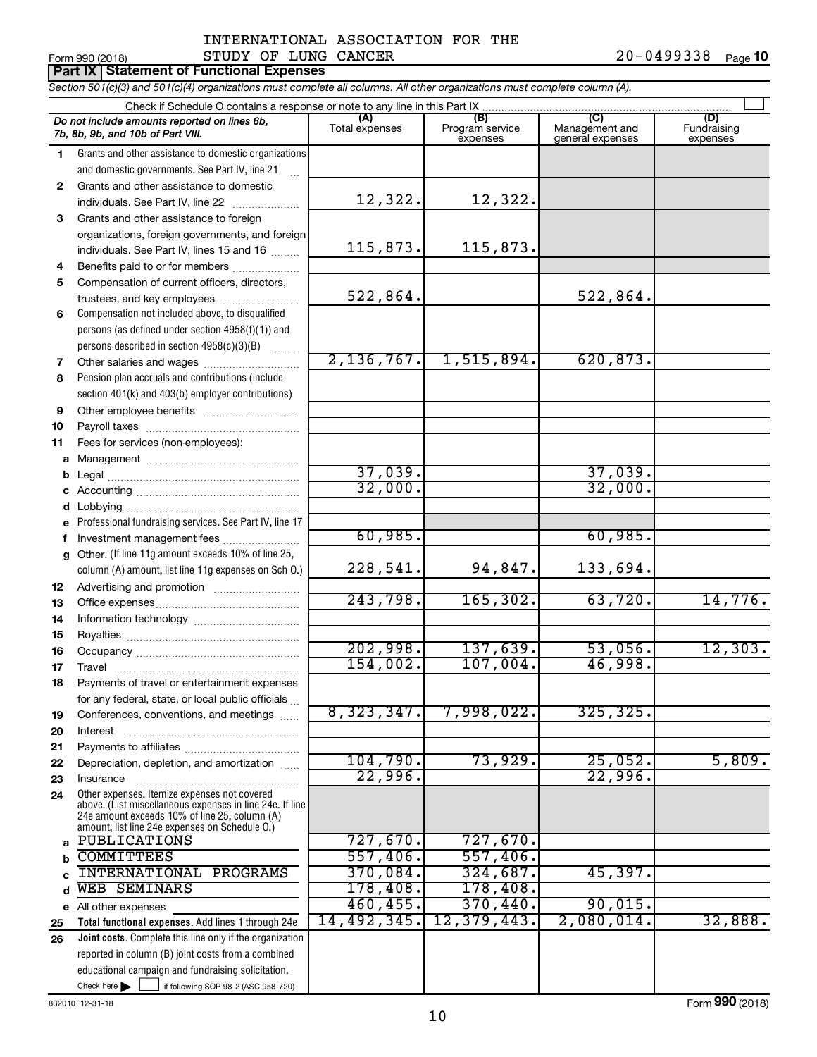Form 990 (2018) INTERNATIONAL ASSOCIATION FOR THE STUDY OF LUNG CANCER 20-0499338 Page **10**

**Part IX Statement of Functional Expenses**

*Section 501(c)(3) and 501(c)(4) organizations must complete all columns. All other organizations must complete column (A).*

Check if Schedule O contains a response or note to any line in this Part IX

| | *Do not include amounts reported on lines 6b, 7b, 8b, 9b, and 10b of Part VIII.* | (A) Total expenses | (B) Program service expenses | (C) Management and general expenses | (D) Fundraising expenses |
|---|---|---|---|---|---|
| 1 | Grants and other assistance to domestic organizations and domestic governments. See Part IV, line 21 | | | | |
| 2 | Grants and other assistance to domestic individuals. See Part IV, line 22 | 12,322. | 12,322. | | |
| 3 | Grants and other assistance to foreign organizations, foreign governments, and foreign individuals. See Part IV, lines 15 and 16 | 115,873. | 115,873. | | |
| 4 | Benefits paid to or for members | | | | |
| 5 | Compensation of current officers, directors, trustees, and key employees | 522,864. | | 522,864. | |
| 6 | Compensation not included above, to disqualified persons (as defined under section 4958(f)(1)) and persons described in section 4958(c)(3)(B) | | | | |
| 7 | Other salaries and wages | 2,136,767. | 1,515,894. | 620,873. | |
| 8 | Pension plan accruals and contributions (include section 401(k) and 403(b) employer contributions) | | | | |
| 9 | Other employee benefits | | | | |
| 10 | Payroll taxes | | | | |
| 11 | Fees for services (non-employees): | | | | |
| a | Management | | | | |
| b | Legal | 37,039. | | 37,039. | |
| c | Accounting | 32,000. | | 32,000. | |
| d | Lobbying | | | | |
| e | Professional fundraising services. See Part IV, line 17 | | | | |
| f | Investment management fees | 60,985. | | 60,985. | |
| g | Other. (If line 11g amount exceeds 10% of line 25, column (A) amount, list line 11g expenses on Sch O.) | 228,541. | 94,847. | 133,694. | |
| 12 | Advertising and promotion | | | | |
| 13 | Office expenses | 243,798. | 165,302. | 63,720. | 14,776. |
| 14 | Information technology | | | | |
| 15 | Royalties | | | | |
| 16 | Occupancy | 202,998. | 137,639. | 53,056. | 12,303. |
| 17 | Travel | 154,002. | 107,004. | 46,998. | |
| 18 | Payments of travel or entertainment expenses for any federal, state, or local public officials | | | | |
| 19 | Conferences, conventions, and meetings | 8,323,347. | 7,998,022. | 325,325. | |
| 20 | Interest | | | | |
| 21 | Payments to affiliates | | | | |
| 22 | Depreciation, depletion, and amortization | 104,790. | 73,929. | 25,052. | 5,809. |
| 23 | Insurance | 22,996. | | 22,996. | |
| 24 | Other expenses. Itemize expenses not covered above. (List miscellaneous expenses in line 24e. If line 24e amount exceeds 10% of line 25, column (A) amount, list line 24e expenses on Schedule O.) | | | | |
| a | PUBLICATIONS | 727,670. | 727,670. | | |
| b | COMMITTEES | 557,406. | 557,406. | | |
| c | INTERNATIONAL PROGRAMS | 370,084. | 324,687. | 45,397. | |
| d | WEB SEMINARS | 178,408. | 178,408. | | |
| e | All other expenses | 460,455. | 370,440. | 90,015. | |
| 25 | **Total functional expenses.** Add lines 1 through 24e | 14,492,345. | 12,379,443. | 2,080,014. | 32,888. |
| 26 | **Joint costs.** Complete this line only if the organization reported in column (B) joint costs from a combined educational campaign and fundraising solicitation. Check here ▶ ☐ if following SOP 98-2 (ASC 958-720) | | | | |

832010 12-31-18 Form **990** (2018)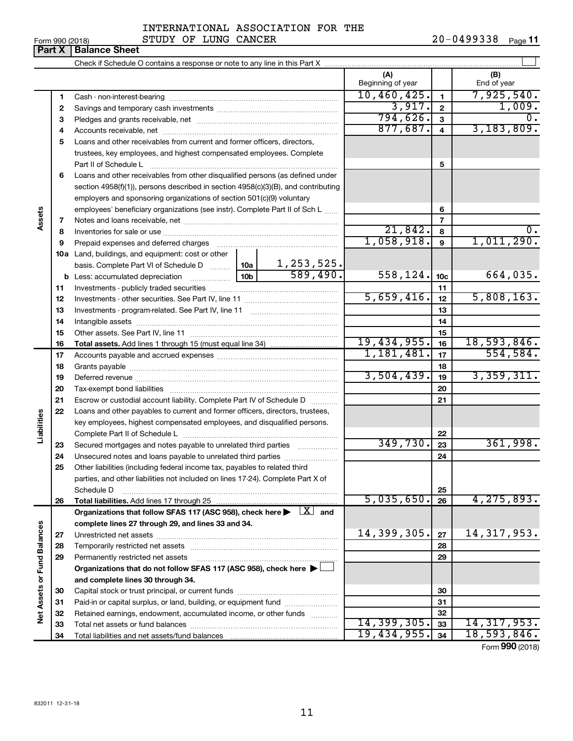INTERNATIONAL ASSOCIATION FOR THE STUDY OF LUNG CANCER

Form 990 (2018) 20-0499338 Page **11**

## Part X | Balance Sheet

Check if Schedule O contains a response or note to any line in this Part X

| | | | | (A) Beginning of year | | (B) End of year |
|---|---|---|---|---|---|---|
| **Assets** | 1 | Cash - non-interest-bearing | | 10,460,425. | 1 | 7,925,540. |
| | 2 | Savings and temporary cash investments | | 3,917. | 2 | 1,009. |
| | 3 | Pledges and grants receivable, net | | 794,626. | 3 | 0. |
| | 4 | Accounts receivable, net | | 877,687. | 4 | 3,183,809. |
| | 5 | Loans and other receivables from current and former officers, directors, trustees, key employees, and highest compensated employees. Complete Part II of Schedule L | | | 5 | |
| | 6 | Loans and other receivables from other disqualified persons (as defined under section 4958(f)(1)), persons described in section 4958(c)(3)(B), and contributing employers and sponsoring organizations of section 501(c)(9) voluntary employees' beneficiary organizations (see instr). Complete Part II of Sch L | | | 6 | |
| | 7 | Notes and loans receivable, net | | | 7 | |
| | 8 | Inventories for sale or use | | 21,842. | 8 | 0. |
| | 9 | Prepaid expenses and deferred charges | | 1,058,918. | 9 | 1,011,290. |
| | 10a | Land, buildings, and equipment: cost or other basis. Complete Part VI of Schedule D | 10a 1,253,525. | | | |
| | b | Less: accumulated depreciation | 10b 589,490. | 558,124. | 10c | 664,035. |
| | 11 | Investments - publicly traded securities | | | 11 | |
| | 12 | Investments - other securities. See Part IV, line 11 | | 5,659,416. | 12 | 5,808,163. |
| | 13 | Investments - program-related. See Part IV, line 11 | | | 13 | |
| | 14 | Intangible assets | | | 14 | |
| | 15 | Other assets. See Part IV, line 11 | | | 15 | |
| | 16 | **Total assets.** Add lines 1 through 15 (must equal line 34) | | 19,434,955. | 16 | 18,593,846. |
| **Liabilities** | 17 | Accounts payable and accrued expenses | | 1,181,481. | 17 | 554,584. |
| | 18 | Grants payable | | | 18 | |
| | 19 | Deferred revenue | | 3,504,439. | 19 | 3,359,311. |
| | 20 | Tax-exempt bond liabilities | | | 20 | |
| | 21 | Escrow or custodial account liability. Complete Part IV of Schedule D | | | 21 | |
| | 22 | Loans and other payables to current and former officers, directors, trustees, key employees, highest compensated employees, and disqualified persons. Complete Part II of Schedule L | | | 22 | |
| | 23 | Secured mortgages and notes payable to unrelated third parties | | 349,730. | 23 | 361,998. |
| | 24 | Unsecured notes and loans payable to unrelated third parties | | | 24 | |
| | 25 | Other liabilities (including federal income tax, payables to related third parties, and other liabilities not included on lines 17-24). Complete Part X of Schedule D | | | 25 | |
| | 26 | **Total liabilities.** Add lines 17 through 25 | | 5,035,650. | 26 | 4,275,893. |
| **Net Assets or Fund Balances** | | **Organizations that follow SFAS 117 (ASC 958), check here ▶ [X] and complete lines 27 through 29, and lines 33 and 34.** | | | | |
| | 27 | Unrestricted net assets | | 14,399,305. | 27 | 14,317,953. |
| | 28 | Temporarily restricted net assets | | | 28 | |
| | 29 | Permanently restricted net assets | | | 29 | |
| | | **Organizations that do not follow SFAS 117 (ASC 958), check here ▶ [ ] and complete lines 30 through 34.** | | | | |
| | 30 | Capital stock or trust principal, or current funds | | | 30 | |
| | 31 | Paid-in or capital surplus, or land, building, or equipment fund | | | 31 | |
| | 32 | Retained earnings, endowment, accumulated income, or other funds | | | 32 | |
| | 33 | Total net assets or fund balances | | 14,399,305. | 33 | 14,317,953. |
| | 34 | Total liabilities and net assets/fund balances | | 19,434,955. | 34 | 18,593,846. |

Form **990** (2018)

832011 12-31-18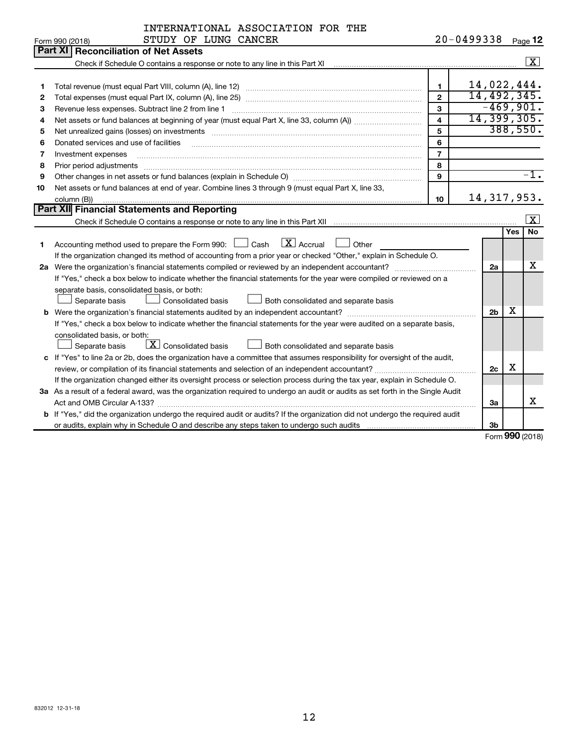INTERNATIONAL ASSOCIATION FOR THE STUDY OF LUNG CANCER

Form 990 (2018) 20-0499338 Page 12

## Part XI Reconciliation of Net Assets

Check if Schedule O contains a response or note to any line in this Part XI .......... [X]

| | | | |
|---|---|---|---|
| 1 | Total revenue (must equal Part VIII, column (A), line 12) | 1 | 14,022,444. |
| 2 | Total expenses (must equal Part IX, column (A), line 25) | 2 | 14,492,345. |
| 3 | Revenue less expenses. Subtract line 2 from line 1 | 3 | -469,901. |
| 4 | Net assets or fund balances at beginning of year (must equal Part X, line 33, column (A)) | 4 | 14,399,305. |
| 5 | Net unrealized gains (losses) on investments | 5 | 388,550. |
| 6 | Donated services and use of facilities | 6 | |
| 7 | Investment expenses | 7 | |
| 8 | Prior period adjustments | 8 | |
| 9 | Other changes in net assets or fund balances (explain in Schedule O) | 9 | -1. |
| 10 | Net assets or fund balances at end of year. Combine lines 3 through 9 (must equal Part X, line 33, column (B)) | 10 | 14,317,953. |

## Part XII Financial Statements and Reporting

Check if Schedule O contains a response or note to any line in this Part XII .......... [X]

| | | | Yes | No |
|---|---|---|---|---|
| 1 | Accounting method used to prepare the Form 990: [ ] Cash [X] Accrual [ ] Other<br>If the organization changed its method of accounting from a prior year or checked "Other," explain in Schedule O. | | | |
| 2a | Were the organization's financial statements compiled or reviewed by an independent accountant?<br>If "Yes," check a box below to indicate whether the financial statements for the year were compiled or reviewed on a separate basis, consolidated basis, or both:<br>[ ] Separate basis [ ] Consolidated basis [ ] Both consolidated and separate basis | 2a | | X |
| b | Were the organization's financial statements audited by an independent accountant?<br>If "Yes," check a box below to indicate whether the financial statements for the year were audited on a separate basis, consolidated basis, or both:<br>[ ] Separate basis [X] Consolidated basis [ ] Both consolidated and separate basis | 2b | X | |
| c | If "Yes" to line 2a or 2b, does the organization have a committee that assumes responsibility for oversight of the audit, review, or compilation of its financial statements and selection of an independent accountant?<br>If the organization changed either its oversight process or selection process during the tax year, explain in Schedule O. | 2c | X | |
| 3a | As a result of a federal award, was the organization required to undergo an audit or audits as set forth in the Single Audit Act and OMB Circular A-133? | 3a | | X |
| b | If "Yes," did the organization undergo the required audit or audits? If the organization did not undergo the required audit or audits, explain why in Schedule O and describe any steps taken to undergo such audits | 3b | | |

Form **990** (2018)

832012 12-31-18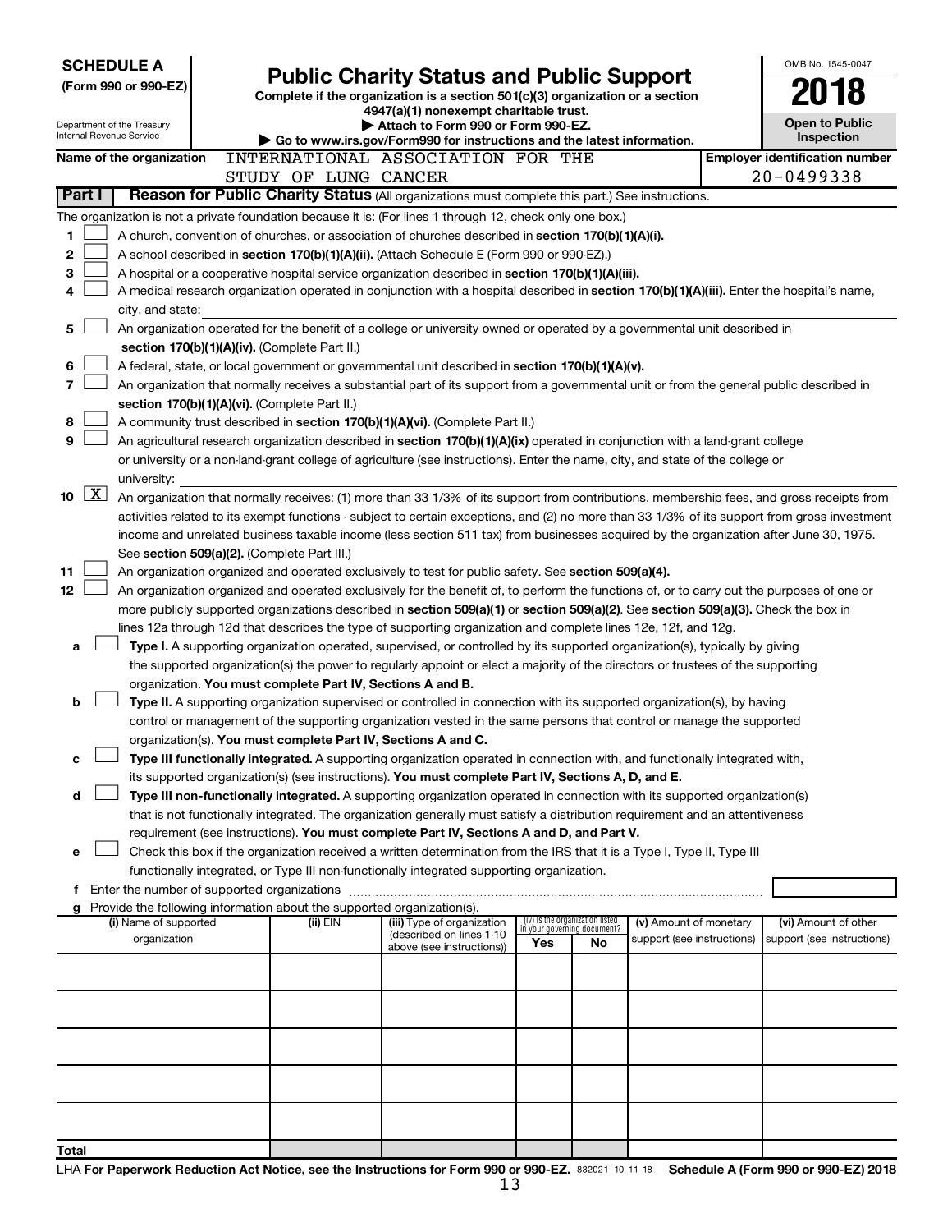**SCHEDULE A**
**(Form 990 or 990-EZ)**

Department of the Treasury
Internal Revenue Service

# Public Charity Status and Public Support

**Complete if the organization is a section 501(c)(3) organization or a section 4947(a)(1) nonexempt charitable trust.**
**▶ Attach to Form 990 or Form 990-EZ.**
**▶ Go to www.irs.gov/Form990 for instructions and the latest information.**

OMB No. 1545-0047

**2018**

**Open to Public Inspection**

**Name of the organization** INTERNATIONAL ASSOCIATION FOR THE STUDY OF LUNG CANCER

**Employer identification number** 20-0499338

## Part I — Reason for Public Charity Status (All organizations must complete this part.) See instructions.

The organization is not a private foundation because it is: (For lines 1 through 12, check only one box.)

1 ☐ A church, convention of churches, or association of churches described in **section 170(b)(1)(A)(i).**

2 ☐ A school described in **section 170(b)(1)(A)(ii).** (Attach Schedule E (Form 990 or 990-EZ).)

3 ☐ A hospital or a cooperative hospital service organization described in **section 170(b)(1)(A)(iii).**

4 ☐ A medical research organization operated in conjunction with a hospital described in **section 170(b)(1)(A)(iii).** Enter the hospital's name, city, and state:

5 ☐ An organization operated for the benefit of a college or university owned or operated by a governmental unit described in **section 170(b)(1)(A)(iv).** (Complete Part II.)

6 ☐ A federal, state, or local government or governmental unit described in **section 170(b)(1)(A)(v).**

7 ☐ An organization that normally receives a substantial part of its support from a governmental unit or from the general public described in **section 170(b)(1)(A)(vi).** (Complete Part II.)

8 ☐ A community trust described in **section 170(b)(1)(A)(vi).** (Complete Part II.)

9 ☐ An agricultural research organization described in **section 170(b)(1)(A)(ix)** operated in conjunction with a land-grant college or university or a non-land-grant college of agriculture (see instructions). Enter the name, city, and state of the college or university:

10 ☒ An organization that normally receives: (1) more than 33 1/3% of its support from contributions, membership fees, and gross receipts from activities related to its exempt functions - subject to certain exceptions, and (2) no more than 33 1/3% of its support from gross investment income and unrelated business taxable income (less section 511 tax) from businesses acquired by the organization after June 30, 1975. See **section 509(a)(2).** (Complete Part III.)

11 ☐ An organization organized and operated exclusively to test for public safety. See **section 509(a)(4).**

12 ☐ An organization organized and operated exclusively for the benefit of, to perform the functions of, or to carry out the purposes of one or more publicly supported organizations described in **section 509(a)(1)** or **section 509(a)(2)**. See **section 509(a)(3).** Check the box in lines 12a through 12d that describes the type of supporting organization and complete lines 12e, 12f, and 12g.

a ☐ **Type I.** A supporting organization operated, supervised, or controlled by its supported organization(s), typically by giving the supported organization(s) the power to regularly appoint or elect a majority of the directors or trustees of the supporting organization. **You must complete Part IV, Sections A and B.**

b ☐ **Type II.** A supporting organization supervised or controlled in connection with its supported organization(s), by having control or management of the supporting organization vested in the same persons that control or manage the supported organization(s). **You must complete Part IV, Sections A and C.**

c ☐ **Type III functionally integrated.** A supporting organization operated in connection with, and functionally integrated with, its supported organization(s) (see instructions). **You must complete Part IV, Sections A, D, and E.**

d ☐ **Type III non-functionally integrated.** A supporting organization operated in connection with its supported organization(s) that is not functionally integrated. The organization generally must satisfy a distribution requirement and an attentiveness requirement (see instructions). **You must complete Part IV, Sections A and D, and Part V.**

e ☐ Check this box if the organization received a written determination from the IRS that it is a Type I, Type II, Type III functionally integrated, or Type III non-functionally integrated supporting organization.

f Enter the number of supported organizations

g Provide the following information about the supported organization(s).

| (i) Name of supported organization | (ii) EIN | (iii) Type of organization (described on lines 1-10 above (see instructions)) | (iv) Is the organization listed in your governing document? Yes | No | (v) Amount of monetary support (see instructions) | (vi) Amount of other support (see instructions) |
|---|---|---|---|---|---|---|
| | | | | | | |
| | | | | | | |
| | | | | | | |
| | | | | | | |
| | | | | | | |
| **Total** | | | | | | |

LHA **For Paperwork Reduction Act Notice, see the Instructions for Form 990 or 990-EZ.** 832021 10-11-18 **Schedule A (Form 990 or 990-EZ) 2018**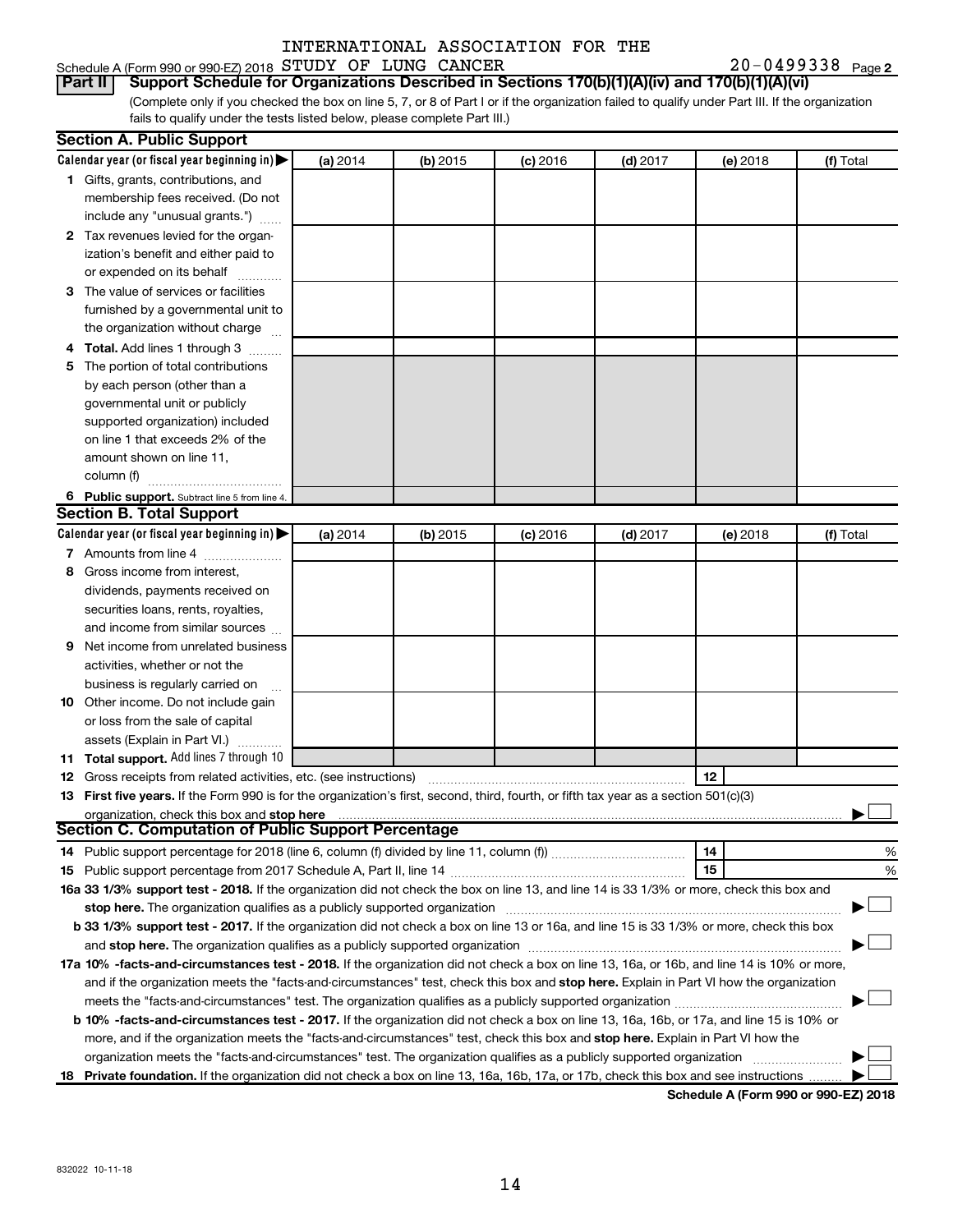Schedule A (Form 990 or 990-EZ) 2018 INTERNATIONAL ASSOCIATION FOR THE STUDY OF LUNG CANCER 20-0499338 Page 2

**Part II** **Support Schedule for Organizations Described in Sections 170(b)(1)(A)(iv) and 170(b)(1)(A)(vi)**

(Complete only if you checked the box on line 5, 7, or 8 of Part I or if the organization failed to qualify under Part III. If the organization fails to qualify under the tests listed below, please complete Part III.)

## Section A. Public Support

| Calendar year (or fiscal year beginning in) ▶ | (a) 2014 | (b) 2015 | (c) 2016 | (d) 2017 | (e) 2018 | (f) Total |
|---|---|---|---|---|---|---|
| **1** Gifts, grants, contributions, and membership fees received. (Do not include any "unusual grants.") | | | | | | |
| **2** Tax revenues levied for the organization's benefit and either paid to or expended on its behalf | | | | | | |
| **3** The value of services or facilities furnished by a governmental unit to the organization without charge | | | | | | |
| **4** **Total.** Add lines 1 through 3 | | | | | | |
| **5** The portion of total contributions by each person (other than a governmental unit or publicly supported organization) included on line 1 that exceeds 2% of the amount shown on line 11, column (f) | | | | | | |
| **6** **Public support.** Subtract line 5 from line 4. | | | | | | |

## Section B. Total Support

| Calendar year (or fiscal year beginning in) ▶ | (a) 2014 | (b) 2015 | (c) 2016 | (d) 2017 | (e) 2018 | (f) Total |
|---|---|---|---|---|---|---|
| **7** Amounts from line 4 | | | | | | |
| **8** Gross income from interest, dividends, payments received on securities loans, rents, royalties, and income from similar sources | | | | | | |
| **9** Net income from unrelated business activities, whether or not the business is regularly carried on | | | | | | |
| **10** Other income. Do not include gain or loss from the sale of capital assets (Explain in Part VI.) | | | | | | |
| **11** **Total support.** Add lines 7 through 10 | | | | | | |

**12** Gross receipts from related activities, etc. (see instructions) **12**

**13** **First five years.** If the Form 990 is for the organization's first, second, third, fourth, or fifth tax year as a section 501(c)(3) organization, check this box and **stop here** ▶ ☐

## Section C. Computation of Public Support Percentage

**14** Public support percentage for 2018 (line 6, column (f) divided by line 11, column (f)) **14** %

**15** Public support percentage from 2017 Schedule A, Part II, line 14 **15** %

**16a 33 1/3% support test - 2018.** If the organization did not check the box on line 13, and line 14 is 33 1/3% or more, check this box and **stop here.** The organization qualifies as a publicly supported organization ▶ ☐

**b 33 1/3% support test - 2017.** If the organization did not check a box on line 13 or 16a, and line 15 is 33 1/3% or more, check this box and **stop here.** The organization qualifies as a publicly supported organization ▶ ☐

**17a 10% -facts-and-circumstances test - 2018.** If the organization did not check a box on line 13, 16a, or 16b, and line 14 is 10% or more, and if the organization meets the "facts-and-circumstances" test, check this box and **stop here.** Explain in Part VI how the organization meets the "facts-and-circumstances" test. The organization qualifies as a publicly supported organization ▶ ☐

**b 10% -facts-and-circumstances test - 2017.** If the organization did not check a box on line 13, 16a, 16b, or 17a, and line 15 is 10% or more, and if the organization meets the "facts-and-circumstances" test, check this box and **stop here.** Explain in Part VI how the organization meets the "facts-and-circumstances" test. The organization qualifies as a publicly supported organization ▶ ☐

**18** **Private foundation.** If the organization did not check a box on line 13, 16a, 16b, 17a, or 17b, check this box and see instructions ▶ ☐

**Schedule A (Form 990 or 990-EZ) 2018**

832022 10-11-18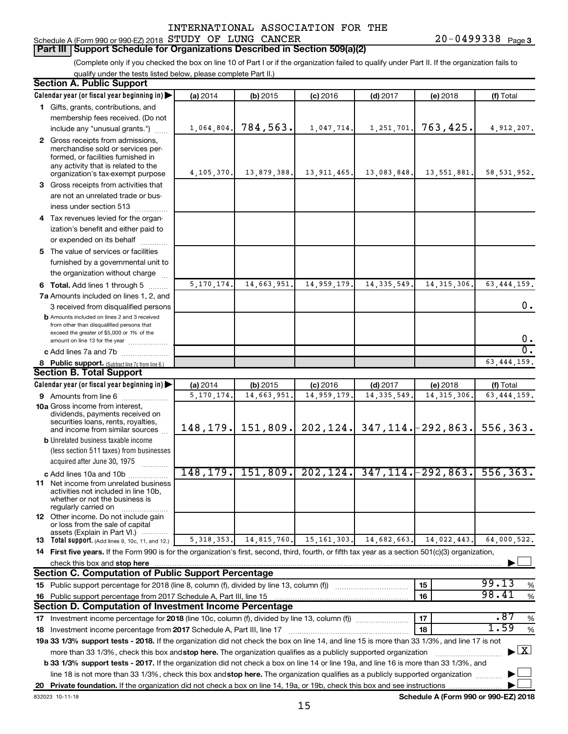INTERNATIONAL ASSOCIATION FOR THE

Schedule A (Form 990 or 990-EZ) 2018 STUDY OF LUNG CANCER 20-0499338 Page 3

**Part III Support Schedule for Organizations Described in Section 509(a)(2)**

(Complete only if you checked the box on line 10 of Part I or if the organization failed to qualify under Part II. If the organization fails to qualify under the tests listed below, please complete Part II.)

## Section A. Public Support

| Calendar year (or fiscal year beginning in) ▶ | (a) 2014 | (b) 2015 | (c) 2016 | (d) 2017 | (e) 2018 | (f) Total |
|---|---|---|---|---|---|---|
| **1** Gifts, grants, contributions, and membership fees received. (Do not include any "unusual grants.") | 1,064,804. | 784,563. | 1,047,714. | 1,251,701. | 763,425. | 4,912,207. |
| **2** Gross receipts from admissions, merchandise sold or services performed, or facilities furnished in any activity that is related to the organization's tax-exempt purpose | 4,105,370. | 13,879,388. | 13,911,465. | 13,083,848. | 13,551,881. | 58,531,952. |
| **3** Gross receipts from activities that are not an unrelated trade or business under section 513 | | | | | | |
| **4** Tax revenues levied for the organization's benefit and either paid to or expended on its behalf | | | | | | |
| **5** The value of services or facilities furnished by a governmental unit to the organization without charge | | | | | | |
| **6 Total.** Add lines 1 through 5 | 5,170,174. | 14,663,951. | 14,959,179. | 14,335,549. | 14,315,306. | 63,444,159. |
| **7a** Amounts included on lines 1, 2, and 3 received from disqualified persons | | | | | | 0. |
| **b** Amounts included on lines 2 and 3 received from other than disqualified persons that exceed the greater of $5,000 or 1% of the amount on line 13 for the year | | | | | | 0. |
| **c** Add lines 7a and 7b | | | | | | 0. |
| **8 Public support.** (Subtract line 7c from line 6.) | | | | | | 63,444,159. |

## Section B. Total Support

| Calendar year (or fiscal year beginning in) ▶ | (a) 2014 | (b) 2015 | (c) 2016 | (d) 2017 | (e) 2018 | (f) Total |
|---|---|---|---|---|---|---|
| **9** Amounts from line 6 | 5,170,174. | 14,663,951. | 14,959,179. | 14,335,549. | 14,315,306. | 63,444,159. |
| **10a** Gross income from interest, dividends, payments received on securities loans, rents, royalties, and income from similar sources | 148,179. | 151,809. | 202,124. | 347,114. | -292,863. | 556,363. |
| **b** Unrelated business taxable income (less section 511 taxes) from businesses acquired after June 30, 1975 | | | | | | |
| **c** Add lines 10a and 10b | 148,179. | 151,809. | 202,124. | 347,114. | -292,863. | 556,363. |
| **11** Net income from unrelated business activities not included in line 10b, whether or not the business is regularly carried on | | | | | | |
| **12** Other income. Do not include gain or loss from the sale of capital assets (Explain in Part VI.) | | | | | | |
| **13 Total support.** (Add lines 9, 10c, 11, and 12.) | 5,318,353. | 14,815,760. | 15,161,303. | 14,682,663. | 14,022,443. | 64,000,522. |

**14 First five years.** If the Form 990 is for the organization's first, second, third, fourth, or fifth tax year as a section 501(c)(3) organization, check this box and **stop here** ▶ ☐

## Section C. Computation of Public Support Percentage

| | | | |
|---|---|---|---|
| **15** Public support percentage for 2018 (line 8, column (f), divided by line 13, column (f)) | 15 | 99.13 | % |
| **16** Public support percentage from 2017 Schedule A, Part III, line 15 | 16 | 98.41 | % |

## Section D. Computation of Investment Income Percentage

| | | | |
|---|---|---|---|
| **17** Investment income percentage for **2018** (line 10c, column (f), divided by line 13, column (f)) | 17 | .87 | % |
| **18** Investment income percentage from **2017** Schedule A, Part III, line 17 | 18 | 1.59 | % |

**19a 33 1/3% support tests - 2018.** If the organization did not check the box on line 14, and line 15 is more than 33 1/3%, and line 17 is not more than 33 1/3%, check this box and **stop here.** The organization qualifies as a publicly supported organization ▶ ☒

**b 33 1/3% support tests - 2017.** If the organization did not check a box on line 14 or line 19a, and line 16 is more than 33 1/3%, and line 18 is not more than 33 1/3%, check this box and **stop here.** The organization qualifies as a publicly supported organization ▶ ☐

**20 Private foundation.** If the organization did not check a box on line 14, 19a, or 19b, check this box and see instructions ▶ ☐

832023 10-11-18

**Schedule A (Form 990 or 990-EZ) 2018**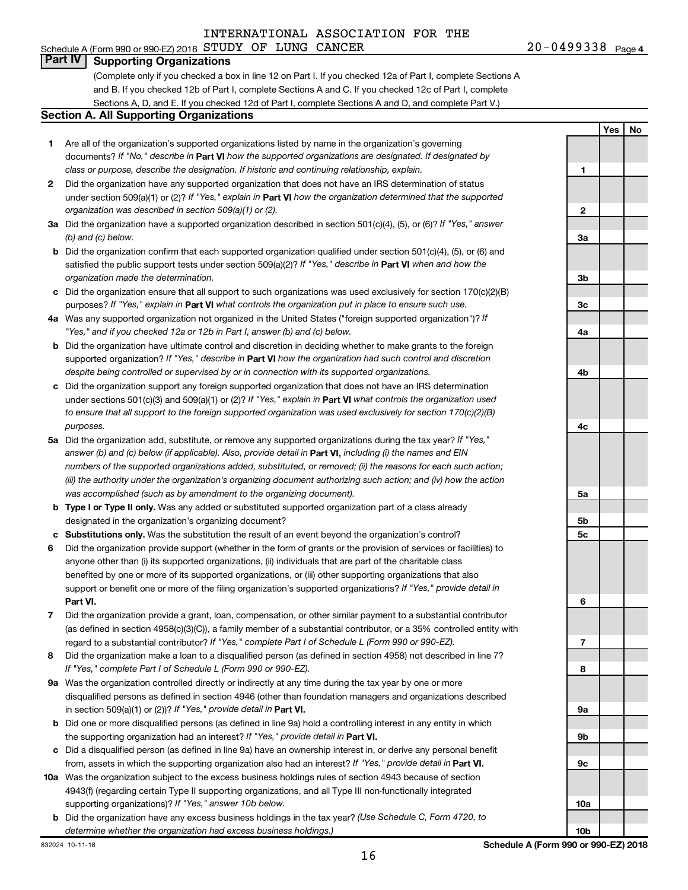INTERNATIONAL ASSOCIATION FOR THE

Schedule A (Form 990 or 990-EZ) 2018 STUDY OF LUNG CANCER 20-0499338 Page 4

## Part IV Supporting Organizations

(Complete only if you checked a box in line 12 on Part I. If you checked 12a of Part I, complete Sections A and B. If you checked 12b of Part I, complete Sections A and C. If you checked 12c of Part I, complete Sections A, D, and E. If you checked 12d of Part I, complete Sections A and D, and complete Part V.)

### Section A. All Supporting Organizations

| | | | Yes | No |
|---|---|---|---|---|
| **1** | Are all of the organization's supported organizations listed by name in the organization's governing documents? *If "No," describe in* **Part VI** *how the supported organizations are designated. If designated by class or purpose, describe the designation. If historic and continuing relationship, explain.* | 1 | | |
| **2** | Did the organization have any supported organization that does not have an IRS determination of status under section 509(a)(1) or (2)? *If "Yes," explain in* **Part VI** *how the organization determined that the supported organization was described in section 509(a)(1) or (2).* | 2 | | |
| **3a** | Did the organization have a supported organization described in section 501(c)(4), (5), or (6)? *If "Yes," answer (b) and (c) below.* | 3a | | |
| **b** | Did the organization confirm that each supported organization qualified under section 501(c)(4), (5), or (6) and satisfied the public support tests under section 509(a)(2)? *If "Yes," describe in* **Part VI** *when and how the organization made the determination.* | 3b | | |
| **c** | Did the organization ensure that all support to such organizations was used exclusively for section 170(c)(2)(B) purposes? *If "Yes," explain in* **Part VI** *what controls the organization put in place to ensure such use.* | 3c | | |
| **4a** | Was any supported organization not organized in the United States ("foreign supported organization")? *If "Yes," and if you checked 12a or 12b in Part I, answer (b) and (c) below.* | 4a | | |
| **b** | Did the organization have ultimate control and discretion in deciding whether to make grants to the foreign supported organization? *If "Yes," describe in* **Part VI** *how the organization had such control and discretion despite being controlled or supervised by or in connection with its supported organizations.* | 4b | | |
| **c** | Did the organization support any foreign supported organization that does not have an IRS determination under sections 501(c)(3) and 509(a)(1) or (2)? *If "Yes," explain in* **Part VI** *what controls the organization used to ensure that all support to the foreign supported organization was used exclusively for section 170(c)(2)(B) purposes.* | 4c | | |
| **5a** | Did the organization add, substitute, or remove any supported organizations during the tax year? *If "Yes," answer (b) and (c) below (if applicable). Also, provide detail in* **Part VI,** *including (i) the names and EIN numbers of the supported organizations added, substituted, or removed; (ii) the reasons for each such action; (iii) the authority under the organization's organizing document authorizing such action; and (iv) how the action was accomplished (such as by amendment to the organizing document).* | 5a | | |
| **b** | **Type I or Type II only.** Was any added or substituted supported organization part of a class already designated in the organization's organizing document? | 5b | | |
| **c** | **Substitutions only.** Was the substitution the result of an event beyond the organization's control? | 5c | | |
| **6** | Did the organization provide support (whether in the form of grants or the provision of services or facilities) to anyone other than (i) its supported organizations, (ii) individuals that are part of the charitable class benefited by one or more of its supported organizations, or (iii) other supporting organizations that also support or benefit one or more of the filing organization's supported organizations? *If "Yes," provide detail in* **Part VI.** | 6 | | |
| **7** | Did the organization provide a grant, loan, compensation, or other similar payment to a substantial contributor (as defined in section 4958(c)(3)(C)), a family member of a substantial contributor, or a 35% controlled entity with regard to a substantial contributor? *If "Yes," complete Part I of Schedule L (Form 990 or 990-EZ).* | 7 | | |
| **8** | Did the organization make a loan to a disqualified person (as defined in section 4958) not described in line 7? *If "Yes," complete Part I of Schedule L (Form 990 or 990-EZ).* | 8 | | |
| **9a** | Was the organization controlled directly or indirectly at any time during the tax year by one or more disqualified persons as defined in section 4946 (other than foundation managers and organizations described in section 509(a)(1) or (2))? *If "Yes," provide detail in* **Part VI.** | 9a | | |
| **b** | Did one or more disqualified persons (as defined in line 9a) hold a controlling interest in any entity in which the supporting organization had an interest? *If "Yes," provide detail in* **Part VI.** | 9b | | |
| **c** | Did a disqualified person (as defined in line 9a) have an ownership interest in, or derive any personal benefit from, assets in which the supporting organization also had an interest? *If "Yes," provide detail in* **Part VI.** | 9c | | |
| **10a** | Was the organization subject to the excess business holdings rules of section 4943 because of section 4943(f) (regarding certain Type II supporting organizations, and all Type III non-functionally integrated supporting organizations)? *If "Yes," answer 10b below.* | 10a | | |
| **b** | Did the organization have any excess business holdings in the tax year? *(Use Schedule C, Form 4720, to determine whether the organization had excess business holdings.)* | 10b | | |

832024 10-11-18 **Schedule A (Form 990 or 990-EZ) 2018**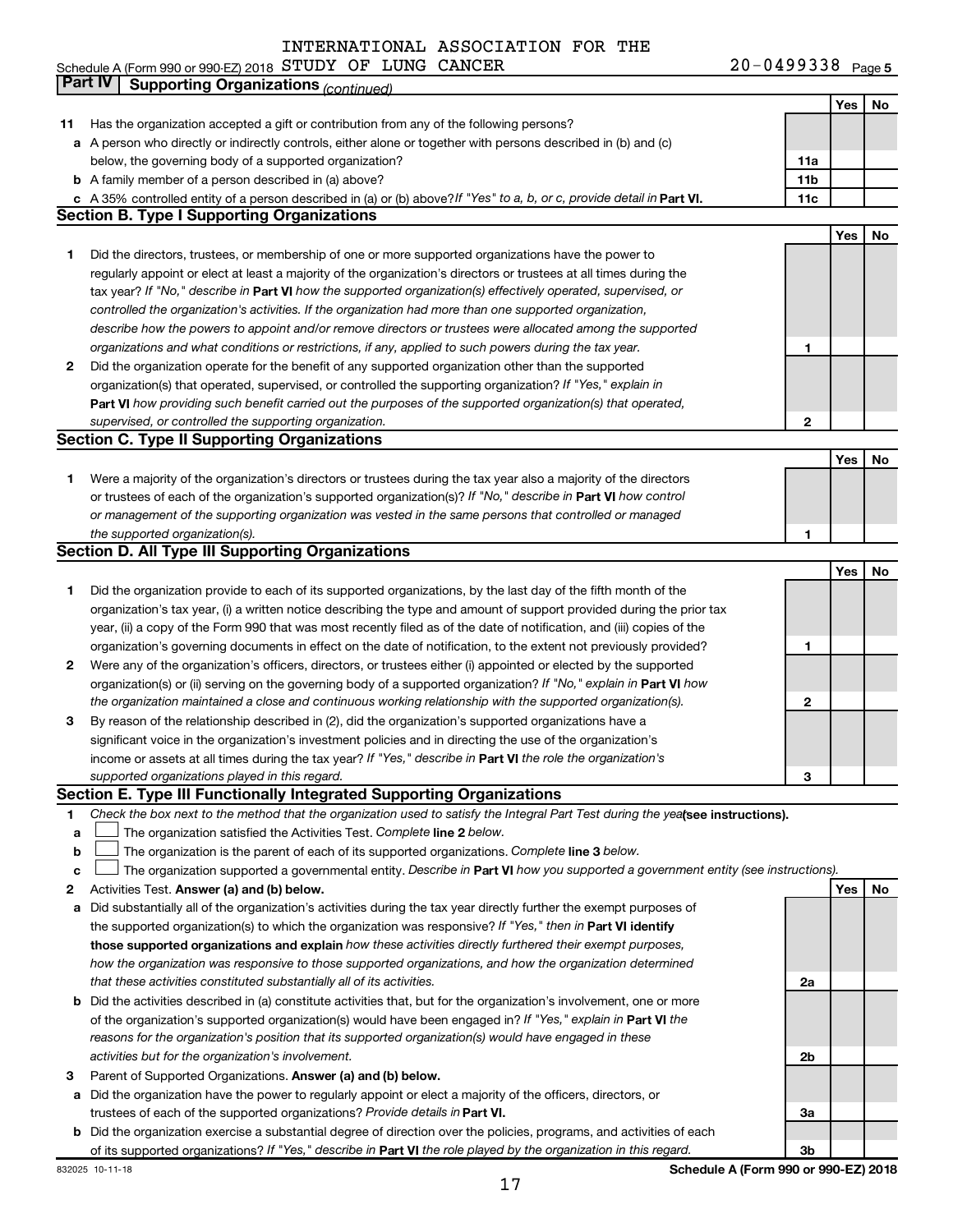INTERNATIONAL ASSOCIATION FOR THE

Schedule A (Form 990 or 990-EZ) 2018 STUDY OF LUNG CANCER 20-0499338 Page 5

## Part IV Supporting Organizations *(continued)*

| | | | Yes | No |
|---|---|---|---|---|
| **11** | Has the organization accepted a gift or contribution from any of the following persons? | | | |
| **a** | A person who directly or indirectly controls, either alone or together with persons described in (b) and (c) below, the governing body of a supported organization? | **11a** | | |
| **b** | A family member of a person described in (a) above? | **11b** | | |
| **c** | A 35% controlled entity of a person described in (a) or (b) above? *If "Yes" to a, b, or c, provide detail in* **Part VI.** | **11c** | | |

### Section B. Type I Supporting Organizations

| | | | Yes | No |
|---|---|---|---|---|
| **1** | Did the directors, trustees, or membership of one or more supported organizations have the power to regularly appoint or elect at least a majority of the organization's directors or trustees at all times during the tax year? *If "No," describe in* **Part VI** *how the supported organization(s) effectively operated, supervised, or controlled the organization's activities. If the organization had more than one supported organization, describe how the powers to appoint and/or remove directors or trustees were allocated among the supported organizations and what conditions or restrictions, if any, applied to such powers during the tax year.* | **1** | | |
| **2** | Did the organization operate for the benefit of any supported organization other than the supported organization(s) that operated, supervised, or controlled the supporting organization? *If "Yes," explain in* **Part VI** *how providing such benefit carried out the purposes of the supported organization(s) that operated, supervised, or controlled the supporting organization.* | **2** | | |

### Section C. Type II Supporting Organizations

| | | | Yes | No |
|---|---|---|---|---|
| **1** | Were a majority of the organization's directors or trustees during the tax year also a majority of the directors or trustees of each of the organization's supported organization(s)? *If "No," describe in* **Part VI** *how control or management of the supporting organization was vested in the same persons that controlled or managed the supported organization(s).* | **1** | | |

### Section D. All Type III Supporting Organizations

| | | | Yes | No |
|---|---|---|---|---|
| **1** | Did the organization provide to each of its supported organizations, by the last day of the fifth month of the organization's tax year, (i) a written notice describing the type and amount of support provided during the prior tax year, (ii) a copy of the Form 990 that was most recently filed as of the date of notification, and (iii) copies of the organization's governing documents in effect on the date of notification, to the extent not previously provided? | **1** | | |
| **2** | Were any of the organization's officers, directors, or trustees either (i) appointed or elected by the supported organization(s) or (ii) serving on the governing body of a supported organization? *If "No," explain in* **Part VI** *how the organization maintained a close and continuous working relationship with the supported organization(s).* | **2** | | |
| **3** | By reason of the relationship described in (2), did the organization's supported organizations have a significant voice in the organization's investment policies and in directing the use of the organization's income or assets at all times during the tax year? *If "Yes," describe in* **Part VI** *the role the organization's supported organizations played in this regard.* | **3** | | |

### Section E. Type III Functionally Integrated Supporting Organizations

**1** *Check the box next to the method that the organization used to satisfy the Integral Part Test during the year* **(see instructions).**

**a** ☐ The organization satisfied the Activities Test. *Complete* **line 2** *below.*

**b** ☐ The organization is the parent of each of its supported organizations. *Complete* **line 3** *below.*

**c** ☐ The organization supported a governmental entity. *Describe in* **Part VI** *how you supported a government entity (see instructions).*

| | | | Yes | No |
|---|---|---|---|---|
| **2** | Activities Test. **Answer (a) and (b) below.** | | | |
| **a** | Did substantially all of the organization's activities during the tax year directly further the exempt purposes of the supported organization(s) to which the organization was responsive? *If "Yes," then in* **Part VI identify those supported organizations and explain** *how these activities directly furthered their exempt purposes, how the organization was responsive to those supported organizations, and how the organization determined that these activities constituted substantially all of its activities.* | **2a** | | |
| **b** | Did the activities described in (a) constitute activities that, but for the organization's involvement, one or more of the organization's supported organization(s) would have been engaged in? *If "Yes," explain in* **Part VI** *the reasons for the organization's position that its supported organization(s) would have engaged in these activities but for the organization's involvement.* | **2b** | | |
| **3** | Parent of Supported Organizations. **Answer (a) and (b) below.** | | | |
| **a** | Did the organization have the power to regularly appoint or elect a majority of the officers, directors, or trustees of each of the supported organizations? *Provide details in* **Part VI.** | **3a** | | |
| **b** | Did the organization exercise a substantial degree of direction over the policies, programs, and activities of each of its supported organizations? *If "Yes," describe in* **Part VI** *the role played by the organization in this regard.* | **3b** | | |

832025 10-11-18 **Schedule A (Form 990 or 990-EZ) 2018**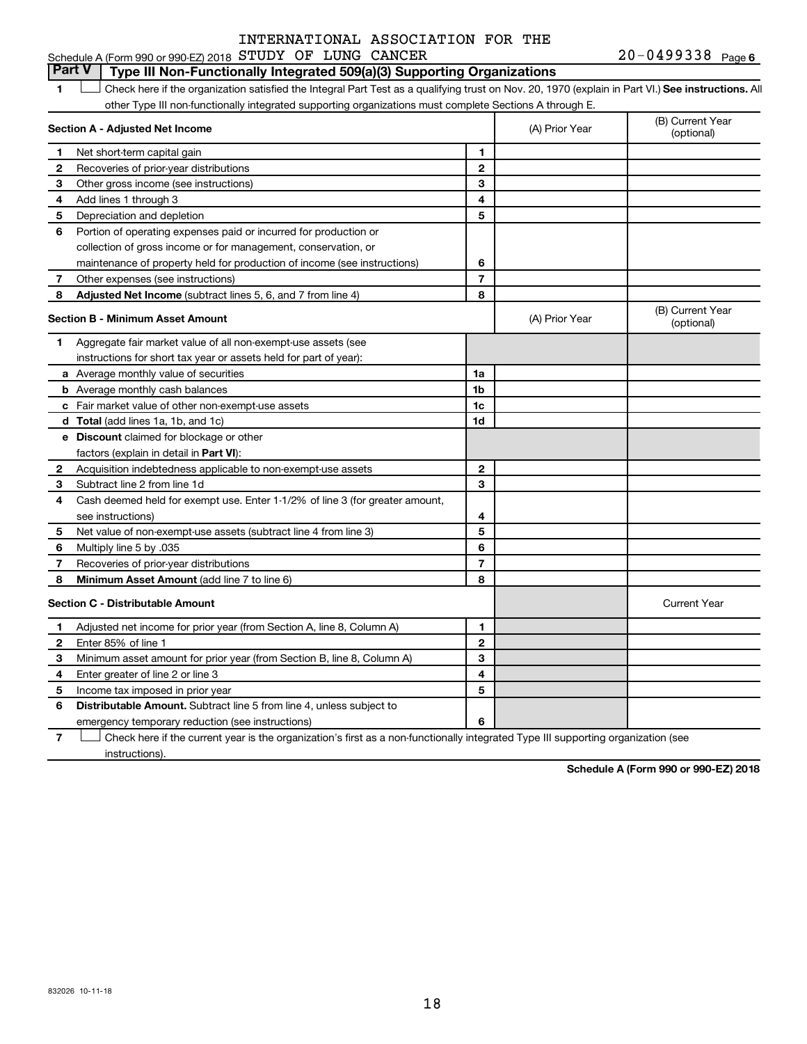INTERNATIONAL ASSOCIATION FOR THE

Schedule A (Form 990 or 990-EZ) 2018 STUDY OF LUNG CANCER 20-0499338 Page 6

## Part V | Type III Non-Functionally Integrated 509(a)(3) Supporting Organizations

1 ☐ Check here if the organization satisfied the Integral Part Test as a qualifying trust on Nov. 20, 1970 (explain in Part VI.) **See instructions.** All other Type III non-functionally integrated supporting organizations must complete Sections A through E.

| **Section A - Adjusted Net Income** | | | (A) Prior Year | (B) Current Year (optional) |
|---|---|---|---|---|
| 1 | Net short-term capital gain | 1 | | |
| 2 | Recoveries of prior-year distributions | 2 | | |
| 3 | Other gross income (see instructions) | 3 | | |
| 4 | Add lines 1 through 3 | 4 | | |
| 5 | Depreciation and depletion | 5 | | |
| 6 | Portion of operating expenses paid or incurred for production or collection of gross income or for management, conservation, or maintenance of property held for production of income (see instructions) | 6 | | |
| 7 | Other expenses (see instructions) | 7 | | |
| 8 | **Adjusted Net Income** (subtract lines 5, 6, and 7 from line 4) | 8 | | |

| **Section B - Minimum Asset Amount** | | | (A) Prior Year | (B) Current Year (optional) |
|---|---|---|---|---|
| 1 | Aggregate fair market value of all non-exempt-use assets (see instructions for short tax year or assets held for part of year): | | | |
| a | Average monthly value of securities | 1a | | |
| b | Average monthly cash balances | 1b | | |
| c | Fair market value of other non-exempt-use assets | 1c | | |
| d | **Total** (add lines 1a, 1b, and 1c) | 1d | | |
| e | **Discount** claimed for blockage or other factors (explain in detail in **Part VI**): | | | |
| 2 | Acquisition indebtedness applicable to non-exempt-use assets | 2 | | |
| 3 | Subtract line 2 from line 1d | 3 | | |
| 4 | Cash deemed held for exempt use. Enter 1-1/2% of line 3 (for greater amount, see instructions) | 4 | | |
| 5 | Net value of non-exempt-use assets (subtract line 4 from line 3) | 5 | | |
| 6 | Multiply line 5 by .035 | 6 | | |
| 7 | Recoveries of prior-year distributions | 7 | | |
| 8 | **Minimum Asset Amount** (add line 7 to line 6) | 8 | | |

| **Section C - Distributable Amount** | | | | Current Year |
|---|---|---|---|---|
| 1 | Adjusted net income for prior year (from Section A, line 8, Column A) | 1 | | |
| 2 | Enter 85% of line 1 | 2 | | |
| 3 | Minimum asset amount for prior year (from Section B, line 8, Column A) | 3 | | |
| 4 | Enter greater of line 2 or line 3 | 4 | | |
| 5 | Income tax imposed in prior year | 5 | | |
| 6 | **Distributable Amount.** Subtract line 5 from line 4, unless subject to emergency temporary reduction (see instructions) | 6 | | |

7 ☐ Check here if the current year is the organization's first as a non-functionally integrated Type III supporting organization (see instructions).

**Schedule A (Form 990 or 990-EZ) 2018**

832026 10-11-18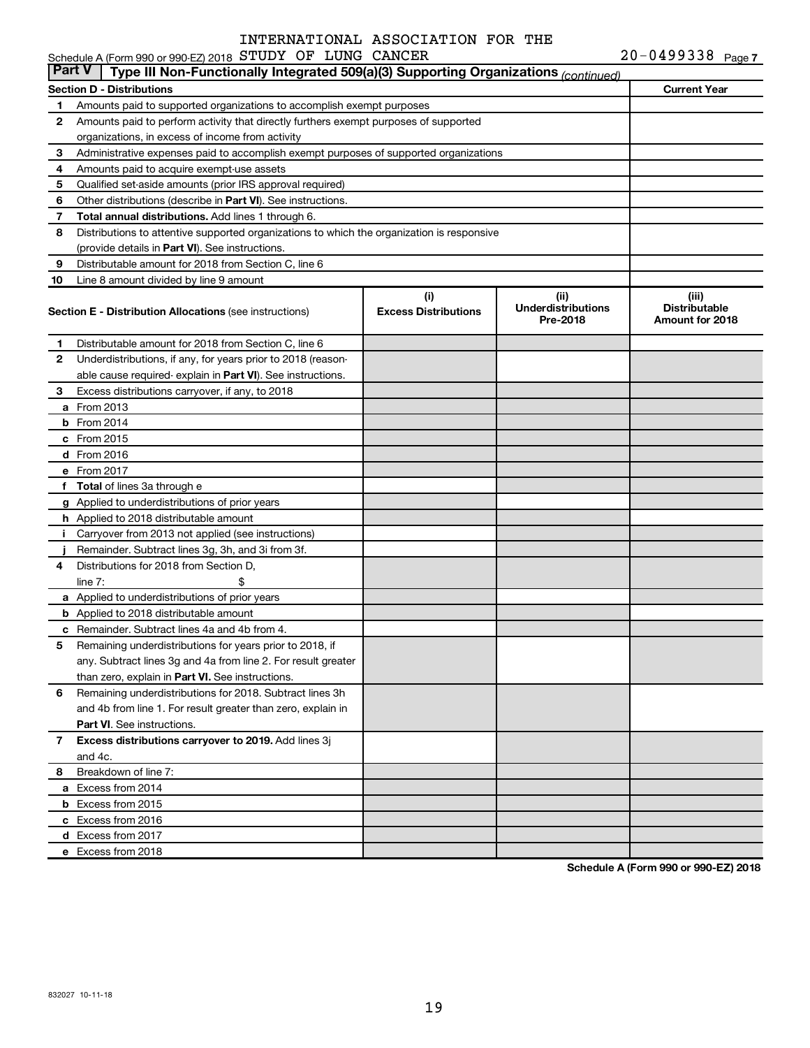INTERNATIONAL ASSOCIATION FOR THE

Schedule A (Form 990 or 990-EZ) 2018 STUDY OF LUNG CANCER 20-0499338 Page 7

**Part V** **Type III Non-Functionally Integrated 509(a)(3) Supporting Organizations** *(continued)*

| | **Section D - Distributions** | **Current Year** |
|---|---|---|
| **1** | Amounts paid to supported organizations to accomplish exempt purposes | |
| **2** | Amounts paid to perform activity that directly furthers exempt purposes of supported organizations, in excess of income from activity | |
| **3** | Administrative expenses paid to accomplish exempt purposes of supported organizations | |
| **4** | Amounts paid to acquire exempt-use assets | |
| **5** | Qualified set-aside amounts (prior IRS approval required) | |
| **6** | Other distributions (describe in **Part VI**). See instructions. | |
| **7** | **Total annual distributions.** Add lines 1 through 6. | |
| **8** | Distributions to attentive supported organizations to which the organization is responsive (provide details in **Part VI**). See instructions. | |
| **9** | Distributable amount for 2018 from Section C, line 6 | |
| **10** | Line 8 amount divided by line 9 amount | |

| | **Section E - Distribution Allocations** (see instructions) | **(i) Excess Distributions** | **(ii) Underdistributions Pre-2018** | **(iii) Distributable Amount for 2018** |
|---|---|---|---|---|
| **1** | Distributable amount for 2018 from Section C, line 6 | | | |
| **2** | Underdistributions, if any, for years prior to 2018 (reasonable cause required- explain in **Part VI**). See instructions. | | | |
| **3** | Excess distributions carryover, if any, to 2018 | | | |
| **a** | From 2013 | | | |
| **b** | From 2014 | | | |
| **c** | From 2015 | | | |
| **d** | From 2016 | | | |
| **e** | From 2017 | | | |
| **f** | **Total** of lines 3a through e | | | |
| **g** | Applied to underdistributions of prior years | | | |
| **h** | Applied to 2018 distributable amount | | | |
| **i** | Carryover from 2013 not applied (see instructions) | | | |
| **j** | Remainder. Subtract lines 3g, 3h, and 3i from 3f. | | | |
| **4** | Distributions for 2018 from Section D, line 7: $ | | | |
| **a** | Applied to underdistributions of prior years | | | |
| **b** | Applied to 2018 distributable amount | | | |
| **c** | Remainder. Subtract lines 4a and 4b from 4. | | | |
| **5** | Remaining underdistributions for years prior to 2018, if any. Subtract lines 3g and 4a from line 2. For result greater than zero, explain in **Part VI.** See instructions. | | | |
| **6** | Remaining underdistributions for 2018. Subtract lines 3h and 4b from line 1. For result greater than zero, explain in **Part VI**. See instructions. | | | |
| **7** | **Excess distributions carryover to 2019.** Add lines 3j and 4c. | | | |
| **8** | Breakdown of line 7: | | | |
| **a** | Excess from 2014 | | | |
| **b** | Excess from 2015 | | | |
| **c** | Excess from 2016 | | | |
| **d** | Excess from 2017 | | | |
| **e** | Excess from 2018 | | | |

**Schedule A (Form 990 or 990-EZ) 2018**

832027 10-11-18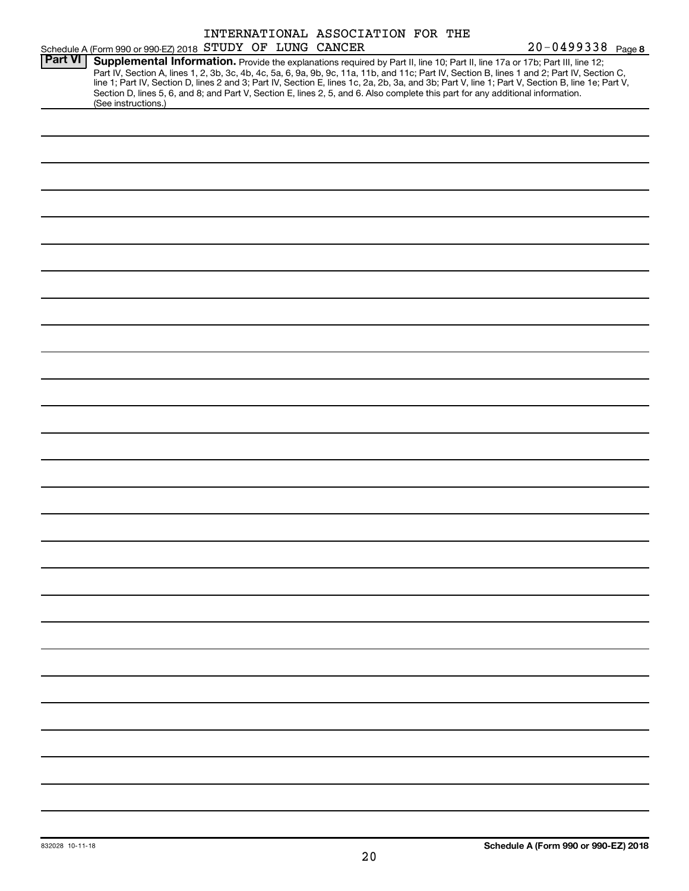Schedule A (Form 990 or 990-EZ) 2018 INTERNATIONAL ASSOCIATION FOR THE STUDY OF LUNG CANCER 20-0499338 Page 8

**Part VI** **Supplemental Information.** Provide the explanations required by Part II, line 10; Part II, line 17a or 17b; Part III, line 12; Part IV, Section A, lines 1, 2, 3b, 3c, 4b, 4c, 5a, 6, 9a, 9b, 9c, 11a, 11b, and 11c; Part IV, Section B, lines 1 and 2; Part IV, Section C, line 1; Part IV, Section D, lines 2 and 3; Part IV, Section E, lines 1c, 2a, 2b, 3a, and 3b; Part V, line 1; Part V, Section B, line 1e; Part V, Section D, lines 5, 6, and 8; and Part V, Section E, lines 2, 5, and 6. Also complete this part for any additional information. (See instructions.)

832028 10-11-18

**Schedule A (Form 990 or 990-EZ) 2018**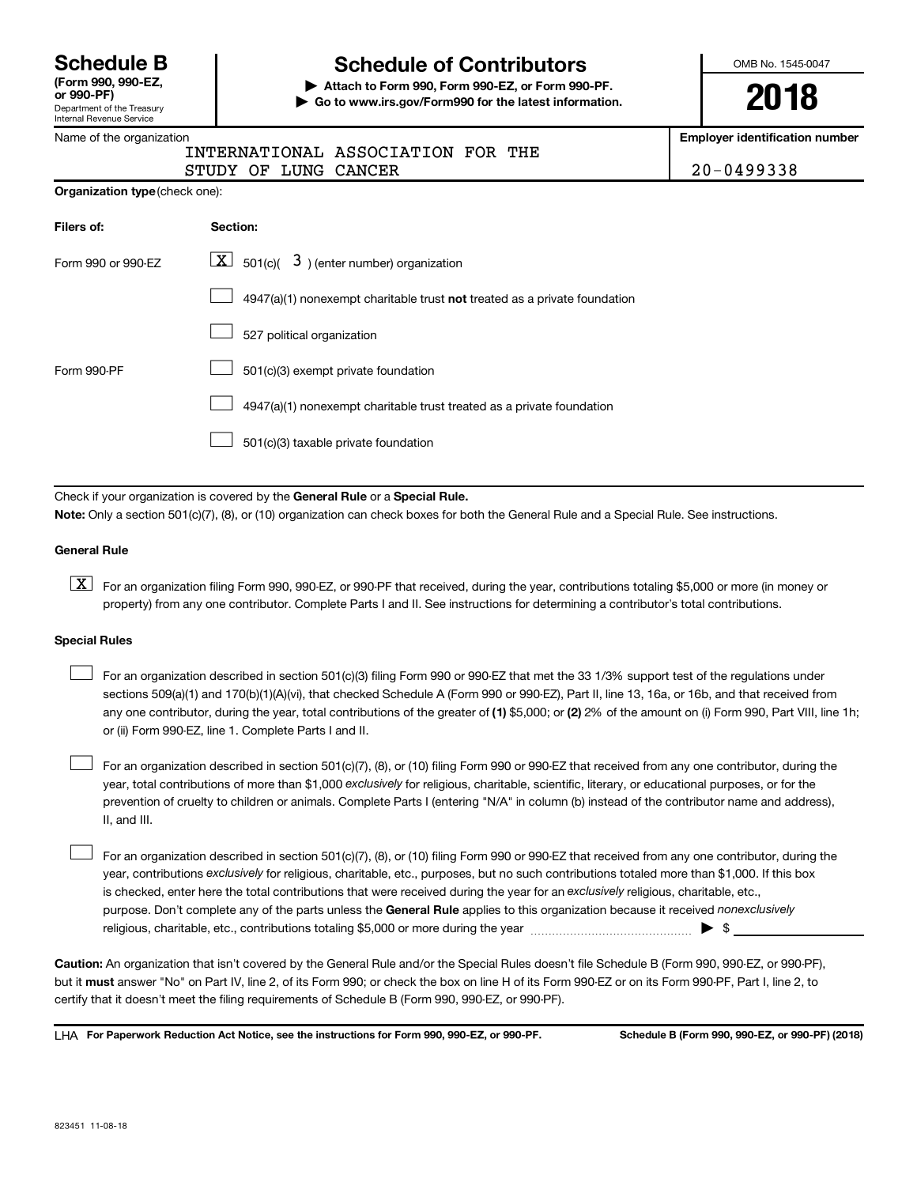# Schedule B

**(Form 990, 990-EZ, or 990-PF)**

Department of the Treasury
Internal Revenue Service

## Schedule of Contributors

▶ **Attach to Form 990, Form 990-EZ, or Form 990-PF.**

▶ **Go to www.irs.gov/Form990 for the latest information.**

OMB No. 1545-0047

**2018**

Name of the organization: INTERNATIONAL ASSOCIATION FOR THE STUDY OF LUNG CANCER

**Employer identification number:** 20-0499338

**Organization type** (check one):

| Filers of: | Section: |
|---|---|
| Form 990 or 990-EZ | [X] 501(c)( 3 ) (enter number) organization |
| | [ ] 4947(a)(1) nonexempt charitable trust **not** treated as a private foundation |
| | [ ] 527 political organization |
| Form 990-PF | [ ] 501(c)(3) exempt private foundation |
| | [ ] 4947(a)(1) nonexempt charitable trust treated as a private foundation |
| | [ ] 501(c)(3) taxable private foundation |

Check if your organization is covered by the **General Rule** or a **Special Rule.**

**Note:** Only a section 501(c)(7), (8), or (10) organization can check boxes for both the General Rule and a Special Rule. See instructions.

**General Rule**

[X] For an organization filing Form 990, 990-EZ, or 990-PF that received, during the year, contributions totaling $5,000 or more (in money or property) from any one contributor. Complete Parts I and II. See instructions for determining a contributor's total contributions.

**Special Rules**

[ ] For an organization described in section 501(c)(3) filing Form 990 or 990-EZ that met the 33 1/3% support test of the regulations under sections 509(a)(1) and 170(b)(1)(A)(vi), that checked Schedule A (Form 990 or 990-EZ), Part II, line 13, 16a, or 16b, and that received from any one contributor, during the year, total contributions of the greater of **(1)** $5,000; or **(2)** 2% of the amount on (i) Form 990, Part VIII, line 1h; or (ii) Form 990-EZ, line 1. Complete Parts I and II.

[ ] For an organization described in section 501(c)(7), (8), or (10) filing Form 990 or 990-EZ that received from any one contributor, during the year, total contributions of more than $1,000 *exclusively* for religious, charitable, scientific, literary, or educational purposes, or for the prevention of cruelty to children or animals. Complete Parts I (entering "N/A" in column (b) instead of the contributor name and address), II, and III.

[ ] For an organization described in section 501(c)(7), (8), or (10) filing Form 990 or 990-EZ that received from any one contributor, during the year, contributions *exclusively* for religious, charitable, etc., purposes, but no such contributions totaled more than $1,000. If this box is checked, enter here the total contributions that were received during the year for an *exclusively* religious, charitable, etc., purpose. Don't complete any of the parts unless the **General Rule** applies to this organization because it received *nonexclusively* religious, charitable, etc., contributions totaling $5,000 or more during the year ▶ $ ______

**Caution:** An organization that isn't covered by the General Rule and/or the Special Rules doesn't file Schedule B (Form 990, 990-EZ, or 990-PF), but it **must** answer "No" on Part IV, line 2, of its Form 990; or check the box on line H of its Form 990-EZ or on its Form 990-PF, Part I, line 2, to certify that it doesn't meet the filing requirements of Schedule B (Form 990, 990-EZ, or 990-PF).

LHA **For Paperwork Reduction Act Notice, see the instructions for Form 990, 990-EZ, or 990-PF.** **Schedule B (Form 990, 990-EZ, or 990-PF) (2018)**

823451 11-08-18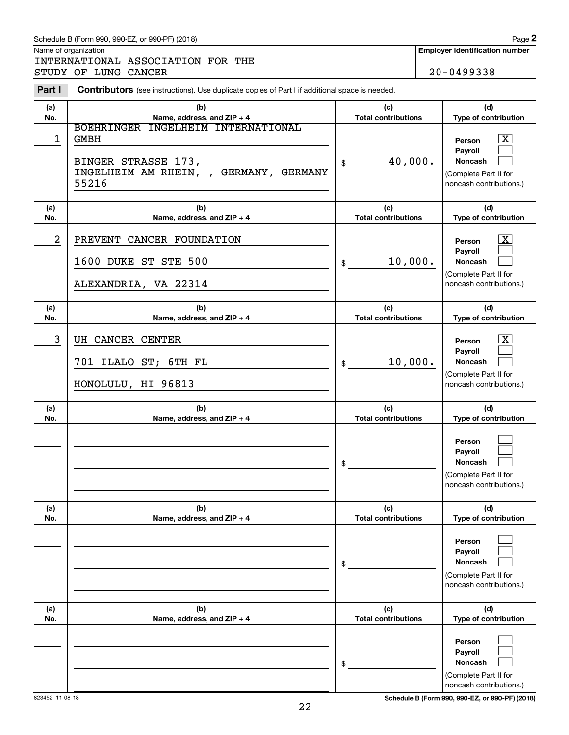Schedule B (Form 990, 990-EZ, or 990-PF) (2018)

Name of organization: INTERNATIONAL ASSOCIATION FOR THE STUDY OF LUNG CANCER

**Employer identification number:** 20-0499338

**Part I** **Contributors** (see instructions). Use duplicate copies of Part I if additional space is needed.

| (a) No. | (b) Name, address, and ZIP + 4 | (c) Total contributions | (d) Type of contribution |
|---|---|---|---|
| 1 | BOEHRINGER INGELHEIM INTERNATIONAL GMBH<br>BINGER STRASSE 173,<br>INGELHEIM AM RHEIN, , GERMANY, GERMANY 55216 | $ 40,000. | Person [X]<br>Payroll [ ]<br>Noncash [ ]<br>(Complete Part II for noncash contributions.) |
| 2 | PREVENT CANCER FOUNDATION<br>1600 DUKE ST STE 500<br>ALEXANDRIA, VA 22314 | $ 10,000. | Person [X]<br>Payroll [ ]<br>Noncash [ ]<br>(Complete Part II for noncash contributions.) |
| 3 | UH CANCER CENTER<br>701 ILALO ST; 6TH FL<br>HONOLULU, HI 96813 | $ 10,000. | Person [X]<br>Payroll [ ]<br>Noncash [ ]<br>(Complete Part II for noncash contributions.) |
| | | $ | Person [ ]<br>Payroll [ ]<br>Noncash [ ]<br>(Complete Part II for noncash contributions.) |
| | | $ | Person [ ]<br>Payroll [ ]<br>Noncash [ ]<br>(Complete Part II for noncash contributions.) |
| | | $ | Person [ ]<br>Payroll [ ]<br>Noncash [ ]<br>(Complete Part II for noncash contributions.) |

823452 11-08-18

Schedule B (Form 990, 990-EZ, or 990-PF) (2018)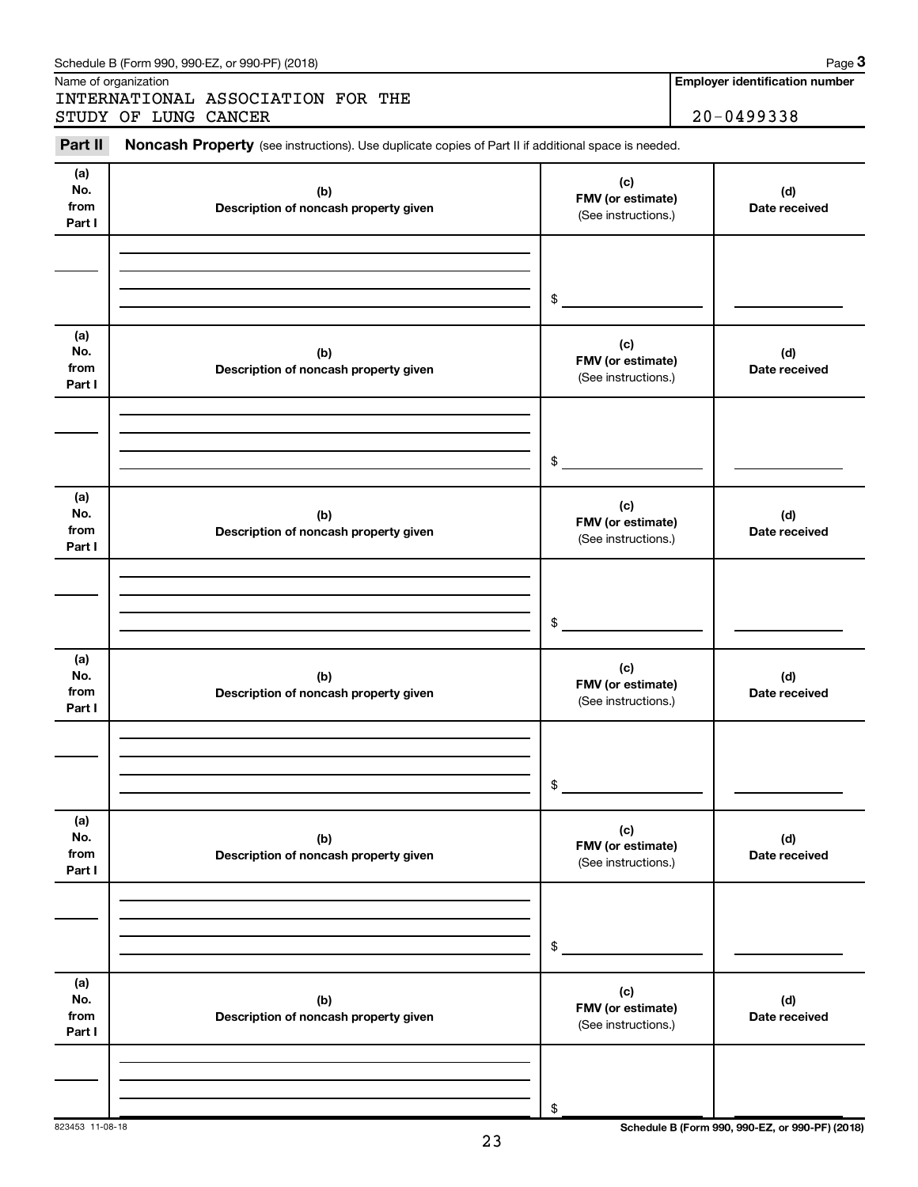Schedule B (Form 990, 990-EZ, or 990-PF) (2018)

Name of organization

INTERNATIONAL ASSOCIATION FOR THE STUDY OF LUNG CANCER

**Employer identification number**

20-0499338

**Part II** **Noncash Property** (see instructions). Use duplicate copies of Part II if additional space is needed.

| (a) No. from Part I | (b) Description of noncash property given | (c) FMV (or estimate) (See instructions.) | (d) Date received |
|---|---|---|---|
| | | $ | |

| (a) No. from Part I | (b) Description of noncash property given | (c) FMV (or estimate) (See instructions.) | (d) Date received |
|---|---|---|---|
| | | $ | |

| (a) No. from Part I | (b) Description of noncash property given | (c) FMV (or estimate) (See instructions.) | (d) Date received |
|---|---|---|---|
| | | $ | |

| (a) No. from Part I | (b) Description of noncash property given | (c) FMV (or estimate) (See instructions.) | (d) Date received |
|---|---|---|---|
| | | $ | |

| (a) No. from Part I | (b) Description of noncash property given | (c) FMV (or estimate) (See instructions.) | (d) Date received |
|---|---|---|---|
| | | $ | |

| (a) No. from Part I | (b) Description of noncash property given | (c) FMV (or estimate) (See instructions.) | (d) Date received |
|---|---|---|---|
| | | $ | |

823453 11-08-18

Schedule B (Form 990, 990-EZ, or 990-PF) (2018)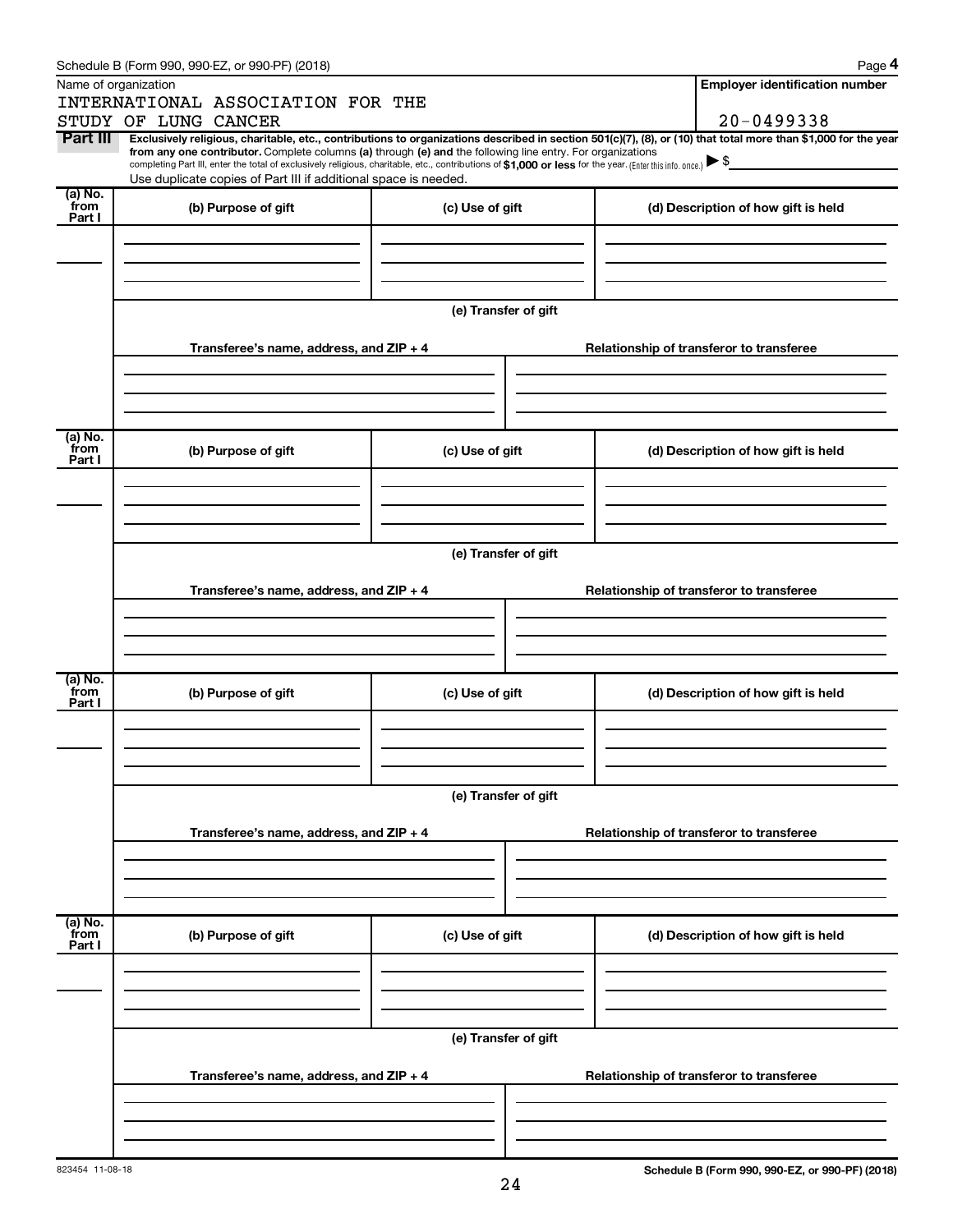Schedule B (Form 990, 990-EZ, or 990-PF) (2018) Page **4**

| Name of organization | Employer identification number |
|---|---|
| INTERNATIONAL ASSOCIATION FOR THE STUDY OF LUNG CANCER | 20-0499338 |

**Part III** **Exclusively religious, charitable, etc., contributions to organizations described in section 501(c)(7), (8), or (10) that total more than $1,000 for the year from any one contributor.** Complete columns **(a)** through **(e)** and the following line entry. For organizations completing Part III, enter the total of exclusively religious, charitable, etc., contributions of **$1,000 or less** for the year. (Enter this info. once.) ▶ $

Use duplicate copies of Part III if additional space is needed.

| (a) No. from Part I | (b) Purpose of gift | (c) Use of gift | (d) Description of how gift is held |
|---|---|---|---|
| | | | |

**(e) Transfer of gift**

| Transferee's name, address, and ZIP + 4 | Relationship of transferor to transferee |
|---|---|
| | |

| (a) No. from Part I | (b) Purpose of gift | (c) Use of gift | (d) Description of how gift is held |
|---|---|---|---|
| | | | |

**(e) Transfer of gift**

| Transferee's name, address, and ZIP + 4 | Relationship of transferor to transferee |
|---|---|
| | |

| (a) No. from Part I | (b) Purpose of gift | (c) Use of gift | (d) Description of how gift is held |
|---|---|---|---|
| | | | |

**(e) Transfer of gift**

| Transferee's name, address, and ZIP + 4 | Relationship of transferor to transferee |
|---|---|
| | |

| (a) No. from Part I | (b) Purpose of gift | (c) Use of gift | (d) Description of how gift is held |
|---|---|---|---|
| | | | |

**(e) Transfer of gift**

| Transferee's name, address, and ZIP + 4 | Relationship of transferor to transferee |
|---|---|
| | |

823454 11-08-18

**Schedule B (Form 990, 990-EZ, or 990-PF) (2018)**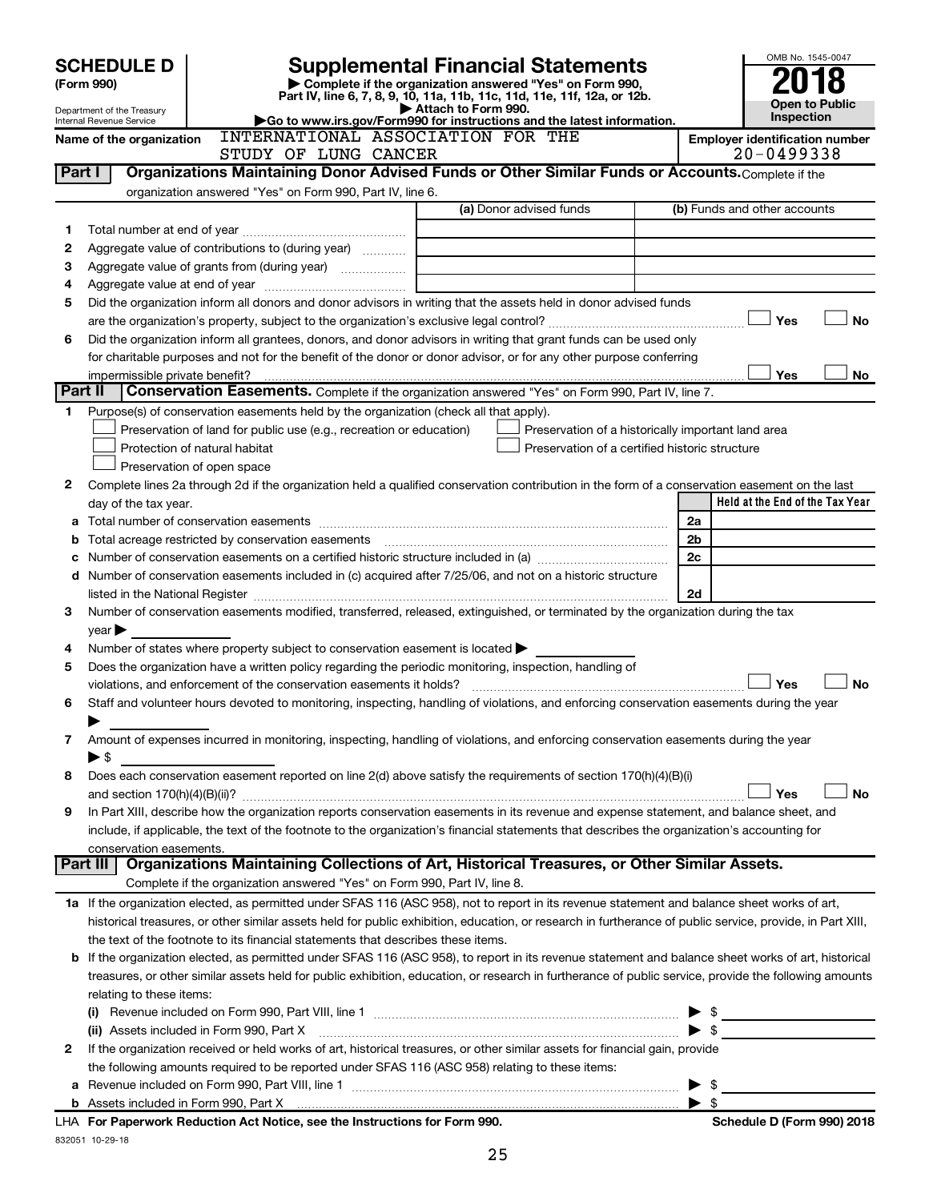# SCHEDULE D (Form 990)

Department of the Treasury
Internal Revenue Service

# Supplemental Financial Statements

▶ Complete if the organization answered "Yes" on Form 990, Part IV, line 6, 7, 8, 9, 10, 11a, 11b, 11c, 11d, 11e, 11f, 12a, or 12b.
▶ Attach to Form 990.
▶Go to www.irs.gov/Form990 for instructions and the latest information.

OMB No. 1545-0047

**2018**

**Open to Public Inspection**

**Name of the organization** INTERNATIONAL ASSOCIATION FOR THE STUDY OF LUNG CANCER

**Employer identification number** 20-0499338

## Part I Organizations Maintaining Donor Advised Funds or Other Similar Funds or Accounts.

Complete if the organization answered "Yes" on Form 990, Part IV, line 6.

| | | (a) Donor advised funds | (b) Funds and other accounts |
|---|---|---|---|
| 1 | Total number at end of year | | |
| 2 | Aggregate value of contributions to (during year) | | |
| 3 | Aggregate value of grants from (during year) | | |
| 4 | Aggregate value at end of year | | |

5 Did the organization inform all donors and donor advisors in writing that the assets held in donor advised funds are the organization's property, subject to the organization's exclusive legal control? ☐ Yes ☐ No

6 Did the organization inform all grantees, donors, and donor advisors in writing that grant funds can be used only for charitable purposes and not for the benefit of the donor or donor advisor, or for any other purpose conferring impermissible private benefit? ☐ Yes ☐ No

## Part II Conservation Easements.

Complete if the organization answered "Yes" on Form 990, Part IV, line 7.

1 Purpose(s) of conservation easements held by the organization (check all that apply).

- ☐ Preservation of land for public use (e.g., recreation or education)
- ☐ Protection of natural habitat
- ☐ Preservation of open space
- ☐ Preservation of a historically important land area
- ☐ Preservation of a certified historic structure

2 Complete lines 2a through 2d if the organization held a qualified conservation contribution in the form of a conservation easement on the last day of the tax year.

| | | | Held at the End of the Tax Year |
|---|---|---|---|
| a | Total number of conservation easements | 2a | |
| b | Total acreage restricted by conservation easements | 2b | |
| c | Number of conservation easements on a certified historic structure included in (a) | 2c | |
| d | Number of conservation easements included in (c) acquired after 7/25/06, and not on a historic structure listed in the National Register | 2d | |

3 Number of conservation easements modified, transferred, released, extinguished, or terminated by the organization during the tax year ▶

4 Number of states where property subject to conservation easement is located ▶

5 Does the organization have a written policy regarding the periodic monitoring, inspection, handling of violations, and enforcement of the conservation easements it holds? ☐ Yes ☐ No

6 Staff and volunteer hours devoted to monitoring, inspecting, handling of violations, and enforcing conservation easements during the year ▶

7 Amount of expenses incurred in monitoring, inspecting, handling of violations, and enforcing conservation easements during the year ▶ $

8 Does each conservation easement reported on line 2(d) above satisfy the requirements of section 170(h)(4)(B)(i) and section 170(h)(4)(B)(ii)? ☐ Yes ☐ No

9 In Part XIII, describe how the organization reports conservation easements in its revenue and expense statement, and balance sheet, and include, if applicable, the text of the footnote to the organization's financial statements that describes the organization's accounting for conservation easements.

## Part III Organizations Maintaining Collections of Art, Historical Treasures, or Other Similar Assets.

Complete if the organization answered "Yes" on Form 990, Part IV, line 8.

1a If the organization elected, as permitted under SFAS 116 (ASC 958), not to report in its revenue statement and balance sheet works of art, historical treasures, or other similar assets held for public exhibition, education, or research in furtherance of public service, provide, in Part XIII, the text of the footnote to its financial statements that describes these items.

b If the organization elected, as permitted under SFAS 116 (ASC 958), to report in its revenue statement and balance sheet works of art, historical treasures, or other similar assets held for public exhibition, education, or research in furtherance of public service, provide the following amounts relating to these items:

(i) Revenue included on Form 990, Part VIII, line 1 ▶ $

(ii) Assets included in Form 990, Part X ▶ $

2 If the organization received or held works of art, historical treasures, or other similar assets for financial gain, provide the following amounts required to be reported under SFAS 116 (ASC 958) relating to these items:

a Revenue included on Form 990, Part VIII, line 1 ▶ $

b Assets included in Form 990, Part X ▶ $

LHA For Paperwork Reduction Act Notice, see the Instructions for Form 990. Schedule D (Form 990) 2018

832051 10-29-18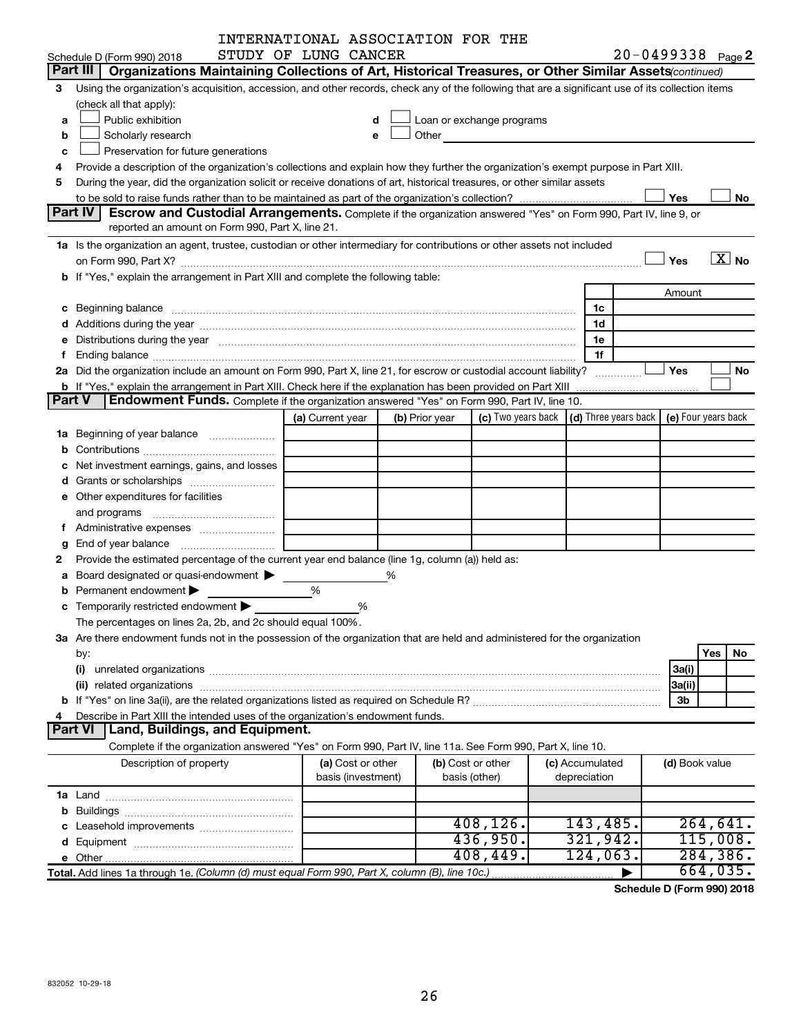INTERNATIONAL ASSOCIATION FOR THE STUDY OF LUNG CANCER

Schedule D (Form 990) 2018 — 20-0499338 Page **2**

## Part III Organizations Maintaining Collections of Art, Historical Treasures, or Other Similar Assets *(continued)*

**3** Using the organization's acquisition, accession, and other records, check any of the following that are a significant use of its collection items (check all that apply):

- **a** ☐ Public exhibition
- **b** ☐ Scholarly research
- **c** ☐ Preservation for future generations
- **d** ☐ Loan or exchange programs
- **e** ☐ Other

**4** Provide a description of the organization's collections and explain how they further the organization's exempt purpose in Part XIII.

**5** During the year, did the organization solicit or receive donations of art, historical treasures, or other similar assets to be sold to raise funds rather than to be maintained as part of the organization's collection? ☐ Yes ☐ No

## Part IV Escrow and Custodial Arrangements.

Complete if the organization answered "Yes" on Form 990, Part IV, line 9, or reported an amount on Form 990, Part X, line 21.

**1a** Is the organization an agent, trustee, custodian or other intermediary for contributions or other assets not included on Form 990, Part X? ☐ Yes ☒ No

**b** If "Yes," explain the arrangement in Part XIII and complete the following table:

| | | Amount |
|---|---|---|
| **c** Beginning balance | 1c | |
| **d** Additions during the year | 1d | |
| **e** Distributions during the year | 1e | |
| **f** Ending balance | 1f | |

**2a** Did the organization include an amount on Form 990, Part X, line 21, for escrow or custodial account liability? ☐ Yes ☐ No

**b** If "Yes," explain the arrangement in Part XIII. Check here if the explanation has been provided on Part XIII ☐

## Part V Endowment Funds.

Complete if the organization answered "Yes" on Form 990, Part IV, line 10.

| | (a) Current year | (b) Prior year | (c) Two years back | (d) Three years back | (e) Four years back |
|---|---|---|---|---|---|
| **1a** Beginning of year balance | | | | | |
| **b** Contributions | | | | | |
| **c** Net investment earnings, gains, and losses | | | | | |
| **d** Grants or scholarships | | | | | |
| **e** Other expenditures for facilities and programs | | | | | |
| **f** Administrative expenses | | | | | |
| **g** End of year balance | | | | | |

**2** Provide the estimated percentage of the current year end balance (line 1g, column (a)) held as:

- **a** Board designated or quasi-endowment ▶ ______ %
- **b** Permanent endowment ▶ ______ %
- **c** Temporarily restricted endowment ▶ ______ %

The percentages on lines 2a, 2b, and 2c should equal 100%.

**3a** Are there endowment funds not in the possession of the organization that are held and administered for the organization by:

| | | Yes | No |
|---|---|---|---|
| **(i)** unrelated organizations | 3a(i) | | |
| **(ii)** related organizations | 3a(ii) | | |
| **b** If "Yes" on line 3a(ii), are the related organizations listed as required on Schedule R? | 3b | | |

**4** Describe in Part XIII the intended uses of the organization's endowment funds.

## Part VI Land, Buildings, and Equipment.

Complete if the organization answered "Yes" on Form 990, Part IV, line 11a. See Form 990, Part X, line 10.

| Description of property | (a) Cost or other basis (investment) | (b) Cost or other basis (other) | (c) Accumulated depreciation | (d) Book value |
|---|---|---|---|---|
| **1a** Land | | | | |
| **b** Buildings | | | | |
| **c** Leasehold improvements | | 408,126. | 143,485. | 264,641. |
| **d** Equipment | | 436,950. | 321,942. | 115,008. |
| **e** Other | | 408,449. | 124,063. | 284,386. |
| **Total.** Add lines 1a through 1e. *(Column (d) must equal Form 990, Part X, column (B), line 10c.)* | | | ▶ | 664,035. |

**Schedule D (Form 990) 2018**

832052 10-29-18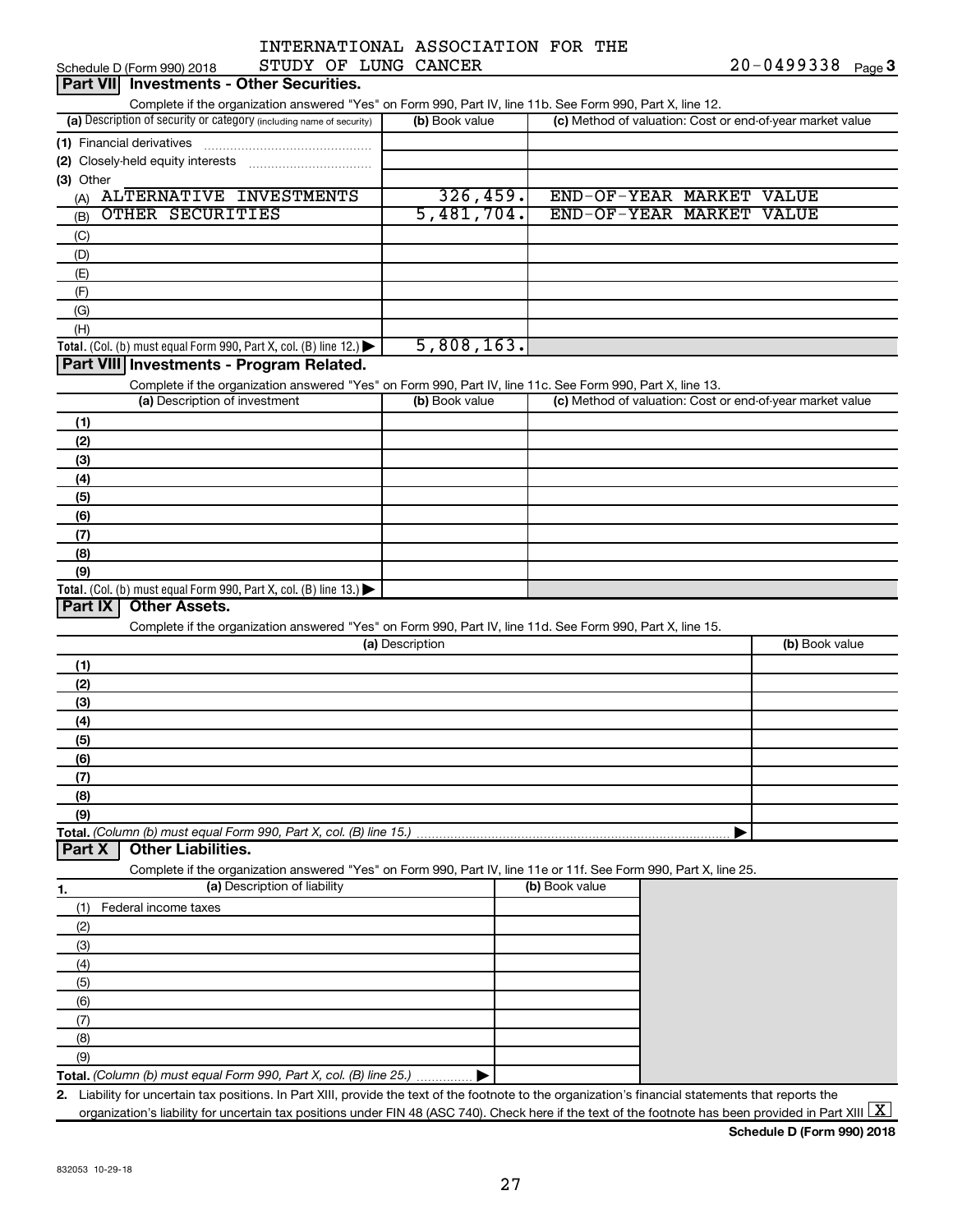INTERNATIONAL ASSOCIATION FOR THE STUDY OF LUNG CANCER

Schedule D (Form 990) 2018 20-0499338 Page 3

## Part VII Investments - Other Securities.

Complete if the organization answered "Yes" on Form 990, Part IV, line 11b. See Form 990, Part X, line 12.

| (a) Description of security or category (including name of security) | (b) Book value | (c) Method of valuation: Cost or end-of-year market value |
|---|---|---|
| (1) Financial derivatives | | |
| (2) Closely-held equity interests | | |
| (3) Other | | |
| (A) ALTERNATIVE INVESTMENTS | 326,459. | END-OF-YEAR MARKET VALUE |
| (B) OTHER SECURITIES | 5,481,704. | END-OF-YEAR MARKET VALUE |
| (C) | | |
| (D) | | |
| (E) | | |
| (F) | | |
| (G) | | |
| (H) | | |
| **Total.** (Col. (b) must equal Form 990, Part X, col. (B) line 12.) ▶ | 5,808,163. | |

## Part VIII Investments - Program Related.

Complete if the organization answered "Yes" on Form 990, Part IV, line 11c. See Form 990, Part X, line 13.

| (a) Description of investment | (b) Book value | (c) Method of valuation: Cost or end-of-year market value |
|---|---|---|
| (1) | | |
| (2) | | |
| (3) | | |
| (4) | | |
| (5) | | |
| (6) | | |
| (7) | | |
| (8) | | |
| (9) | | |
| **Total.** (Col. (b) must equal Form 990, Part X, col. (B) line 13.) ▶ | | |

## Part IX Other Assets.

Complete if the organization answered "Yes" on Form 990, Part IV, line 11d. See Form 990, Part X, line 15.

| (a) Description | (b) Book value |
|---|---|
| (1) | |
| (2) | |
| (3) | |
| (4) | |
| (5) | |
| (6) | |
| (7) | |
| (8) | |
| (9) | |
| **Total.** *(Column (b) must equal Form 990, Part X, col. (B) line 15.)* ▶ | |

## Part X Other Liabilities.

Complete if the organization answered "Yes" on Form 990, Part IV, line 11e or 11f. See Form 990, Part X, line 25.

| 1. (a) Description of liability | (b) Book value |
|---|---|
| (1) Federal income taxes | |
| (2) | |
| (3) | |
| (4) | |
| (5) | |
| (6) | |
| (7) | |
| (8) | |
| (9) | |
| **Total.** *(Column (b) must equal Form 990, Part X, col. (B) line 25.)* ▶ | |

2. Liability for uncertain tax positions. In Part XIII, provide the text of the footnote to the organization's financial statements that reports the organization's liability for uncertain tax positions under FIN 48 (ASC 740). Check here if the text of the footnote has been provided in Part XIII [X]

**Schedule D (Form 990) 2018**

832053 10-29-18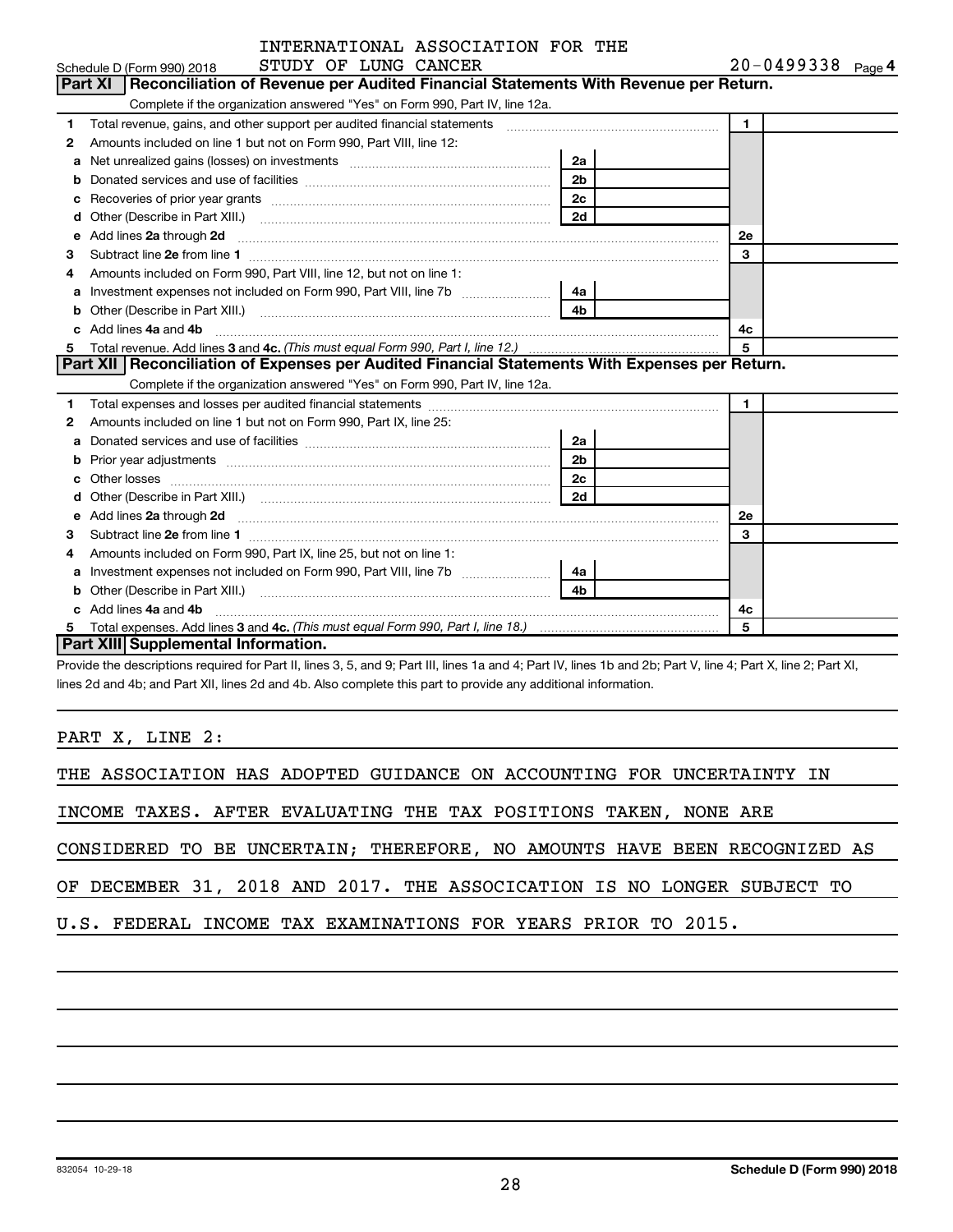INTERNATIONAL ASSOCIATION FOR THE STUDY OF LUNG CANCER

Schedule D (Form 990) 2018 — 20-0499338 Page 4

## Part XI Reconciliation of Revenue per Audited Financial Statements With Revenue per Return.

Complete if the organization answered "Yes" on Form 990, Part IV, line 12a.

| | | | | | |
|---|---|---|---|---|---|
| 1 | Total revenue, gains, and other support per audited financial statements | | | 1 | |
| 2 | Amounts included on line 1 but not on Form 990, Part VIII, line 12: | | | | |
| a | Net unrealized gains (losses) on investments | 2a | | | |
| b | Donated services and use of facilities | 2b | | | |
| c | Recoveries of prior year grants | 2c | | | |
| d | Other (Describe in Part XIII.) | 2d | | | |
| e | Add lines 2a through 2d | | | 2e | |
| 3 | Subtract line 2e from line 1 | | | 3 | |
| 4 | Amounts included on Form 990, Part VIII, line 12, but not on line 1: | | | | |
| a | Investment expenses not included on Form 990, Part VIII, line 7b | 4a | | | |
| b | Other (Describe in Part XIII.) | 4b | | | |
| c | Add lines 4a and 4b | | | 4c | |
| 5 | Total revenue. Add lines 3 and 4c. *(This must equal Form 990, Part I, line 12.)* | | | 5 | |

## Part XII Reconciliation of Expenses per Audited Financial Statements With Expenses per Return.

Complete if the organization answered "Yes" on Form 990, Part IV, line 12a.

| | | | | | |
|---|---|---|---|---|---|
| 1 | Total expenses and losses per audited financial statements | | | 1 | |
| 2 | Amounts included on line 1 but not on Form 990, Part IX, line 25: | | | | |
| a | Donated services and use of facilities | 2a | | | |
| b | Prior year adjustments | 2b | | | |
| c | Other losses | 2c | | | |
| d | Other (Describe in Part XIII.) | 2d | | | |
| e | Add lines 2a through 2d | | | 2e | |
| 3 | Subtract line 2e from line 1 | | | 3 | |
| 4 | Amounts included on Form 990, Part IX, line 25, but not on line 1: | | | | |
| a | Investment expenses not included on Form 990, Part VIII, line 7b | 4a | | | |
| b | Other (Describe in Part XIII.) | 4b | | | |
| c | Add lines 4a and 4b | | | 4c | |
| 5 | Total expenses. Add lines 3 and 4c. *(This must equal Form 990, Part I, line 18.)* | | | 5 | |

## Part XIII Supplemental Information.

Provide the descriptions required for Part II, lines 3, 5, and 9; Part III, lines 1a and 4; Part IV, lines 1b and 2b; Part V, line 4; Part X, line 2; Part XI, lines 2d and 4b; and Part XII, lines 2d and 4b. Also complete this part to provide any additional information.

PART X, LINE 2:

THE ASSOCIATION HAS ADOPTED GUIDANCE ON ACCOUNTING FOR UNCERTAINTY IN INCOME TAXES. AFTER EVALUATING THE TAX POSITIONS TAKEN, NONE ARE CONSIDERED TO BE UNCERTAIN; THEREFORE, NO AMOUNTS HAVE BEEN RECOGNIZED AS OF DECEMBER 31, 2018 AND 2017. THE ASSOCICATION IS NO LONGER SUBJECT TO U.S. FEDERAL INCOME TAX EXAMINATIONS FOR YEARS PRIOR TO 2015.

832054 10-29-18 Schedule D (Form 990) 2018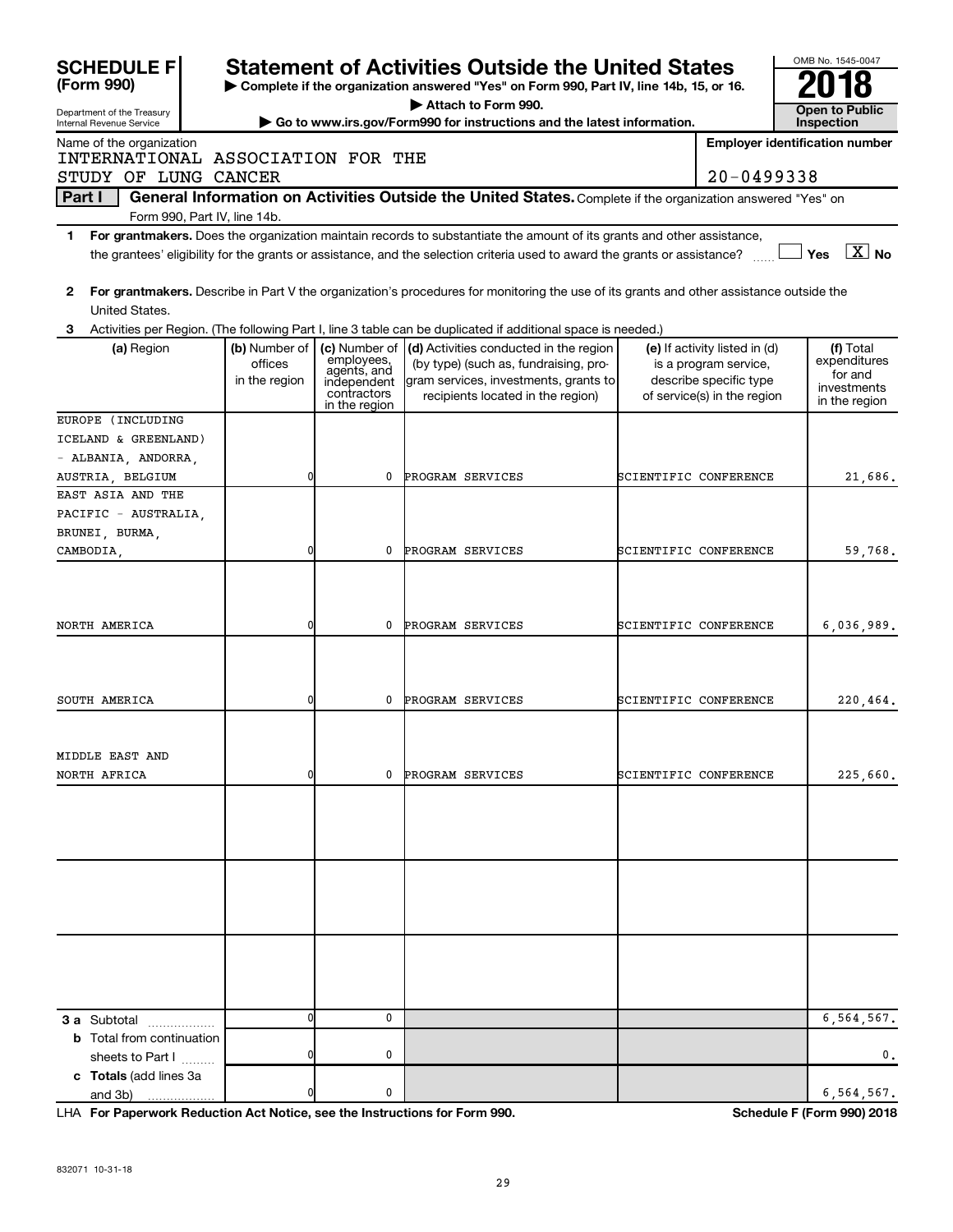# SCHEDULE F (Form 990)

Department of the Treasury
Internal Revenue Service

## Statement of Activities Outside the United States

▶ Complete if the organization answered "Yes" on Form 990, Part IV, line 14b, 15, or 16.
▶ Attach to Form 990.
▶ Go to www.irs.gov/Form990 for instructions and the latest information.

OMB No. 1545-0047
**2018**
**Open to Public Inspection**

Name of the organization: INTERNATIONAL ASSOCIATION FOR THE STUDY OF LUNG CANCER

Employer identification number: 20-0499338

**Part I** **General Information on Activities Outside the United States.** Complete if the organization answered "Yes" on Form 990, Part IV, line 14b.

1. **For grantmakers.** Does the organization maintain records to substantiate the amount of its grants and other assistance, the grantees' eligibility for the grants or assistance, and the selection criteria used to award the grants or assistance? ☐ Yes ☒ No

2. **For grantmakers.** Describe in Part V the organization's procedures for monitoring the use of its grants and other assistance outside the United States.

3. Activities per Region. (The following Part I, line 3 table can be duplicated if additional space is needed.)

| (a) Region | (b) Number of offices in the region | (c) Number of employees, agents, and independent contractors in the region | (d) Activities conducted in the region (by type) (such as, fundraising, program services, investments, grants to recipients located in the region) | (e) If activity listed in (d) is a program service, describe specific type of service(s) in the region | (f) Total expenditures for and investments in the region |
|---|---|---|---|---|---|
| EUROPE (INCLUDING ICELAND & GREENLAND) - ALBANIA, ANDORRA, AUSTRIA, BELGIUM | 0 | 0 | PROGRAM SERVICES | SCIENTIFIC CONFERENCE | 21,686. |
| EAST ASIA AND THE PACIFIC - AUSTRALIA, BRUNEI, BURMA, CAMBODIA, | 0 | 0 | PROGRAM SERVICES | SCIENTIFIC CONFERENCE | 59,768. |
| NORTH AMERICA | 0 | 0 | PROGRAM SERVICES | SCIENTIFIC CONFERENCE | 6,036,989. |
| SOUTH AMERICA | 0 | 0 | PROGRAM SERVICES | SCIENTIFIC CONFERENCE | 220,464. |
| MIDDLE EAST AND NORTH AFRICA | 0 | 0 | PROGRAM SERVICES | SCIENTIFIC CONFERENCE | 225,660. |
| | | | | | |
| | | | | | |
| | | | | | |
| **3 a** Subtotal | 0 | 0 | | | 6,564,567. |
| **b** Total from continuation sheets to Part I | 0 | 0 | | | 0. |
| **c Totals** (add lines 3a and 3b) | 0 | 0 | | | 6,564,567. |

LHA **For Paperwork Reduction Act Notice, see the Instructions for Form 990.** **Schedule F (Form 990) 2018**

832071 10-31-18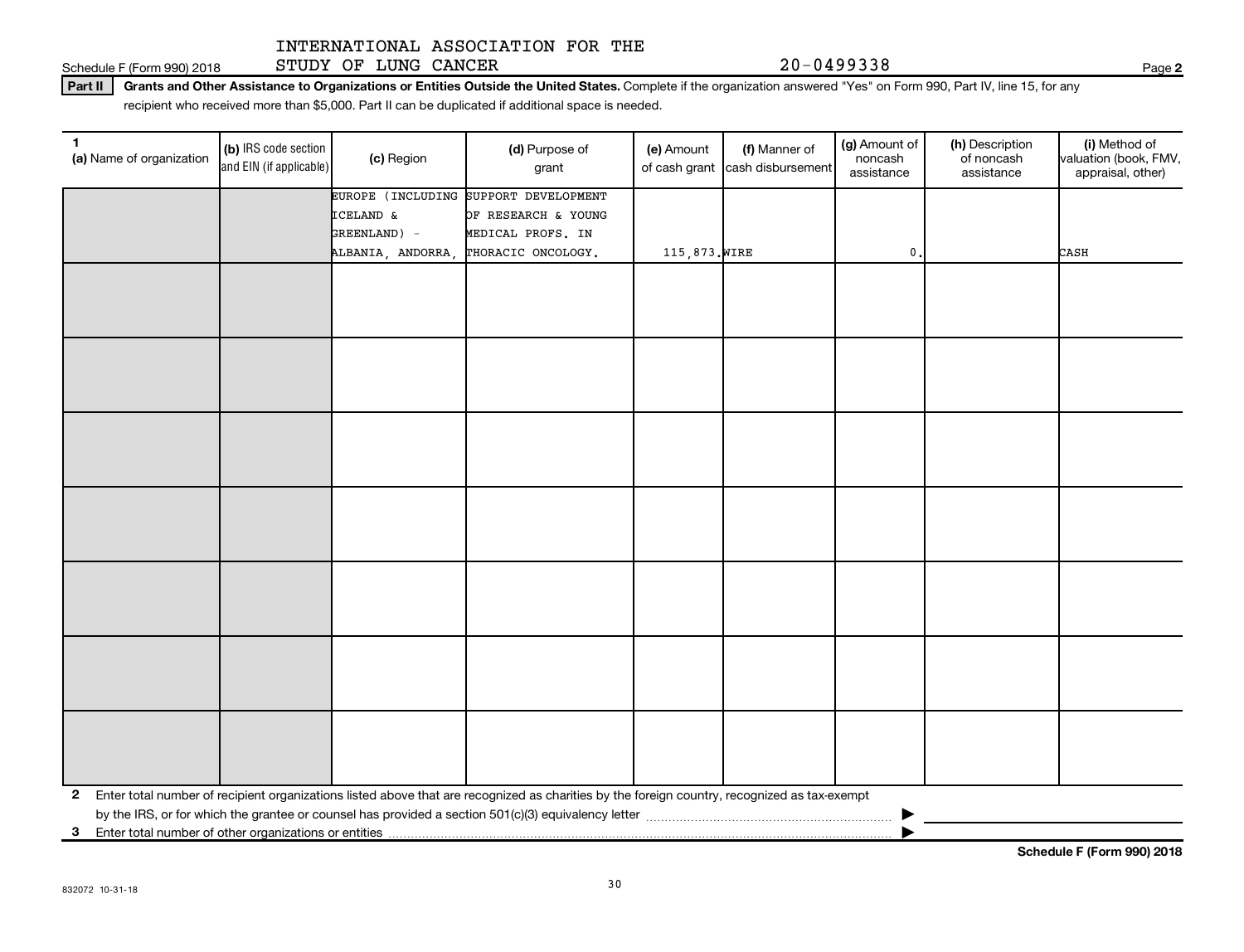INTERNATIONAL ASSOCIATION FOR THE STUDY OF LUNG CANCER 20-0499338

Schedule F (Form 990) 2018

**Part II** **Grants and Other Assistance to Organizations or Entities Outside the United States.** Complete if the organization answered "Yes" on Form 990, Part IV, line 15, for any recipient who received more than $5,000. Part II can be duplicated if additional space is needed.

| 1 (a) Name of organization | (b) IRS code section and EIN (if applicable) | (c) Region | (d) Purpose of grant | (e) Amount of cash grant | (f) Manner of cash disbursement | (g) Amount of noncash assistance | (h) Description of noncash assistance | (i) Method of valuation (book, FMV, appraisal, other) |
|---|---|---|---|---|---|---|---|---|
| | | EUROPE (INCLUDING ICELAND & GREENLAND) - ALBANIA, ANDORRA, | SUPPORT DEVELOPMENT OF RESEARCH & YOUNG MEDICAL PROFS. IN THORACIC ONCOLOGY. | 115,873. | WIRE | 0. | | CASH |
| | | | | | | | | |
| | | | | | | | | |
| | | | | | | | | |
| | | | | | | | | |
| | | | | | | | | |
| | | | | | | | | |
| | | | | | | | | |

**2** Enter total number of recipient organizations listed above that are recognized as charities by the foreign country, recognized as tax-exempt by the IRS, or for which the grantee or counsel has provided a section 501(c)(3) equivalency letter ▶

**3** Enter total number of other organizations or entities ▶

**Schedule F (Form 990) 2018**

832072 10-31-18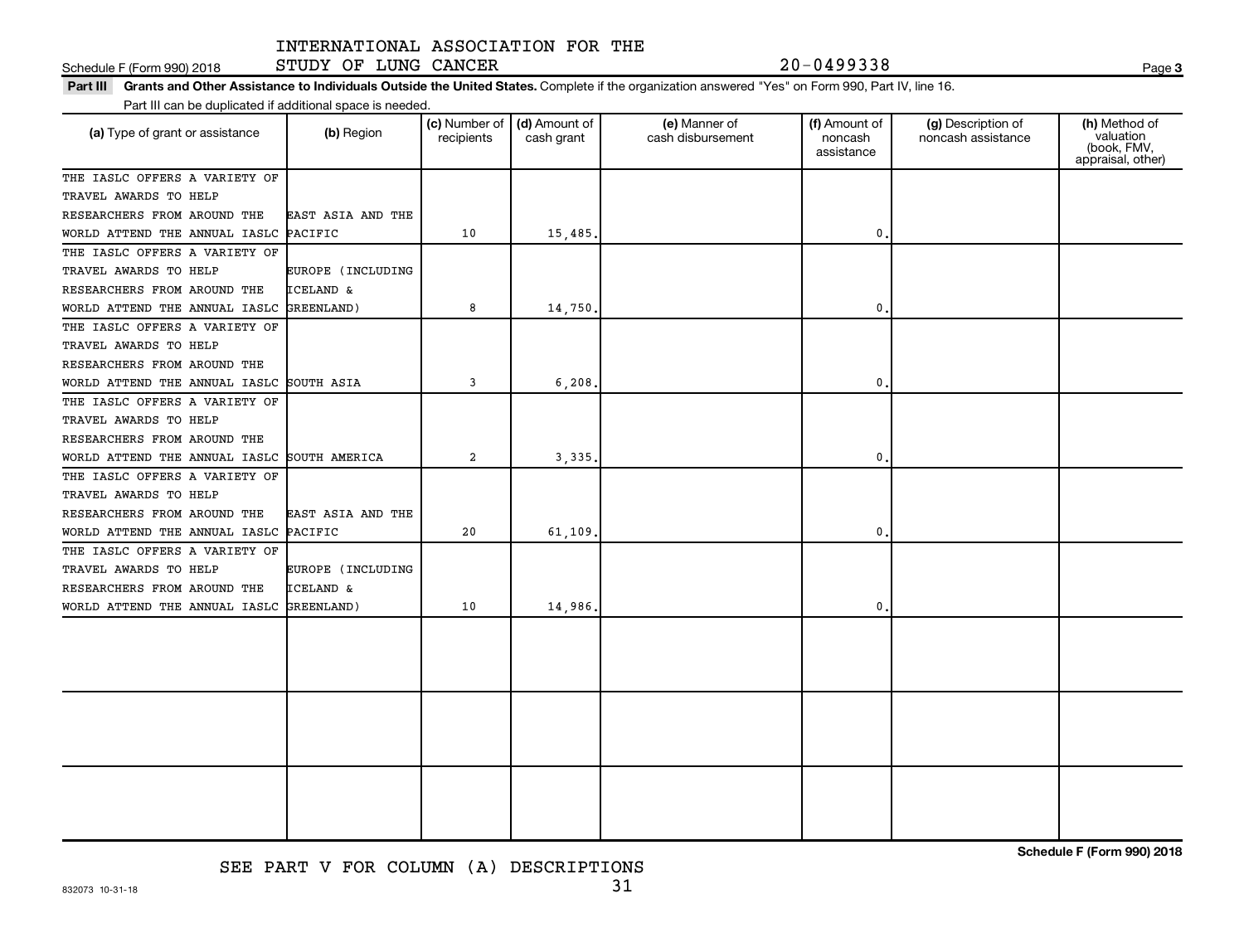INTERNATIONAL ASSOCIATION FOR THE STUDY OF LUNG CANCER 20-0499338

Schedule F (Form 990) 2018

**Part III Grants and Other Assistance to Individuals Outside the United States.** Complete if the organization answered "Yes" on Form 990, Part IV, line 16.

Part III can be duplicated if additional space is needed.

| (a) Type of grant or assistance | (b) Region | (c) Number of recipients | (d) Amount of cash grant | (e) Manner of cash disbursement | (f) Amount of noncash assistance | (g) Description of noncash assistance | (h) Method of valuation (book, FMV, appraisal, other) |
|---|---|---|---|---|---|---|---|
| THE IASLC OFFERS A VARIETY OF TRAVEL AWARDS TO HELP RESEARCHERS FROM AROUND THE WORLD ATTEND THE ANNUAL IASLC | EAST ASIA AND THE PACIFIC | 10 | 15,485. | | 0. | | |
| THE IASLC OFFERS A VARIETY OF TRAVEL AWARDS TO HELP RESEARCHERS FROM AROUND THE WORLD ATTEND THE ANNUAL IASLC | EUROPE (INCLUDING ICELAND & GREENLAND) | 8 | 14,750. | | 0. | | |
| THE IASLC OFFERS A VARIETY OF TRAVEL AWARDS TO HELP RESEARCHERS FROM AROUND THE WORLD ATTEND THE ANNUAL IASLC | SOUTH ASIA | 3 | 6,208. | | 0. | | |
| THE IASLC OFFERS A VARIETY OF TRAVEL AWARDS TO HELP RESEARCHERS FROM AROUND THE WORLD ATTEND THE ANNUAL IASLC | SOUTH AMERICA | 2 | 3,335. | | 0. | | |
| THE IASLC OFFERS A VARIETY OF TRAVEL AWARDS TO HELP RESEARCHERS FROM AROUND THE WORLD ATTEND THE ANNUAL IASLC | EAST ASIA AND THE PACIFIC | 20 | 61,109. | | 0. | | |
| THE IASLC OFFERS A VARIETY OF TRAVEL AWARDS TO HELP RESEARCHERS FROM AROUND THE WORLD ATTEND THE ANNUAL IASLC | EUROPE (INCLUDING ICELAND & GREENLAND) | 10 | 14,986. | | 0. | | |
| | | | | | | | |
| | | | | | | | |
| | | | | | | | |

SEE PART V FOR COLUMN (A) DESCRIPTIONS

Schedule F (Form 990) 2018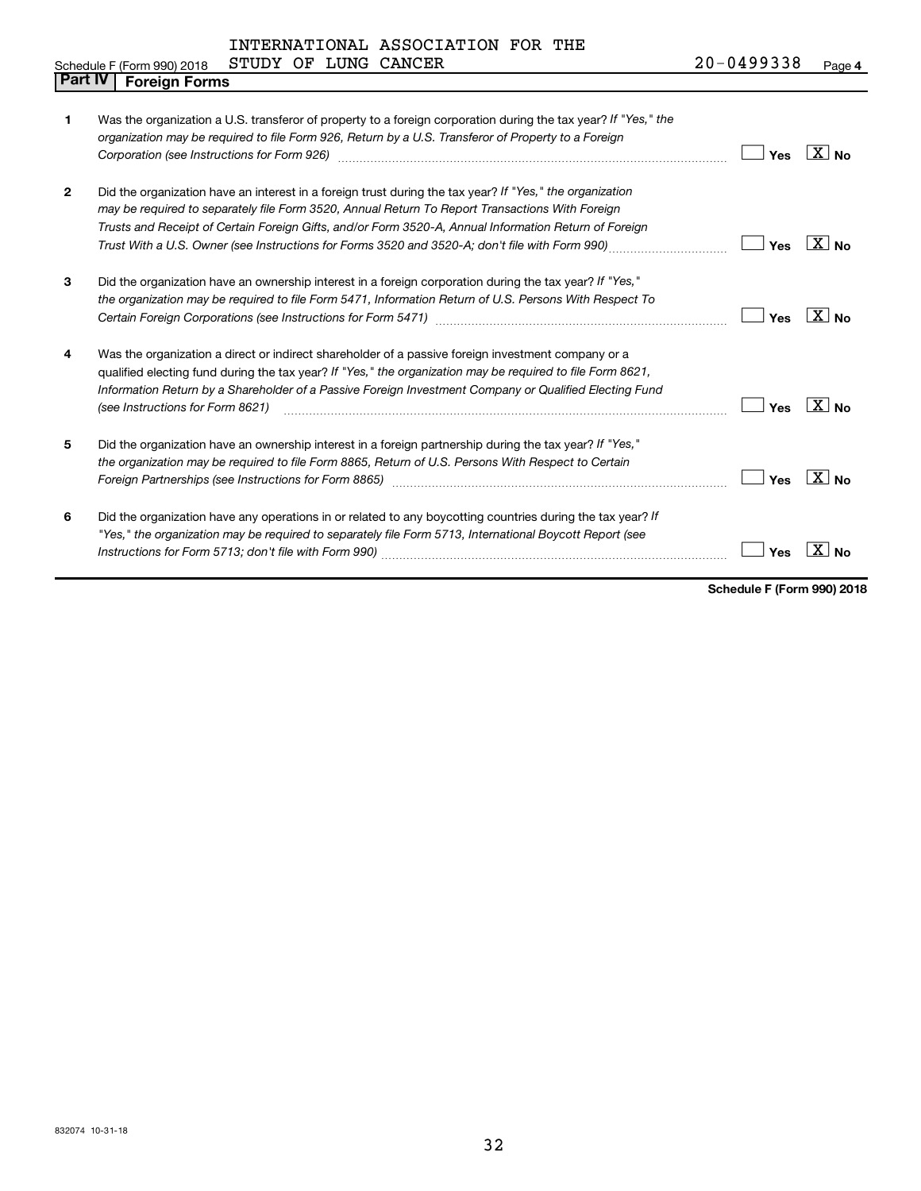INTERNATIONAL ASSOCIATION FOR THE STUDY OF LUNG CANCER

Schedule F (Form 990) 2018 — 20-0499338 — Page 4

## Part IV — Foreign Forms

| | | Yes | No |
|---|---|---|---|
| 1 | Was the organization a U.S. transferor of property to a foreign corporation during the tax year? *If "Yes," the organization may be required to file Form 926, Return by a U.S. Transferor of Property to a Foreign Corporation (see Instructions for Form 926)* | | X |
| 2 | Did the organization have an interest in a foreign trust during the tax year? *If "Yes," the organization may be required to separately file Form 3520, Annual Return To Report Transactions With Foreign Trusts and Receipt of Certain Foreign Gifts, and/or Form 3520-A, Annual Information Return of Foreign Trust With a U.S. Owner (see Instructions for Forms 3520 and 3520-A; don't file with Form 990)* | | X |
| 3 | Did the organization have an ownership interest in a foreign corporation during the tax year? *If "Yes," the organization may be required to file Form 5471, Information Return of U.S. Persons With Respect To Certain Foreign Corporations (see Instructions for Form 5471)* | | X |
| 4 | Was the organization a direct or indirect shareholder of a passive foreign investment company or a qualified electing fund during the tax year? *If "Yes," the organization may be required to file Form 8621, Information Return by a Shareholder of a Passive Foreign Investment Company or Qualified Electing Fund (see Instructions for Form 8621)* | | X |
| 5 | Did the organization have an ownership interest in a foreign partnership during the tax year? *If "Yes," the organization may be required to file Form 8865, Return of U.S. Persons With Respect to Certain Foreign Partnerships (see Instructions for Form 8865)* | | X |
| 6 | Did the organization have any operations in or related to any boycotting countries during the tax year? *If "Yes," the organization may be required to separately file Form 5713, International Boycott Report (see Instructions for Form 5713; don't file with Form 990)* | | X |

**Schedule F (Form 990) 2018**

832074 10-31-18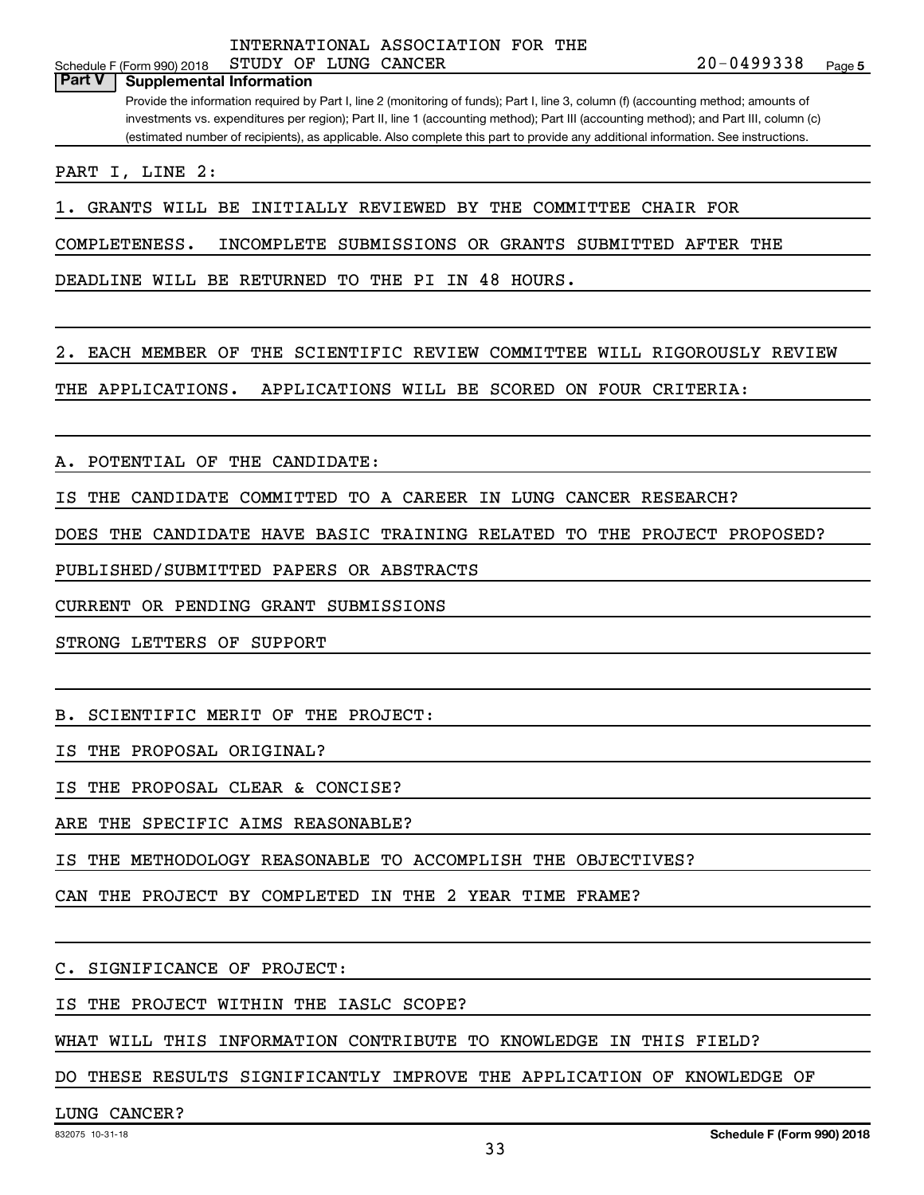INTERNATIONAL ASSOCIATION FOR THE STUDY OF LUNG CANCER 20-0499338

## Part V Supplemental Information

Provide the information required by Part I, line 2 (monitoring of funds); Part I, line 3, column (f) (accounting method; amounts of investments vs. expenditures per region); Part II, line 1 (accounting method); Part III (accounting method); and Part III, column (c) (estimated number of recipients), as applicable. Also complete this part to provide any additional information. See instructions.

PART I, LINE 2:

1. GRANTS WILL BE INITIALLY REVIEWED BY THE COMMITTEE CHAIR FOR COMPLETENESS. INCOMPLETE SUBMISSIONS OR GRANTS SUBMITTED AFTER THE DEADLINE WILL BE RETURNED TO THE PI IN 48 HOURS.

2. EACH MEMBER OF THE SCIENTIFIC REVIEW COMMITTEE WILL RIGOROUSLY REVIEW THE APPLICATIONS. APPLICATIONS WILL BE SCORED ON FOUR CRITERIA:

A. POTENTIAL OF THE CANDIDATE:

IS THE CANDIDATE COMMITTED TO A CAREER IN LUNG CANCER RESEARCH?

DOES THE CANDIDATE HAVE BASIC TRAINING RELATED TO THE PROJECT PROPOSED?

PUBLISHED/SUBMITTED PAPERS OR ABSTRACTS

CURRENT OR PENDING GRANT SUBMISSIONS

STRONG LETTERS OF SUPPORT

B. SCIENTIFIC MERIT OF THE PROJECT:

IS THE PROPOSAL ORIGINAL?

IS THE PROPOSAL CLEAR & CONCISE?

ARE THE SPECIFIC AIMS REASONABLE?

IS THE METHODOLOGY REASONABLE TO ACCOMPLISH THE OBJECTIVES?

CAN THE PROJECT BY COMPLETED IN THE 2 YEAR TIME FRAME?

C. SIGNIFICANCE OF PROJECT:

IS THE PROJECT WITHIN THE IASLC SCOPE?

WHAT WILL THIS INFORMATION CONTRIBUTE TO KNOWLEDGE IN THIS FIELD?

DO THESE RESULTS SIGNIFICANTLY IMPROVE THE APPLICATION OF KNOWLEDGE OF LUNG CANCER?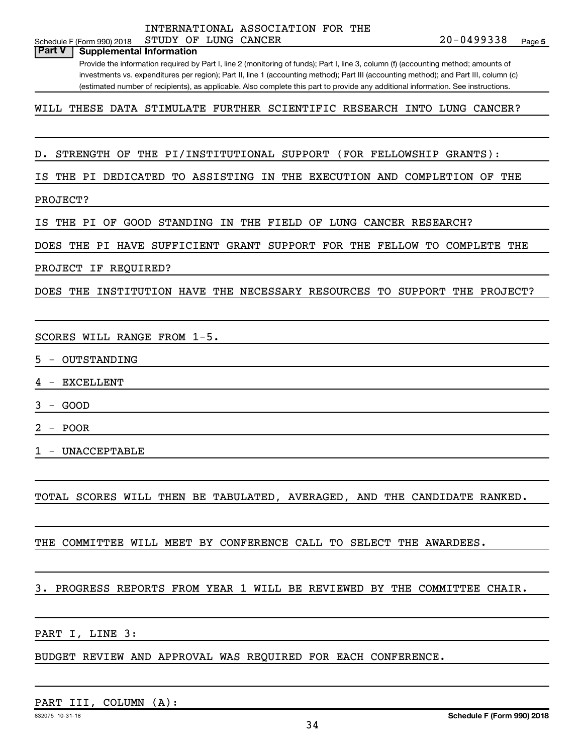INTERNATIONAL ASSOCIATION FOR THE STUDY OF LUNG CANCER 20-0499338

Schedule F (Form 990) 2018 Page **5**

**Part V | Supplemental Information**

Provide the information required by Part I, line 2 (monitoring of funds); Part I, line 3, column (f) (accounting method; amounts of investments vs. expenditures per region); Part II, line 1 (accounting method); Part III (accounting method); and Part III, column (c) (estimated number of recipients), as applicable. Also complete this part to provide any additional information. See instructions.

WILL THESE DATA STIMULATE FURTHER SCIENTIFIC RESEARCH INTO LUNG CANCER?

D. STRENGTH OF THE PI/INSTITUTIONAL SUPPORT (FOR FELLOWSHIP GRANTS):

IS THE PI DEDICATED TO ASSISTING IN THE EXECUTION AND COMPLETION OF THE PROJECT?

IS THE PI OF GOOD STANDING IN THE FIELD OF LUNG CANCER RESEARCH?

DOES THE PI HAVE SUFFICIENT GRANT SUPPORT FOR THE FELLOW TO COMPLETE THE PROJECT IF REQUIRED?

DOES THE INSTITUTION HAVE THE NECESSARY RESOURCES TO SUPPORT THE PROJECT?

SCORES WILL RANGE FROM 1-5.

5 - OUTSTANDING

4 - EXCELLENT

3 - GOOD

2 - POOR

1 - UNACCEPTABLE

TOTAL SCORES WILL THEN BE TABULATED, AVERAGED, AND THE CANDIDATE RANKED.

THE COMMITTEE WILL MEET BY CONFERENCE CALL TO SELECT THE AWARDEES.

3. PROGRESS REPORTS FROM YEAR 1 WILL BE REVIEWED BY THE COMMITTEE CHAIR.

PART I, LINE 3:

BUDGET REVIEW AND APPROVAL WAS REQUIRED FOR EACH CONFERENCE.

PART III, COLUMN (A):

832075 10-31-18

**Schedule F (Form 990) 2018**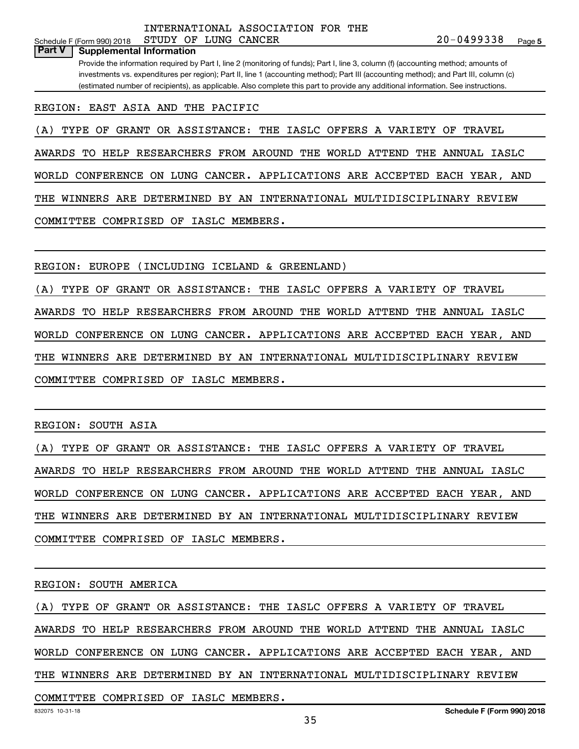INTERNATIONAL ASSOCIATION FOR THE STUDY OF LUNG CANCER — 20-0499338

Schedule F (Form 990) 2018

## Part V Supplemental Information

Provide the information required by Part I, line 2 (monitoring of funds); Part I, line 3, column (f) (accounting method; amounts of investments vs. expenditures per region); Part II, line 1 (accounting method); Part III (accounting method); and Part III, column (c) (estimated number of recipients), as applicable. Also complete this part to provide any additional information. See instructions.

REGION: EAST ASIA AND THE PACIFIC

(A) TYPE OF GRANT OR ASSISTANCE: THE IASLC OFFERS A VARIETY OF TRAVEL AWARDS TO HELP RESEARCHERS FROM AROUND THE WORLD ATTEND THE ANNUAL IASLC WORLD CONFERENCE ON LUNG CANCER. APPLICATIONS ARE ACCEPTED EACH YEAR, AND THE WINNERS ARE DETERMINED BY AN INTERNATIONAL MULTIDISCIPLINARY REVIEW COMMITTEE COMPRISED OF IASLC MEMBERS.

REGION: EUROPE (INCLUDING ICELAND & GREENLAND)

(A) TYPE OF GRANT OR ASSISTANCE: THE IASLC OFFERS A VARIETY OF TRAVEL AWARDS TO HELP RESEARCHERS FROM AROUND THE WORLD ATTEND THE ANNUAL IASLC WORLD CONFERENCE ON LUNG CANCER. APPLICATIONS ARE ACCEPTED EACH YEAR, AND THE WINNERS ARE DETERMINED BY AN INTERNATIONAL MULTIDISCIPLINARY REVIEW COMMITTEE COMPRISED OF IASLC MEMBERS.

REGION: SOUTH ASIA

(A) TYPE OF GRANT OR ASSISTANCE: THE IASLC OFFERS A VARIETY OF TRAVEL AWARDS TO HELP RESEARCHERS FROM AROUND THE WORLD ATTEND THE ANNUAL IASLC WORLD CONFERENCE ON LUNG CANCER. APPLICATIONS ARE ACCEPTED EACH YEAR, AND THE WINNERS ARE DETERMINED BY AN INTERNATIONAL MULTIDISCIPLINARY REVIEW COMMITTEE COMPRISED OF IASLC MEMBERS.

REGION: SOUTH AMERICA

(A) TYPE OF GRANT OR ASSISTANCE: THE IASLC OFFERS A VARIETY OF TRAVEL AWARDS TO HELP RESEARCHERS FROM AROUND THE WORLD ATTEND THE ANNUAL IASLC WORLD CONFERENCE ON LUNG CANCER. APPLICATIONS ARE ACCEPTED EACH YEAR, AND THE WINNERS ARE DETERMINED BY AN INTERNATIONAL MULTIDISCIPLINARY REVIEW COMMITTEE COMPRISED OF IASLC MEMBERS.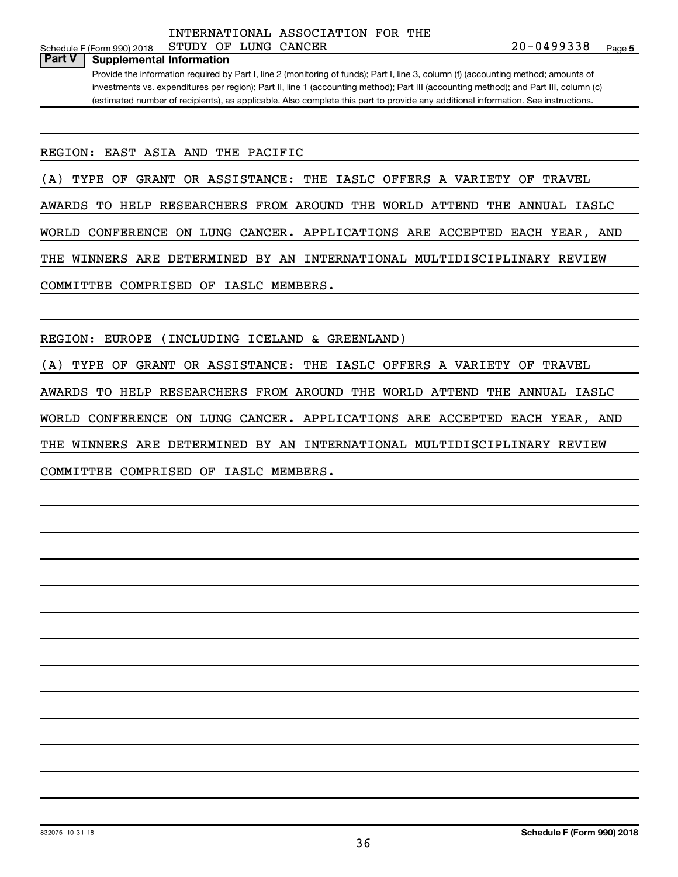INTERNATIONAL ASSOCIATION FOR THE STUDY OF LUNG CANCER 20-0499338

Schedule F (Form 990) 2018

## Part V Supplemental Information

Provide the information required by Part I, line 2 (monitoring of funds); Part I, line 3, column (f) (accounting method; amounts of investments vs. expenditures per region); Part II, line 1 (accounting method); Part III (accounting method); and Part III, column (c) (estimated number of recipients), as applicable. Also complete this part to provide any additional information. See instructions.

REGION: EAST ASIA AND THE PACIFIC

(A) TYPE OF GRANT OR ASSISTANCE: THE IASLC OFFERS A VARIETY OF TRAVEL AWARDS TO HELP RESEARCHERS FROM AROUND THE WORLD ATTEND THE ANNUAL IASLC WORLD CONFERENCE ON LUNG CANCER. APPLICATIONS ARE ACCEPTED EACH YEAR, AND THE WINNERS ARE DETERMINED BY AN INTERNATIONAL MULTIDISCIPLINARY REVIEW COMMITTEE COMPRISED OF IASLC MEMBERS.

REGION: EUROPE (INCLUDING ICELAND & GREENLAND)

(A) TYPE OF GRANT OR ASSISTANCE: THE IASLC OFFERS A VARIETY OF TRAVEL AWARDS TO HELP RESEARCHERS FROM AROUND THE WORLD ATTEND THE ANNUAL IASLC WORLD CONFERENCE ON LUNG CANCER. APPLICATIONS ARE ACCEPTED EACH YEAR, AND THE WINNERS ARE DETERMINED BY AN INTERNATIONAL MULTIDISCIPLINARY REVIEW COMMITTEE COMPRISED OF IASLC MEMBERS.

832075 10-31-18

Schedule F (Form 990) 2018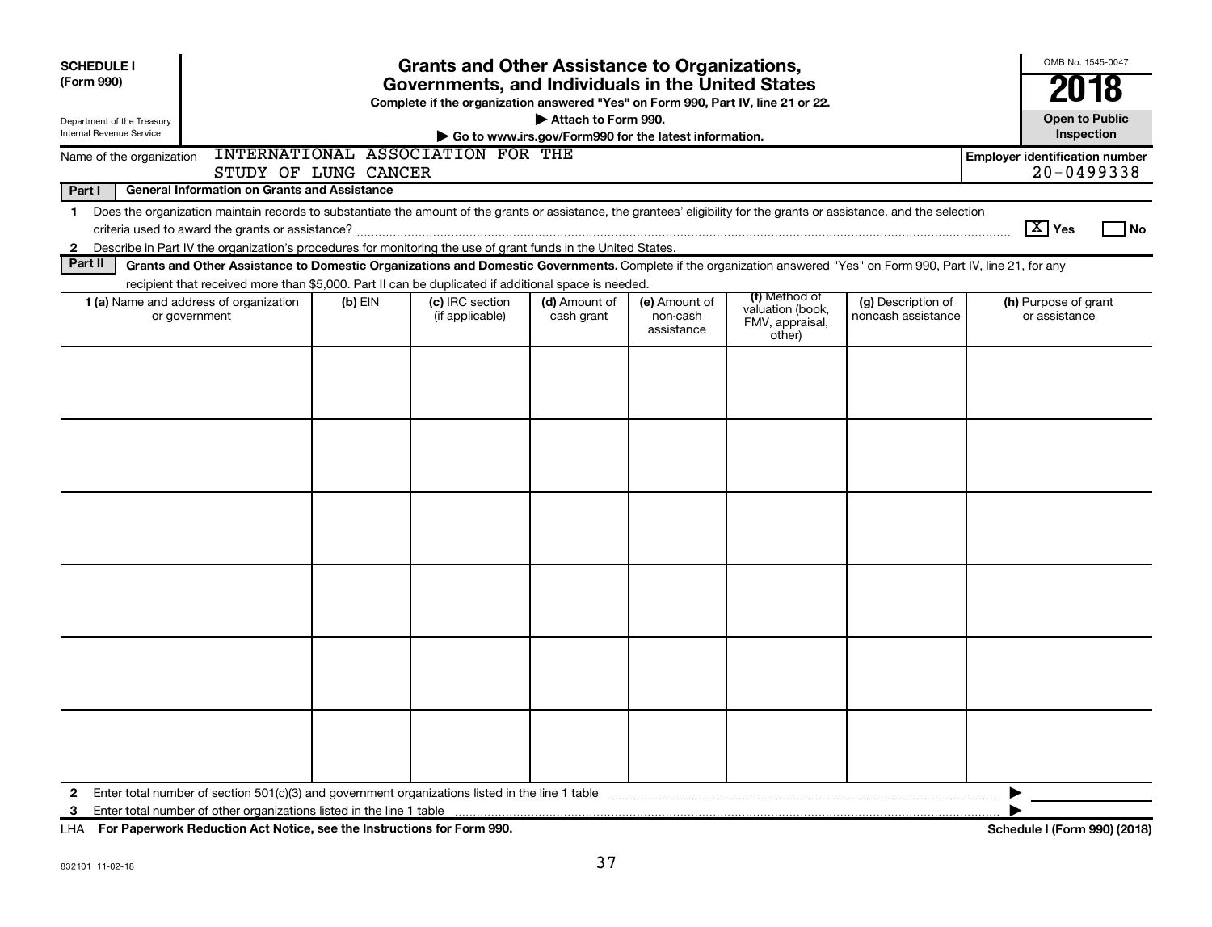**SCHEDULE I (Form 990)**

Department of the Treasury
Internal Revenue Service

# Grants and Other Assistance to Organizations, Governments, and Individuals in the United States

**Complete if the organization answered "Yes" on Form 990, Part IV, line 21 or 22.**

**▶ Attach to Form 990.**

**▶ Go to www.irs.gov/Form990 for the latest information.**

OMB No. 1545-0047

**2018**

**Open to Public Inspection**

Name of the organization: INTERNATIONAL ASSOCIATION FOR THE STUDY OF LUNG CANCER

**Employer identification number** 20-0499338

**Part I — General Information on Grants and Assistance**

1 Does the organization maintain records to substantiate the amount of the grants or assistance, the grantees' eligibility for the grants or assistance, and the selection criteria used to award the grants or assistance? [X] Yes [ ] No

2 Describe in Part IV the organization's procedures for monitoring the use of grant funds in the United States.

**Part II — Grants and Other Assistance to Domestic Organizations and Domestic Governments.** Complete if the organization answered "Yes" on Form 990, Part IV, line 21, for any recipient that received more than $5,000. Part II can be duplicated if additional space is needed.

| 1 (a) Name and address of organization or government | (b) EIN | (c) IRC section (if applicable) | (d) Amount of cash grant | (e) Amount of non-cash assistance | (f) Method of valuation (book, FMV, appraisal, other) | (g) Description of noncash assistance | (h) Purpose of grant or assistance |
|---|---|---|---|---|---|---|---|
| | | | | | | | |
| | | | | | | | |
| | | | | | | | |
| | | | | | | | |
| | | | | | | | |
| | | | | | | | |

2 Enter total number of section 501(c)(3) and government organizations listed in the line 1 table ▶

3 Enter total number of other organizations listed in the line 1 table ▶

LHA **For Paperwork Reduction Act Notice, see the Instructions for Form 990.**

**Schedule I (Form 990) (2018)**

832101 11-02-18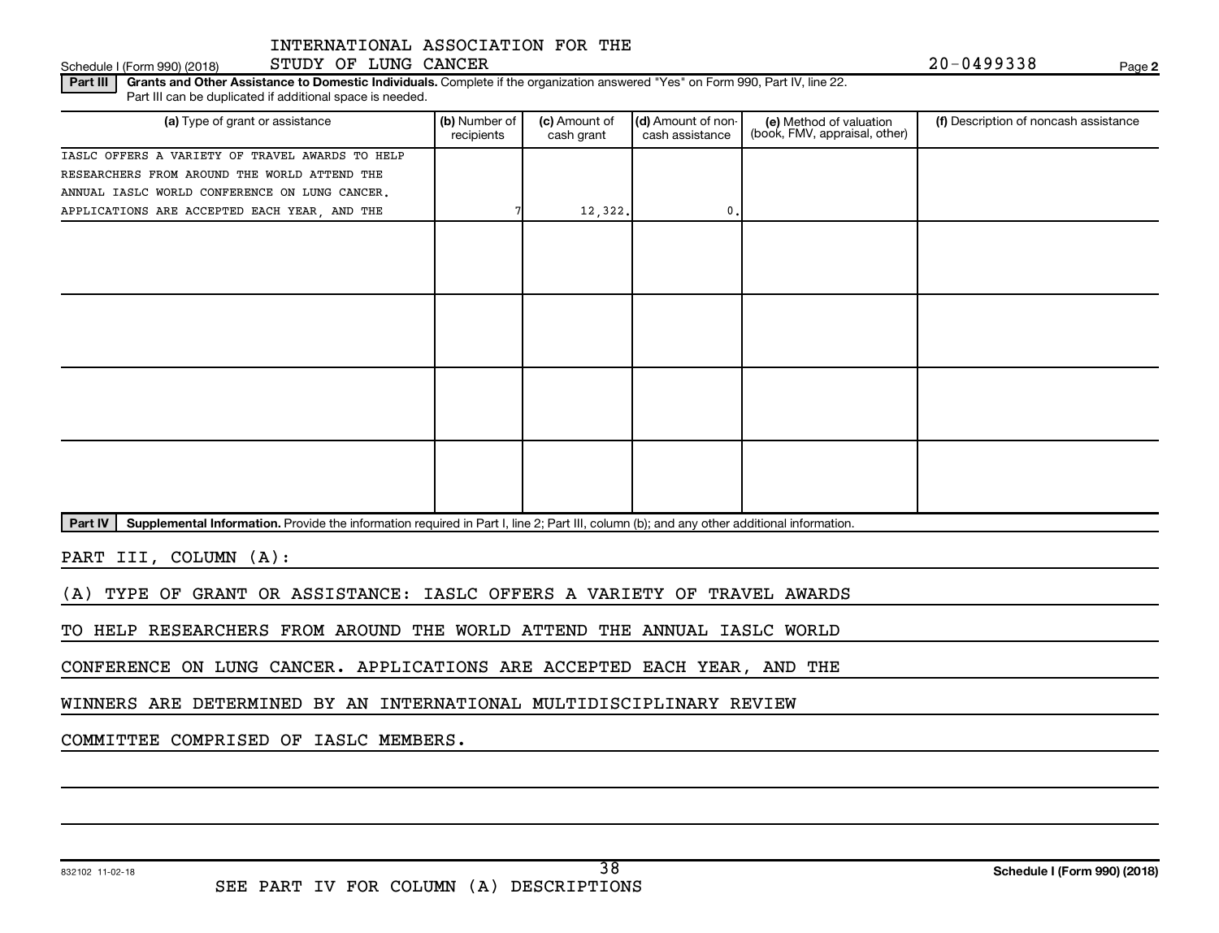INTERNATIONAL ASSOCIATION FOR THE STUDY OF LUNG CANCER

20-0499338

Schedule I (Form 990) (2018) Page 2

**Part III** **Grants and Other Assistance to Domestic Individuals.** Complete if the organization answered "Yes" on Form 990, Part IV, line 22. Part III can be duplicated if additional space is needed.

| (a) Type of grant or assistance | (b) Number of recipients | (c) Amount of cash grant | (d) Amount of non-cash assistance | (e) Method of valuation (book, FMV, appraisal, other) | (f) Description of noncash assistance |
|---|---|---|---|---|---|
| IASLC OFFERS A VARIETY OF TRAVEL AWARDS TO HELP RESEARCHERS FROM AROUND THE WORLD ATTEND THE ANNUAL IASLC WORLD CONFERENCE ON LUNG CANCER. APPLICATIONS ARE ACCEPTED EACH YEAR, AND THE | 7 | 12,322. | 0. | | |
| | | | | | |
| | | | | | |
| | | | | | |
| | | | | | |

**Part IV** **Supplemental Information.** Provide the information required in Part I, line 2; Part III, column (b); and any other additional information.

PART III, COLUMN (A):

(A) TYPE OF GRANT OR ASSISTANCE: IASLC OFFERS A VARIETY OF TRAVEL AWARDS TO HELP RESEARCHERS FROM AROUND THE WORLD ATTEND THE ANNUAL IASLC WORLD CONFERENCE ON LUNG CANCER. APPLICATIONS ARE ACCEPTED EACH YEAR, AND THE WINNERS ARE DETERMINED BY AN INTERNATIONAL MULTIDISCIPLINARY REVIEW COMMITTEE COMPRISED OF IASLC MEMBERS.

832102 11-02-18

SEE PART IV FOR COLUMN (A) DESCRIPTIONS

Schedule I (Form 990) (2018)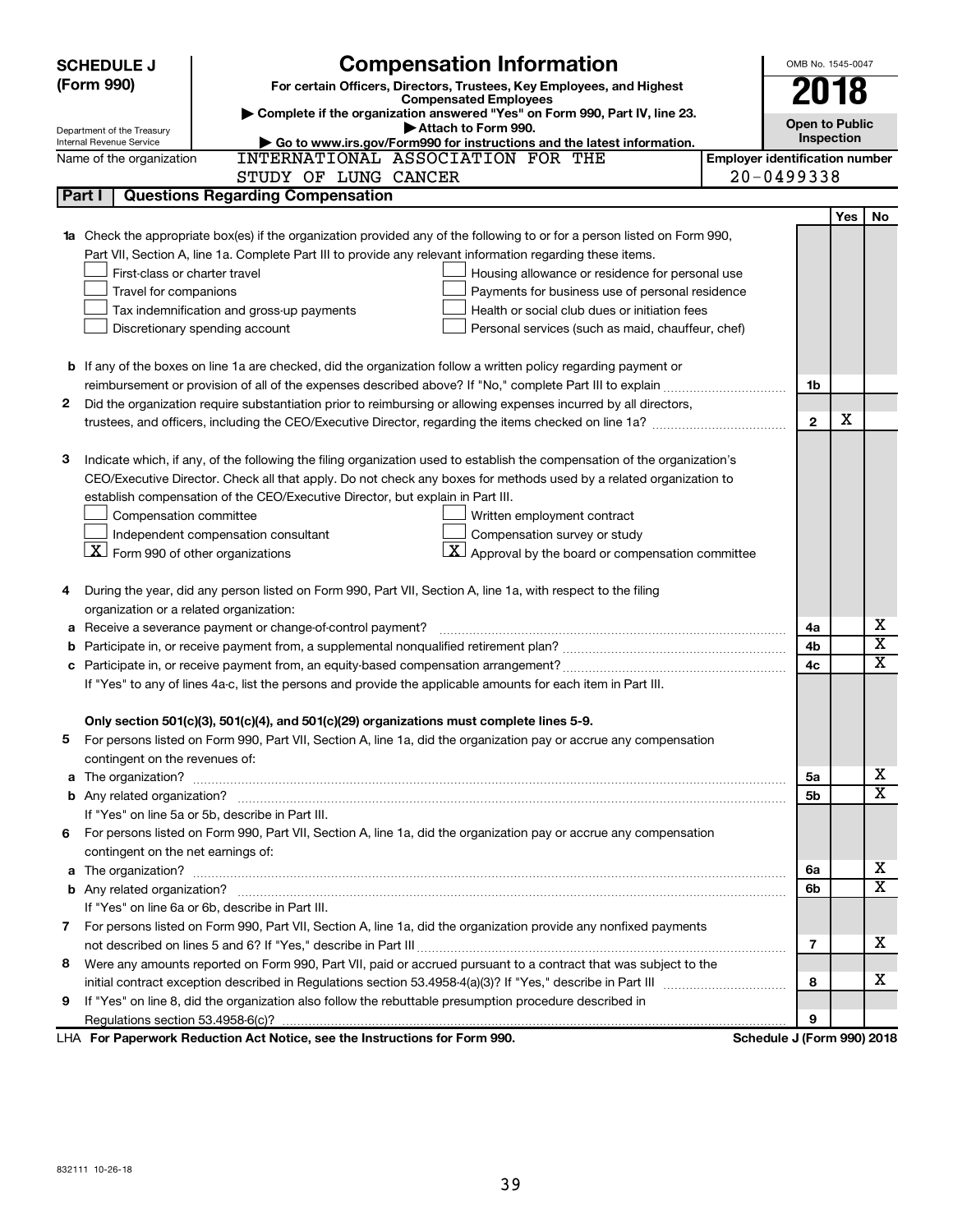# SCHEDULE J (Form 990)

## Compensation Information

**For certain Officers, Directors, Trustees, Key Employees, and Highest Compensated Employees**

▶ Complete if the organization answered "Yes" on Form 990, Part IV, line 23.

▶ Attach to Form 990.

▶ Go to www.irs.gov/Form990 for instructions and the latest information.

OMB No. 1545-0047

**2018**

**Open to Public Inspection**

Department of the Treasury
Internal Revenue Service

| Name of the organization | Employer identification number |
|---|---|
| INTERNATIONAL ASSOCIATION FOR THE STUDY OF LUNG CANCER | 20-0499338 |

### Part I | Questions Regarding Compensation

| | | | Yes | No |
|---|---|---|---|---|
| **1a** | Check the appropriate box(es) if the organization provided any of the following to or for a person listed on Form 990, Part VII, Section A, line 1a. Complete Part III to provide any relevant information regarding these items.<br>☐ First-class or charter travel ☐ Housing allowance or residence for personal use<br>☐ Travel for companions ☐ Payments for business use of personal residence<br>☐ Tax indemnification and gross-up payments ☐ Health or social club dues or initiation fees<br>☐ Discretionary spending account ☐ Personal services (such as maid, chauffeur, chef) | | | |
| **b** | If any of the boxes on line 1a are checked, did the organization follow a written policy regarding payment or reimbursement or provision of all of the expenses described above? If "No," complete Part III to explain | 1b | | |
| **2** | Did the organization require substantiation prior to reimbursing or allowing expenses incurred by all directors, trustees, and officers, including the CEO/Executive Director, regarding the items checked on line 1a? | 2 | X | |
| **3** | Indicate which, if any, of the following the filing organization used to establish the compensation of the organization's CEO/Executive Director. Check all that apply. Do not check any boxes for methods used by a related organization to establish compensation of the CEO/Executive Director, but explain in Part III.<br>☐ Compensation committee ☐ Written employment contract<br>☐ Independent compensation consultant ☐ Compensation survey or study<br>☒ Form 990 of other organizations ☒ Approval by the board or compensation committee | | | |
| **4** | During the year, did any person listed on Form 990, Part VII, Section A, line 1a, with respect to the filing organization or a related organization: | | | |
| **a** | Receive a severance payment or change-of-control payment? | 4a | | X |
| **b** | Participate in, or receive payment from, a supplemental nonqualified retirement plan? | 4b | | X |
| **c** | Participate in, or receive payment from, an equity-based compensation arrangement? | 4c | | X |
| | If "Yes" to any of lines 4a-c, list the persons and provide the applicable amounts for each item in Part III. | | | |
| | **Only section 501(c)(3), 501(c)(4), and 501(c)(29) organizations must complete lines 5-9.** | | | |
| **5** | For persons listed on Form 990, Part VII, Section A, line 1a, did the organization pay or accrue any compensation contingent on the revenues of: | | | |
| **a** | The organization? | 5a | | X |
| **b** | Any related organization? | 5b | | X |
| | If "Yes" on line 5a or 5b, describe in Part III. | | | |
| **6** | For persons listed on Form 990, Part VII, Section A, line 1a, did the organization pay or accrue any compensation contingent on the net earnings of: | | | |
| **a** | The organization? | 6a | | X |
| **b** | Any related organization? | 6b | | X |
| | If "Yes" on line 6a or 6b, describe in Part III. | | | |
| **7** | For persons listed on Form 990, Part VII, Section A, line 1a, did the organization provide any nonfixed payments not described on lines 5 and 6? If "Yes," describe in Part III | 7 | | X |
| **8** | Were any amounts reported on Form 990, Part VII, paid or accrued pursuant to a contract that was subject to the initial contract exception described in Regulations section 53.4958-4(a)(3)? If "Yes," describe in Part III | 8 | | X |
| **9** | If "Yes" on line 8, did the organization also follow the rebuttable presumption procedure described in Regulations section 53.4958-6(c)? | 9 | | |

LHA **For Paperwork Reduction Act Notice, see the Instructions for Form 990.** **Schedule J (Form 990) 2018**

832111 10-26-18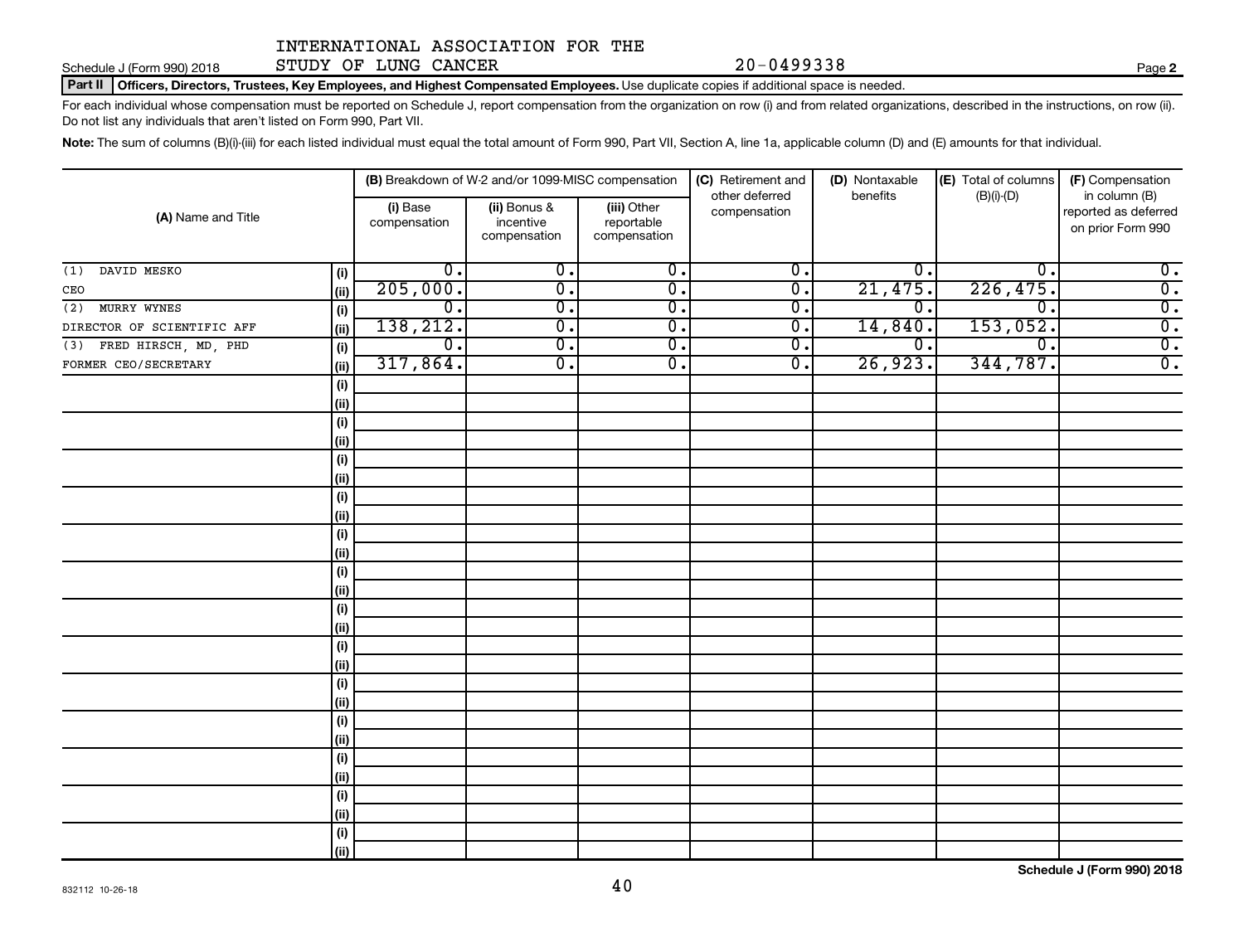INTERNATIONAL ASSOCIATION FOR THE STUDY OF LUNG CANCER 20-0499338

Schedule J (Form 990) 2018

**Part II Officers, Directors, Trustees, Key Employees, and Highest Compensated Employees.** Use duplicate copies if additional space is needed.

For each individual whose compensation must be reported on Schedule J, report compensation from the organization on row (i) and from related organizations, described in the instructions, on row (ii). Do not list any individuals that aren't listed on Form 990, Part VII.

**Note:** The sum of columns (B)(i)-(iii) for each listed individual must equal the total amount of Form 990, Part VII, Section A, line 1a, applicable column (D) and (E) amounts for that individual.

| (A) Name and Title | | (B) Breakdown of W-2 and/or 1099-MISC compensation | | | (C) Retirement and other deferred compensation | (D) Nontaxable benefits | (E) Total of columns (B)(i)-(D) | (F) Compensation in column (B) reported as deferred on prior Form 990 |
|---|---|---|---|---|---|---|---|---|
| | | (i) Base compensation | (ii) Bonus & incentive compensation | (iii) Other reportable compensation | | | | |
| (1) DAVID MESKO | (i) | 0. | 0. | 0. | 0. | 0. | 0. | 0. |
| CEO | (ii) | 205,000. | 0. | 0. | 0. | 21,475. | 226,475. | 0. |
| (2) MURRY WYNES | (i) | 0. | 0. | 0. | 0. | 0. | 0. | 0. |
| DIRECTOR OF SCIENTIFIC AFF | (ii) | 138,212. | 0. | 0. | 0. | 14,840. | 153,052. | 0. |
| (3) FRED HIRSCH, MD, PHD | (i) | 0. | 0. | 0. | 0. | 0. | 0. | 0. |
| FORMER CEO/SECRETARY | (ii) | 317,864. | 0. | 0. | 0. | 26,923. | 344,787. | 0. |

Schedule J (Form 990) 2018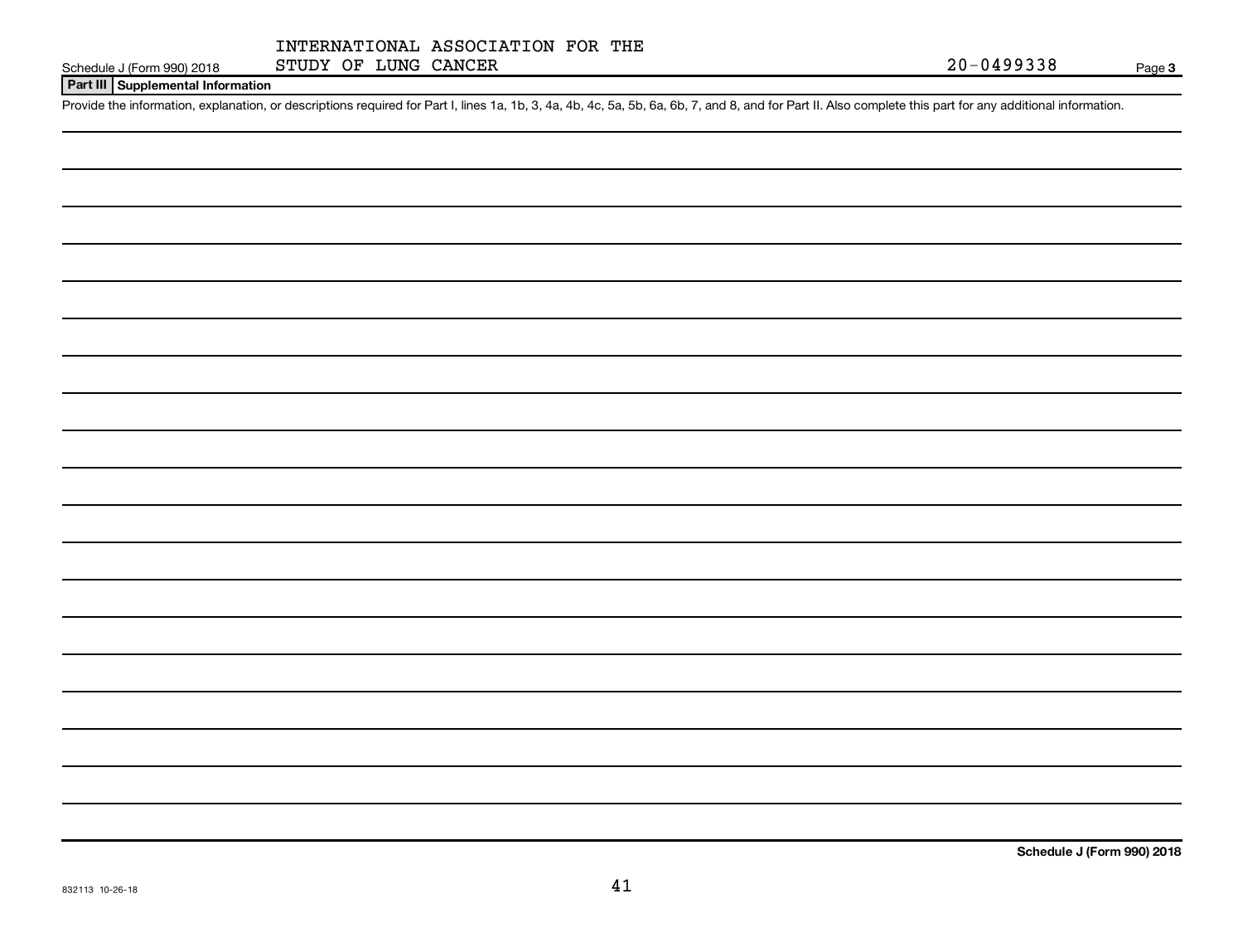INTERNATIONAL ASSOCIATION FOR THE STUDY OF LUNG CANCER

Schedule J (Form 990) 2018 — 20-0499338 — Page 3

## Part III Supplemental Information

Provide the information, explanation, or descriptions required for Part I, lines 1a, 1b, 3, 4a, 4b, 4c, 5a, 5b, 6a, 6b, 7, and 8, and for Part II. Also complete this part for any additional information.

Schedule J (Form 990) 2018

832113 10-26-18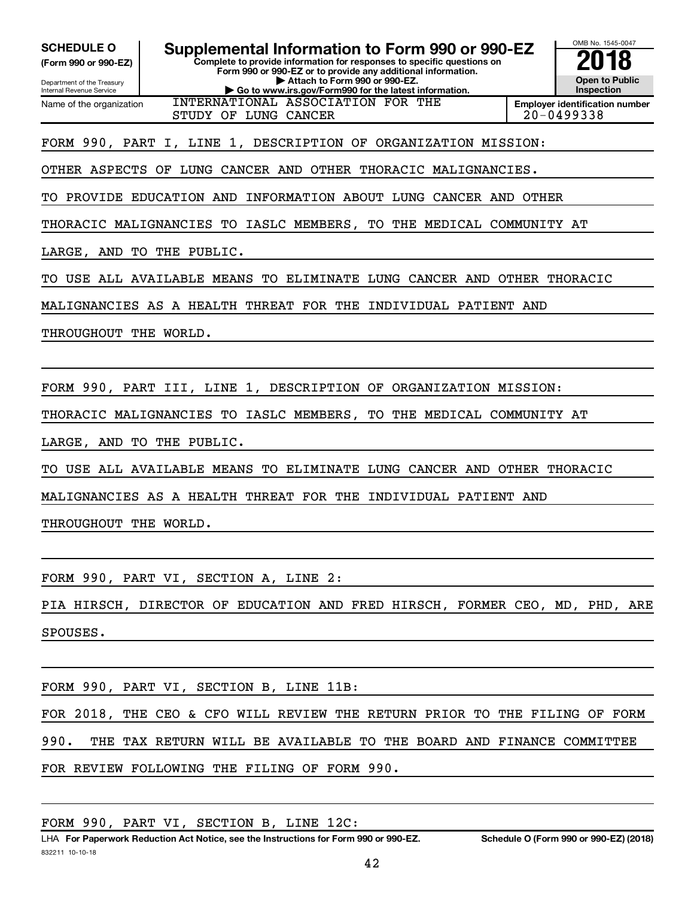**SCHEDULE O** (Form 990 or 990-EZ)

Department of the Treasury
Internal Revenue Service

# Supplemental Information to Form 990 or 990-EZ

**Complete to provide information for responses to specific questions on Form 990 or 990-EZ or to provide any additional information.**
**▶ Attach to Form 990 or 990-EZ.**
**▶ Go to www.irs.gov/Form990 for the latest information.**

OMB No. 1545-0047
**2018**
**Open to Public Inspection**

Name of the organization: INTERNATIONAL ASSOCIATION FOR THE STUDY OF LUNG CANCER

**Employer identification number:** 20-0499338

FORM 990, PART I, LINE 1, DESCRIPTION OF ORGANIZATION MISSION:

OTHER ASPECTS OF LUNG CANCER AND OTHER THORACIC MALIGNANCIES.

TO PROVIDE EDUCATION AND INFORMATION ABOUT LUNG CANCER AND OTHER THORACIC MALIGNANCIES TO IASLC MEMBERS, TO THE MEDICAL COMMUNITY AT LARGE, AND TO THE PUBLIC.

TO USE ALL AVAILABLE MEANS TO ELIMINATE LUNG CANCER AND OTHER THORACIC MALIGNANCIES AS A HEALTH THREAT FOR THE INDIVIDUAL PATIENT AND THROUGHOUT THE WORLD.

FORM 990, PART III, LINE 1, DESCRIPTION OF ORGANIZATION MISSION:

THORACIC MALIGNANCIES TO IASLC MEMBERS, TO THE MEDICAL COMMUNITY AT LARGE, AND TO THE PUBLIC.

TO USE ALL AVAILABLE MEANS TO ELIMINATE LUNG CANCER AND OTHER THORACIC MALIGNANCIES AS A HEALTH THREAT FOR THE INDIVIDUAL PATIENT AND THROUGHOUT THE WORLD.

FORM 990, PART VI, SECTION A, LINE 2:

PIA HIRSCH, DIRECTOR OF EDUCATION AND FRED HIRSCH, FORMER CEO, MD, PHD, ARE SPOUSES.

FORM 990, PART VI, SECTION B, LINE 11B:

FOR 2018, THE CEO & CFO WILL REVIEW THE RETURN PRIOR TO THE FILING OF FORM 990. THE TAX RETURN WILL BE AVAILABLE TO THE BOARD AND FINANCE COMMITTEE FOR REVIEW FOLLOWING THE FILING OF FORM 990.

FORM 990, PART VI, SECTION B, LINE 12C:

LHA **For Paperwork Reduction Act Notice, see the Instructions for Form 990 or 990-EZ.** **Schedule O (Form 990 or 990-EZ) (2018)**

832211 10-10-18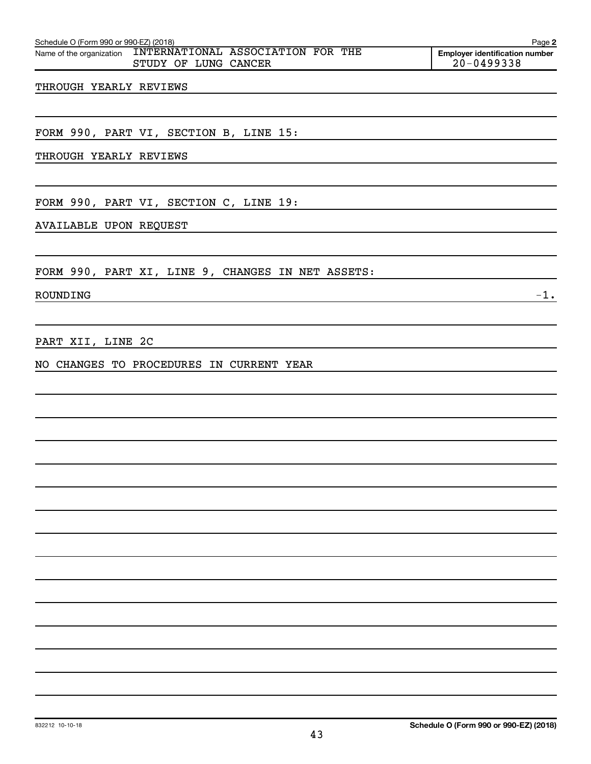Schedule O (Form 990 or 990-EZ) (2018) Page **2**

Name of the organization INTERNATIONAL ASSOCIATION FOR THE STUDY OF LUNG CANCER

**Employer identification number** 20-0499338

THROUGH YEARLY REVIEWS

FORM 990, PART VI, SECTION B, LINE 15:

THROUGH YEARLY REVIEWS

FORM 990, PART VI, SECTION C, LINE 19:

AVAILABLE UPON REQUEST

FORM 990, PART XI, LINE 9, CHANGES IN NET ASSETS:

ROUNDING -1.

PART XII, LINE 2C

NO CHANGES TO PROCEDURES IN CURRENT YEAR

832212 10-10-18

**Schedule O (Form 990 or 990-EZ) (2018)**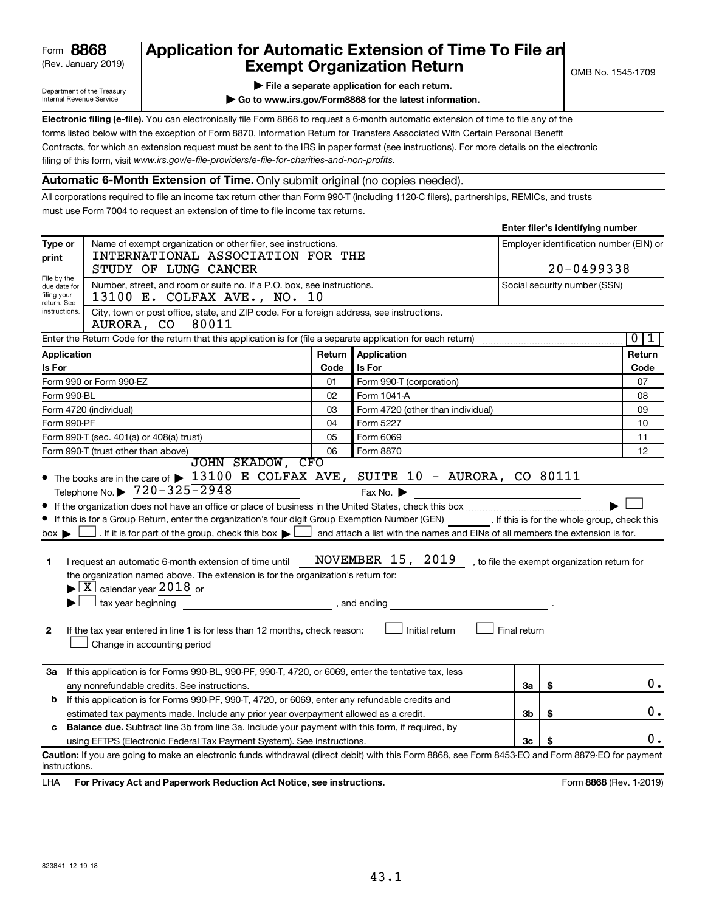Form **8868** (Rev. January 2019)

Department of the Treasury
Internal Revenue Service

# Application for Automatic Extension of Time To File an Exempt Organization Return

▶ **File a separate application for each return.**

▶ **Go to www.irs.gov/Form8868 for the latest information.**

OMB No. 1545-1709

**Electronic filing (e-file).** You can electronically file Form 8868 to request a 6-month automatic extension of time to file any of the forms listed below with the exception of Form 8870, Information Return for Transfers Associated With Certain Personal Benefit Contracts, for which an extension request must be sent to the IRS in paper format (see instructions). For more details on the electronic filing of this form, visit *www.irs.gov/e-file-providers/e-file-for-charities-and-non-profits.*

## Automatic 6-Month Extension of Time. Only submit original (no copies needed).

All corporations required to file an income tax return other than Form 990-T (including 1120-C filers), partnerships, REMICs, and trusts must use Form 7004 to request an extension of time to file income tax returns.

**Enter filer's identifying number**

| | | |
|---|---|---|
| **Type or print** | Name of exempt organization or other filer, see instructions.<br>INTERNATIONAL ASSOCIATION FOR THE STUDY OF LUNG CANCER | Employer identification number (EIN) or<br>20-0499338 |
| File by the due date for filing your return. See instructions. | Number, street, and room or suite no. If a P.O. box, see instructions.<br>13100 E. COLFAX AVE., NO. 10 | Social security number (SSN) |
| | City, town or post office, state, and ZIP code. For a foreign address, see instructions.<br>AURORA, CO 80011 | |

Enter the Return Code for the return that this application is for (file a separate application for each return) ..... 0 1

| **Application Is For** | **Return Code** | **Application Is For** | **Return Code** |
|---|---|---|---|
| Form 990 or Form 990-EZ | 01 | Form 990-T (corporation) | 07 |
| Form 990-BL | 02 | Form 1041-A | 08 |
| Form 4720 (individual) | 03 | Form 4720 (other than individual) | 09 |
| Form 990-PF | 04 | Form 5227 | 10 |
| Form 990-T (sec. 401(a) or 408(a) trust) | 05 | Form 6069 | 11 |
| Form 990-T (trust other than above) | 06 | Form 8870 | 12 |

- The books are in the care of ▶ JOHN SKADOW, CFO 13100 E COLFAX AVE, SUITE 10 - AURORA, CO 80111
  Telephone No. ▶ 720-325-2948 Fax No. ▶
- If the organization does not have an office or place of business in the United States, check this box ..... ▶ ☐
- If this is for a Group Return, enter the organization's four digit Group Exemption Number (GEN) ______ . If this is for the whole group, check this box ▶ ☐ . If it is for part of the group, check this box ▶ ☐ and attach a list with the names and EINs of all members the extension is for.

**1** I request an automatic 6-month extension of time until NOVEMBER 15, 2019 , to file the exempt organization return for the organization named above. The extension is for the organization's return for:
▶ ☒ calendar year 2018 or
▶ ☐ tax year beginning ______ , and ending ______ .

**2** If the tax year entered in line 1 is for less than 12 months, check reason: ☐ Initial return ☐ Final return
☐ Change in accounting period

| | | | |
|---|---|---|---|
| **3a** | If this application is for Forms 990-BL, 990-PF, 990-T, 4720, or 6069, enter the tentative tax, less any nonrefundable credits. See instructions. | **3a** | $ 0. |
| **b** | If this application is for Forms 990-PF, 990-T, 4720, or 6069, enter any refundable credits and estimated tax payments made. Include any prior year overpayment allowed as a credit. | **3b** | $ 0. |
| **c** | **Balance due.** Subtract line 3b from line 3a. Include your payment with this form, if required, by using EFTPS (Electronic Federal Tax Payment System). See instructions. | **3c** | $ 0. |

**Caution:** If you are going to make an electronic funds withdrawal (direct debit) with this Form 8868, see Form 8453-EO and Form 8879-EO for payment instructions.

LHA **For Privacy Act and Paperwork Reduction Act Notice, see instructions.** Form **8868** (Rev. 1-2019)

823841 12-19-18

43.1